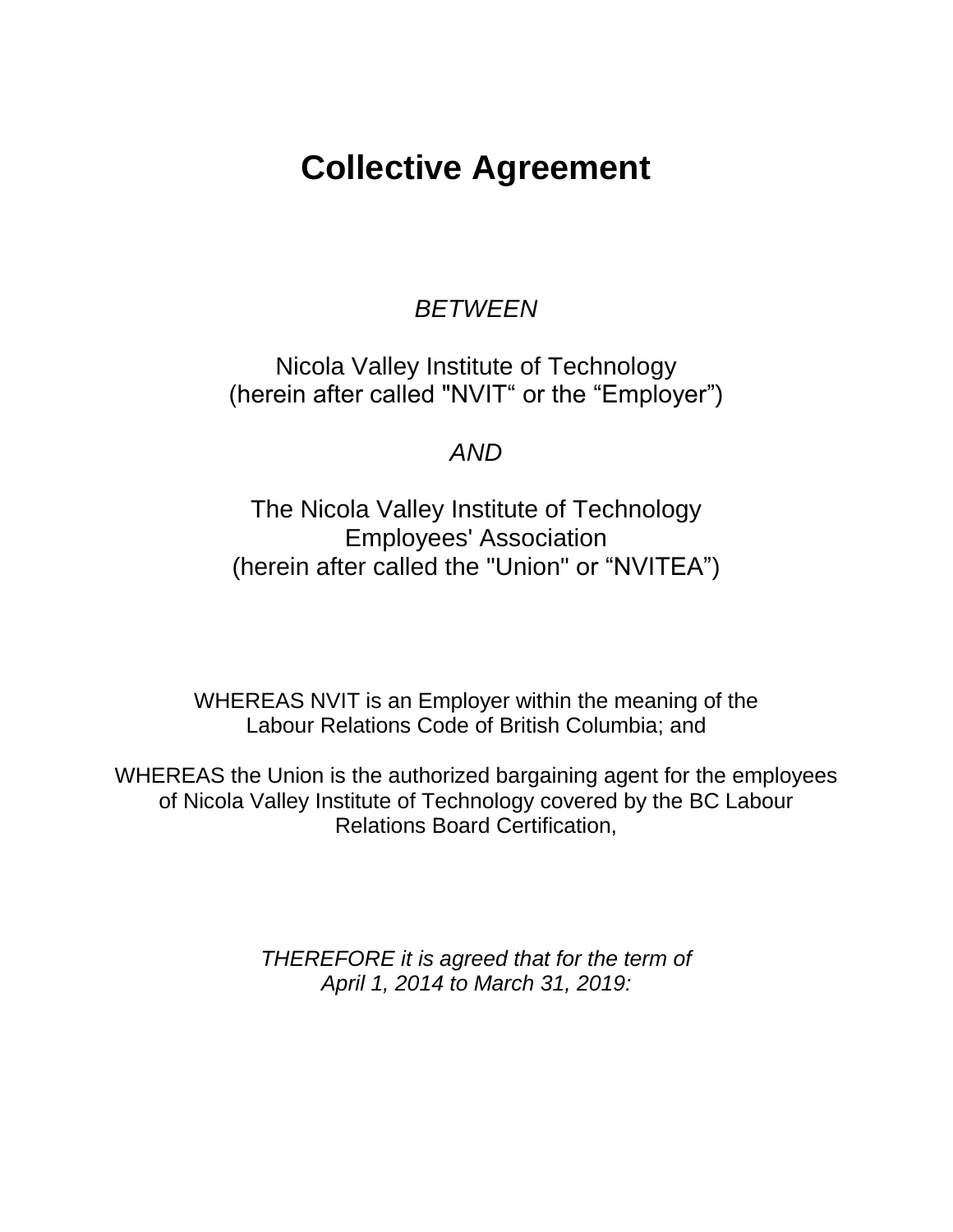# Collective Agreement

*BETWEEN*

Nicola Valley Institute of Technology
(herein after called "NVIT" or the "Employer")

*AND*

The Nicola Valley Institute of Technology
Employees' Association
(herein after called the "Union" or "NVITEA")

WHEREAS NVIT is an Employer within the meaning of the Labour Relations Code of British Columbia; and

WHEREAS the Union is the authorized bargaining agent for the employees of Nicola Valley Institute of Technology covered by the BC Labour Relations Board Certification,

*THEREFORE it is agreed that for the term of April 1, 2014 to March 31, 2019:*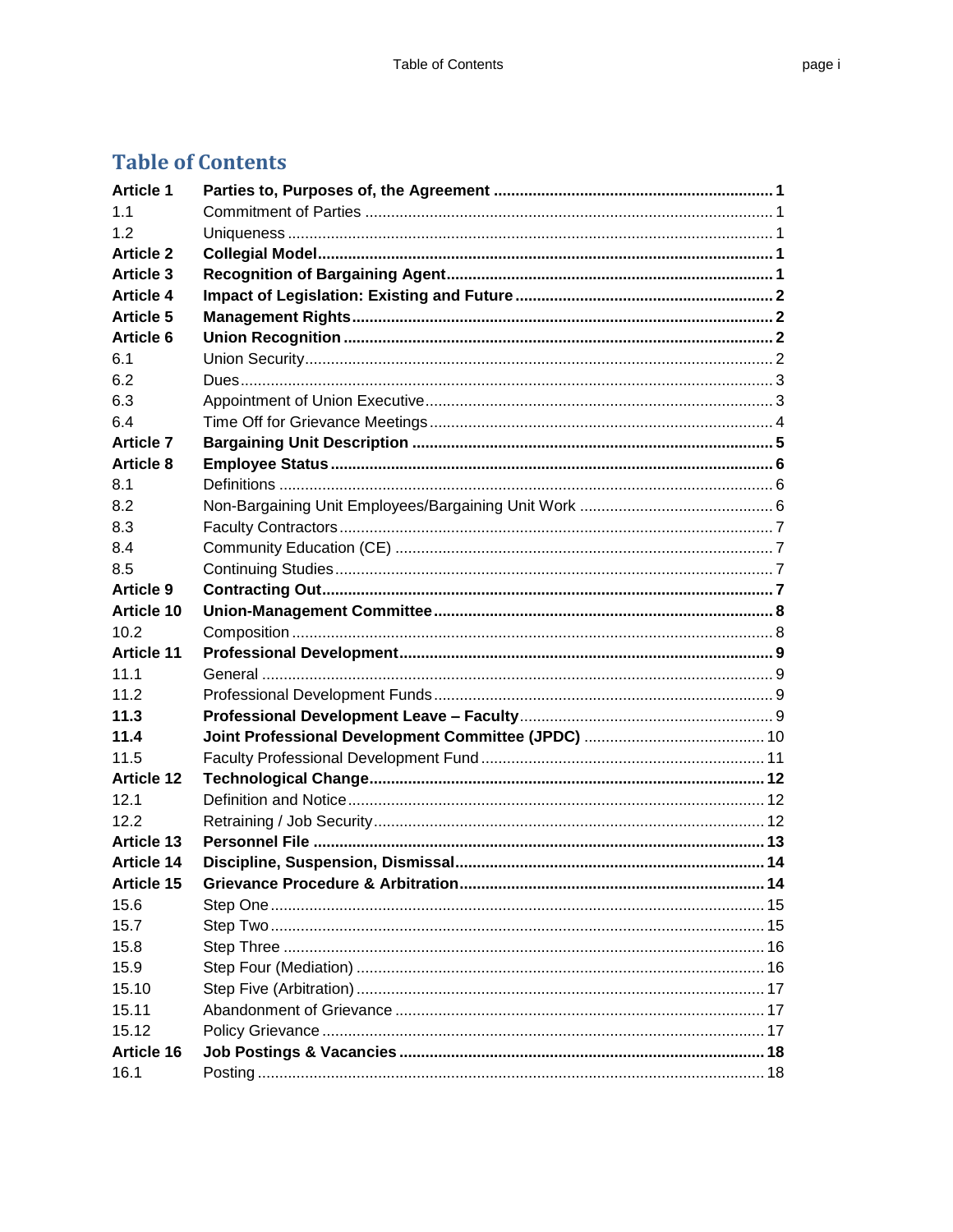# Table of Contents

| | | |
|---|---|---|
| **Article 1** | **Parties to, Purposes of, the Agreement** | **1** |
| 1.1 | Commitment of Parties | 1 |
| 1.2 | Uniqueness | 1 |
| **Article 2** | **Collegial Model** | **1** |
| **Article 3** | **Recognition of Bargaining Agent** | **1** |
| **Article 4** | **Impact of Legislation: Existing and Future** | **2** |
| **Article 5** | **Management Rights** | **2** |
| **Article 6** | **Union Recognition** | **2** |
| 6.1 | Union Security | 2 |
| 6.2 | Dues | 3 |
| 6.3 | Appointment of Union Executive | 3 |
| 6.4 | Time Off for Grievance Meetings | 4 |
| **Article 7** | **Bargaining Unit Description** | **5** |
| **Article 8** | **Employee Status** | **6** |
| 8.1 | Definitions | 6 |
| 8.2 | Non-Bargaining Unit Employees/Bargaining Unit Work | 6 |
| 8.3 | Faculty Contractors | 7 |
| 8.4 | Community Education (CE) | 7 |
| 8.5 | Continuing Studies | 7 |
| **Article 9** | **Contracting Out** | **7** |
| **Article 10** | **Union-Management Committee** | **8** |
| 10.2 | Composition | 8 |
| **Article 11** | **Professional Development** | **9** |
| 11.1 | General | 9 |
| 11.2 | Professional Development Funds | 9 |
| **11.3** | **Professional Development Leave – Faculty** | 9 |
| **11.4** | **Joint Professional Development Committee (JPDC)** | 10 |
| 11.5 | Faculty Professional Development Fund | 11 |
| **Article 12** | **Technological Change** | **12** |
| 12.1 | Definition and Notice | 12 |
| 12.2 | Retraining / Job Security | 12 |
| **Article 13** | **Personnel File** | **13** |
| **Article 14** | **Discipline, Suspension, Dismissal** | **14** |
| **Article 15** | **Grievance Procedure & Arbitration** | **14** |
| 15.6 | Step One | 15 |
| 15.7 | Step Two | 15 |
| 15.8 | Step Three | 16 |
| 15.9 | Step Four (Mediation) | 16 |
| 15.10 | Step Five (Arbitration) | 17 |
| 15.11 | Abandonment of Grievance | 17 |
| 15.12 | Policy Grievance | 17 |
| **Article 16** | **Job Postings & Vacancies** | **18** |
| 16.1 | Posting | 18 |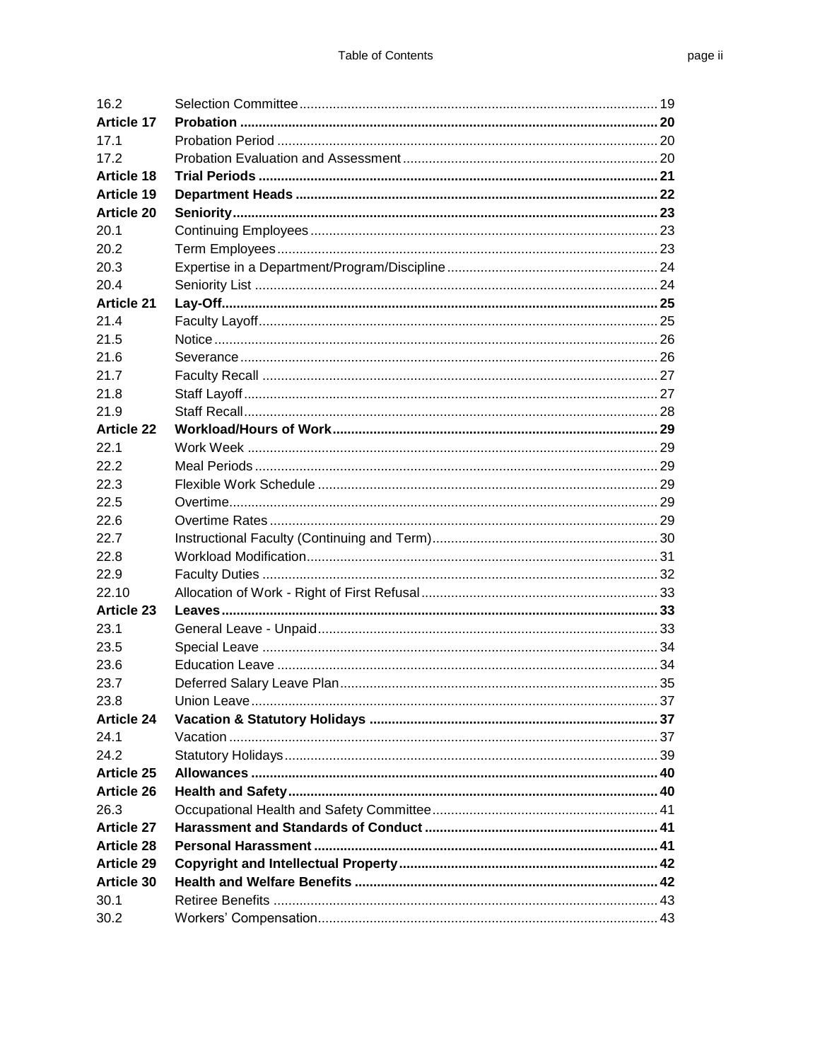| | | |
|---|---|---|
| 16.2 | Selection Committee | 19 |
| **Article 17** | **Probation** | **20** |
| 17.1 | Probation Period | 20 |
| 17.2 | Probation Evaluation and Assessment | 20 |
| **Article 18** | **Trial Periods** | **21** |
| **Article 19** | **Department Heads** | **22** |
| **Article 20** | **Seniority** | **23** |
| 20.1 | Continuing Employees | 23 |
| 20.2 | Term Employees | 23 |
| 20.3 | Expertise in a Department/Program/Discipline | 24 |
| 20.4 | Seniority List | 24 |
| **Article 21** | **Lay-Off** | **25** |
| 21.4 | Faculty Layoff | 25 |
| 21.5 | Notice | 26 |
| 21.6 | Severance | 26 |
| 21.7 | Faculty Recall | 27 |
| 21.8 | Staff Layoff | 27 |
| 21.9 | Staff Recall | 28 |
| **Article 22** | **Workload/Hours of Work** | **29** |
| 22.1 | Work Week | 29 |
| 22.2 | Meal Periods | 29 |
| 22.3 | Flexible Work Schedule | 29 |
| 22.5 | Overtime | 29 |
| 22.6 | Overtime Rates | 29 |
| 22.7 | Instructional Faculty (Continuing and Term) | 30 |
| 22.8 | Workload Modification | 31 |
| 22.9 | Faculty Duties | 32 |
| 22.10 | Allocation of Work - Right of First Refusal | 33 |
| **Article 23** | **Leaves** | **33** |
| 23.1 | General Leave - Unpaid | 33 |
| 23.5 | Special Leave | 34 |
| 23.6 | Education Leave | 34 |
| 23.7 | Deferred Salary Leave Plan | 35 |
| 23.8 | Union Leave | 37 |
| **Article 24** | **Vacation & Statutory Holidays** | **37** |
| 24.1 | Vacation | 37 |
| 24.2 | Statutory Holidays | 39 |
| **Article 25** | **Allowances** | **40** |
| **Article 26** | **Health and Safety** | **40** |
| 26.3 | Occupational Health and Safety Committee | 41 |
| **Article 27** | **Harassment and Standards of Conduct** | **41** |
| **Article 28** | **Personal Harassment** | **41** |
| **Article 29** | **Copyright and Intellectual Property** | **42** |
| **Article 30** | **Health and Welfare Benefits** | **42** |
| 30.1 | Retiree Benefits | 43 |
| 30.2 | Workers' Compensation | 43 |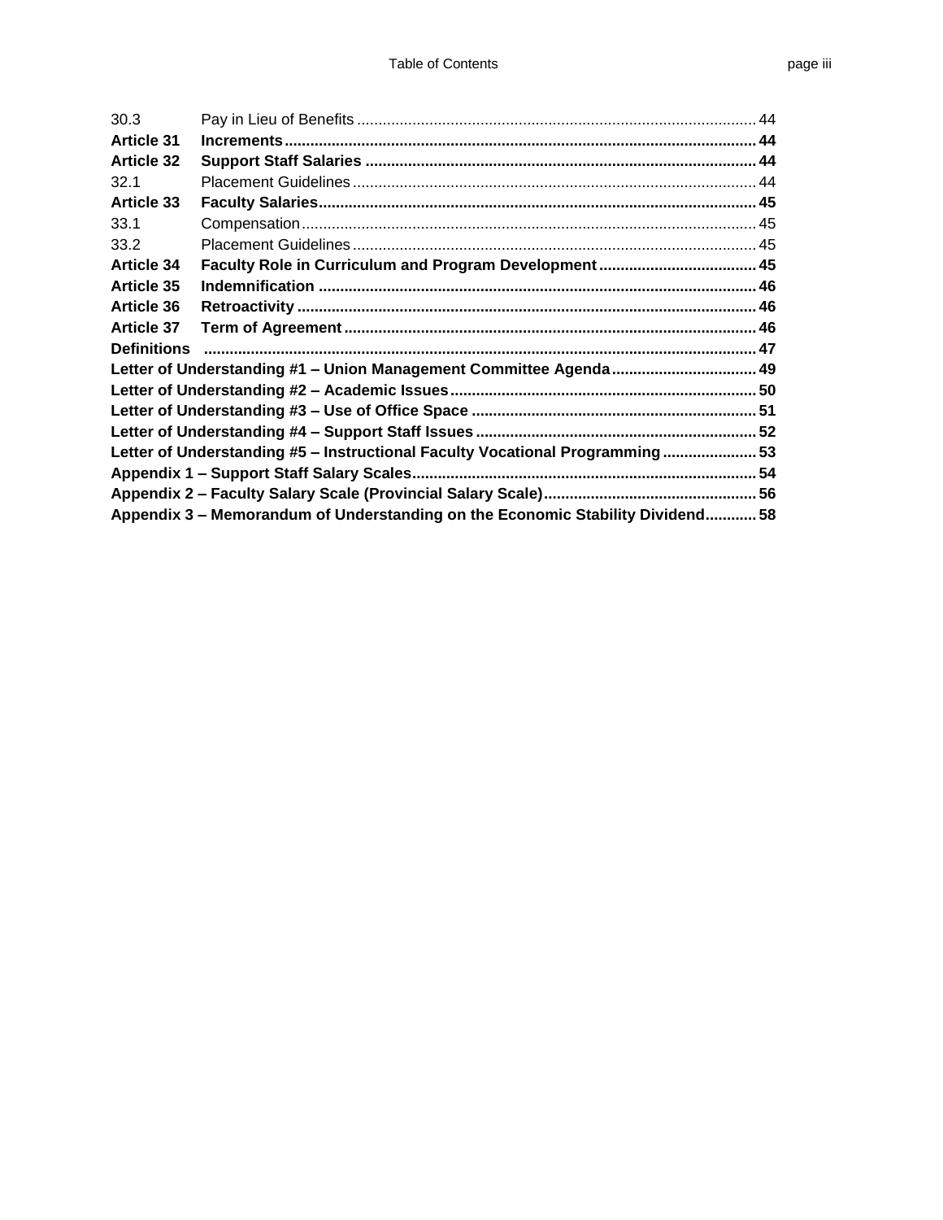| | | |
|---|---|---|
| 30.3 | Pay in Lieu of Benefits | 44 |
| **Article 31** | **Increments** | **44** |
| **Article 32** | **Support Staff Salaries** | **44** |
| 32.1 | Placement Guidelines | 44 |
| **Article 33** | **Faculty Salaries** | **45** |
| 33.1 | Compensation | 45 |
| 33.2 | Placement Guidelines | 45 |
| **Article 34** | **Faculty Role in Curriculum and Program Development** | **45** |
| **Article 35** | **Indemnification** | **46** |
| **Article 36** | **Retroactivity** | **46** |
| **Article 37** | **Term of Agreement** | **46** |
| **Definitions** | | **47** |
| **Letter of Understanding #1 – Union Management Committee Agenda** | | **49** |
| **Letter of Understanding #2 – Academic Issues** | | **50** |
| **Letter of Understanding #3 – Use of Office Space** | | **51** |
| **Letter of Understanding #4 – Support Staff Issues** | | **52** |
| **Letter of Understanding #5 – Instructional Faculty Vocational Programming** | | **53** |
| **Appendix 1 – Support Staff Salary Scales** | | **54** |
| **Appendix 2 – Faculty Salary Scale (Provincial Salary Scale)** | | **56** |
| **Appendix 3 – Memorandum of Understanding on the Economic Stability Dividend** | | **58** |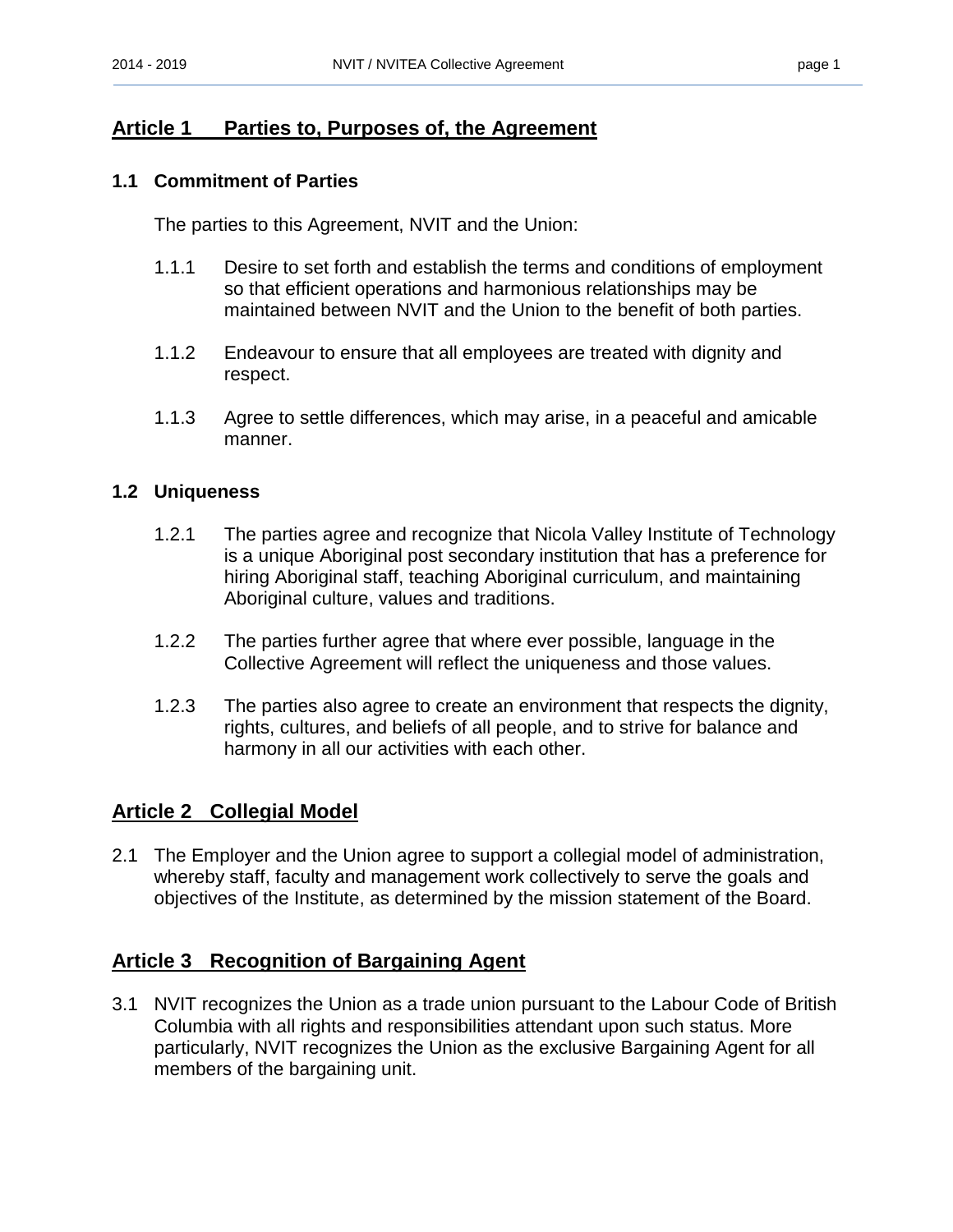## Article 1 Parties to, Purposes of, the Agreement

### 1.1 Commitment of Parties

The parties to this Agreement, NVIT and the Union:

1.1.1 Desire to set forth and establish the terms and conditions of employment so that efficient operations and harmonious relationships may be maintained between NVIT and the Union to the benefit of both parties.

1.1.2 Endeavour to ensure that all employees are treated with dignity and respect.

1.1.3 Agree to settle differences, which may arise, in a peaceful and amicable manner.

### 1.2 Uniqueness

1.2.1 The parties agree and recognize that Nicola Valley Institute of Technology is a unique Aboriginal post secondary institution that has a preference for hiring Aboriginal staff, teaching Aboriginal curriculum, and maintaining Aboriginal culture, values and traditions.

1.2.2 The parties further agree that where ever possible, language in the Collective Agreement will reflect the uniqueness and those values.

1.2.3 The parties also agree to create an environment that respects the dignity, rights, cultures, and beliefs of all people, and to strive for balance and harmony in all our activities with each other.

## Article 2 Collegial Model

2.1 The Employer and the Union agree to support a collegial model of administration, whereby staff, faculty and management work collectively to serve the goals and objectives of the Institute, as determined by the mission statement of the Board.

## Article 3 Recognition of Bargaining Agent

3.1 NVIT recognizes the Union as a trade union pursuant to the Labour Code of British Columbia with all rights and responsibilities attendant upon such status. More particularly, NVIT recognizes the Union as the exclusive Bargaining Agent for all members of the bargaining unit.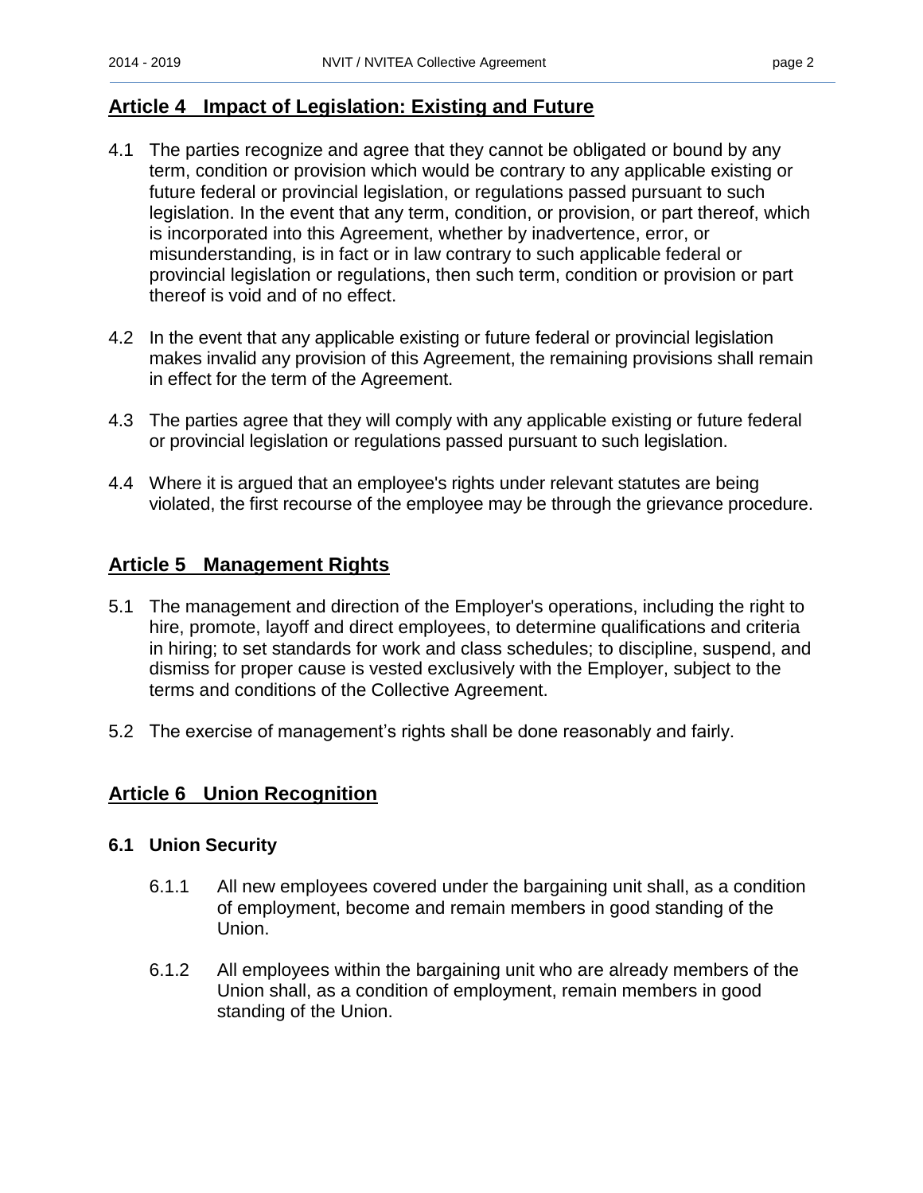## Article 4 Impact of Legislation: Existing and Future

4.1 The parties recognize and agree that they cannot be obligated or bound by any term, condition or provision which would be contrary to any applicable existing or future federal or provincial legislation, or regulations passed pursuant to such legislation. In the event that any term, condition, or provision, or part thereof, which is incorporated into this Agreement, whether by inadvertence, error, or misunderstanding, is in fact or in law contrary to such applicable federal or provincial legislation or regulations, then such term, condition or provision or part thereof is void and of no effect.

4.2 In the event that any applicable existing or future federal or provincial legislation makes invalid any provision of this Agreement, the remaining provisions shall remain in effect for the term of the Agreement.

4.3 The parties agree that they will comply with any applicable existing or future federal or provincial legislation or regulations passed pursuant to such legislation.

4.4 Where it is argued that an employee's rights under relevant statutes are being violated, the first recourse of the employee may be through the grievance procedure.

## Article 5 Management Rights

5.1 The management and direction of the Employer's operations, including the right to hire, promote, layoff and direct employees, to determine qualifications and criteria in hiring; to set standards for work and class schedules; to discipline, suspend, and dismiss for proper cause is vested exclusively with the Employer, subject to the terms and conditions of the Collective Agreement.

5.2 The exercise of management's rights shall be done reasonably and fairly.

## Article 6 Union Recognition

### 6.1 Union Security

6.1.1 All new employees covered under the bargaining unit shall, as a condition of employment, become and remain members in good standing of the Union.

6.1.2 All employees within the bargaining unit who are already members of the Union shall, as a condition of employment, remain members in good standing of the Union.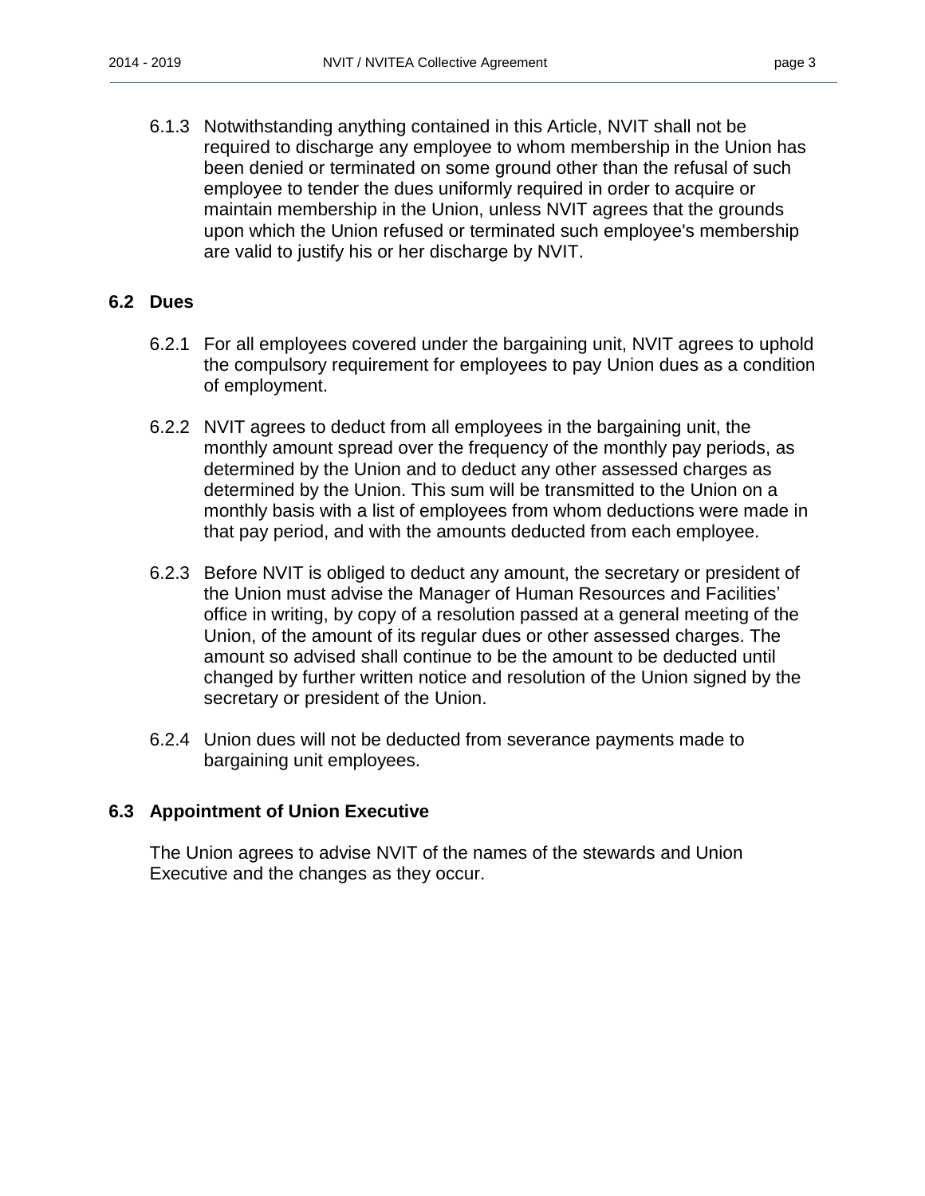6.1.3 Notwithstanding anything contained in this Article, NVIT shall not be required to discharge any employee to whom membership in the Union has been denied or terminated on some ground other than the refusal of such employee to tender the dues uniformly required in order to acquire or maintain membership in the Union, unless NVIT agrees that the grounds upon which the Union refused or terminated such employee's membership are valid to justify his or her discharge by NVIT.

## 6.2 Dues

6.2.1 For all employees covered under the bargaining unit, NVIT agrees to uphold the compulsory requirement for employees to pay Union dues as a condition of employment.

6.2.2 NVIT agrees to deduct from all employees in the bargaining unit, the monthly amount spread over the frequency of the monthly pay periods, as determined by the Union and to deduct any other assessed charges as determined by the Union. This sum will be transmitted to the Union on a monthly basis with a list of employees from whom deductions were made in that pay period, and with the amounts deducted from each employee.

6.2.3 Before NVIT is obliged to deduct any amount, the secretary or president of the Union must advise the Manager of Human Resources and Facilities' office in writing, by copy of a resolution passed at a general meeting of the Union, of the amount of its regular dues or other assessed charges. The amount so advised shall continue to be the amount to be deducted until changed by further written notice and resolution of the Union signed by the secretary or president of the Union.

6.2.4 Union dues will not be deducted from severance payments made to bargaining unit employees.

## 6.3 Appointment of Union Executive

The Union agrees to advise NVIT of the names of the stewards and Union Executive and the changes as they occur.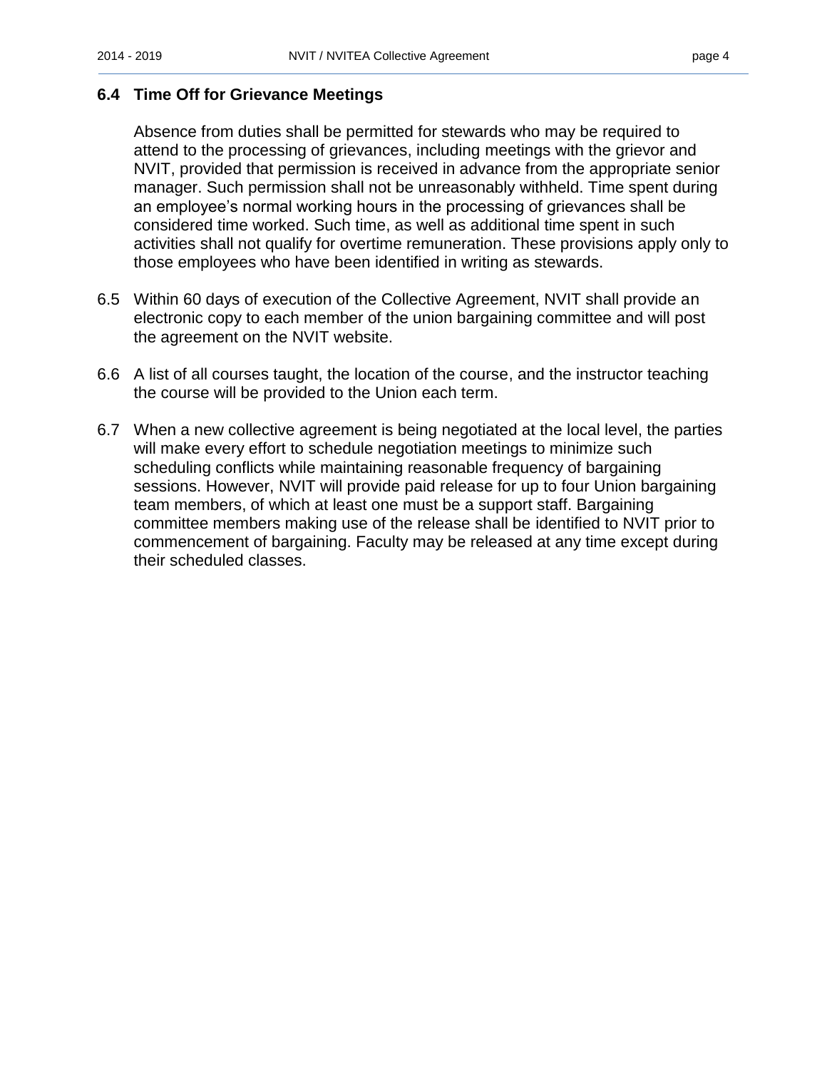### 6.4 Time Off for Grievance Meetings

Absence from duties shall be permitted for stewards who may be required to attend to the processing of grievances, including meetings with the grievor and NVIT, provided that permission is received in advance from the appropriate senior manager. Such permission shall not be unreasonably withheld. Time spent during an employee's normal working hours in the processing of grievances shall be considered time worked. Such time, as well as additional time spent in such activities shall not qualify for overtime remuneration. These provisions apply only to those employees who have been identified in writing as stewards.

6.5 Within 60 days of execution of the Collective Agreement, NVIT shall provide an electronic copy to each member of the union bargaining committee and will post the agreement on the NVIT website.

6.6 A list of all courses taught, the location of the course, and the instructor teaching the course will be provided to the Union each term.

6.7 When a new collective agreement is being negotiated at the local level, the parties will make every effort to schedule negotiation meetings to minimize such scheduling conflicts while maintaining reasonable frequency of bargaining sessions. However, NVIT will provide paid release for up to four Union bargaining team members, of which at least one must be a support staff. Bargaining committee members making use of the release shall be identified to NVIT prior to commencement of bargaining. Faculty may be released at any time except during their scheduled classes.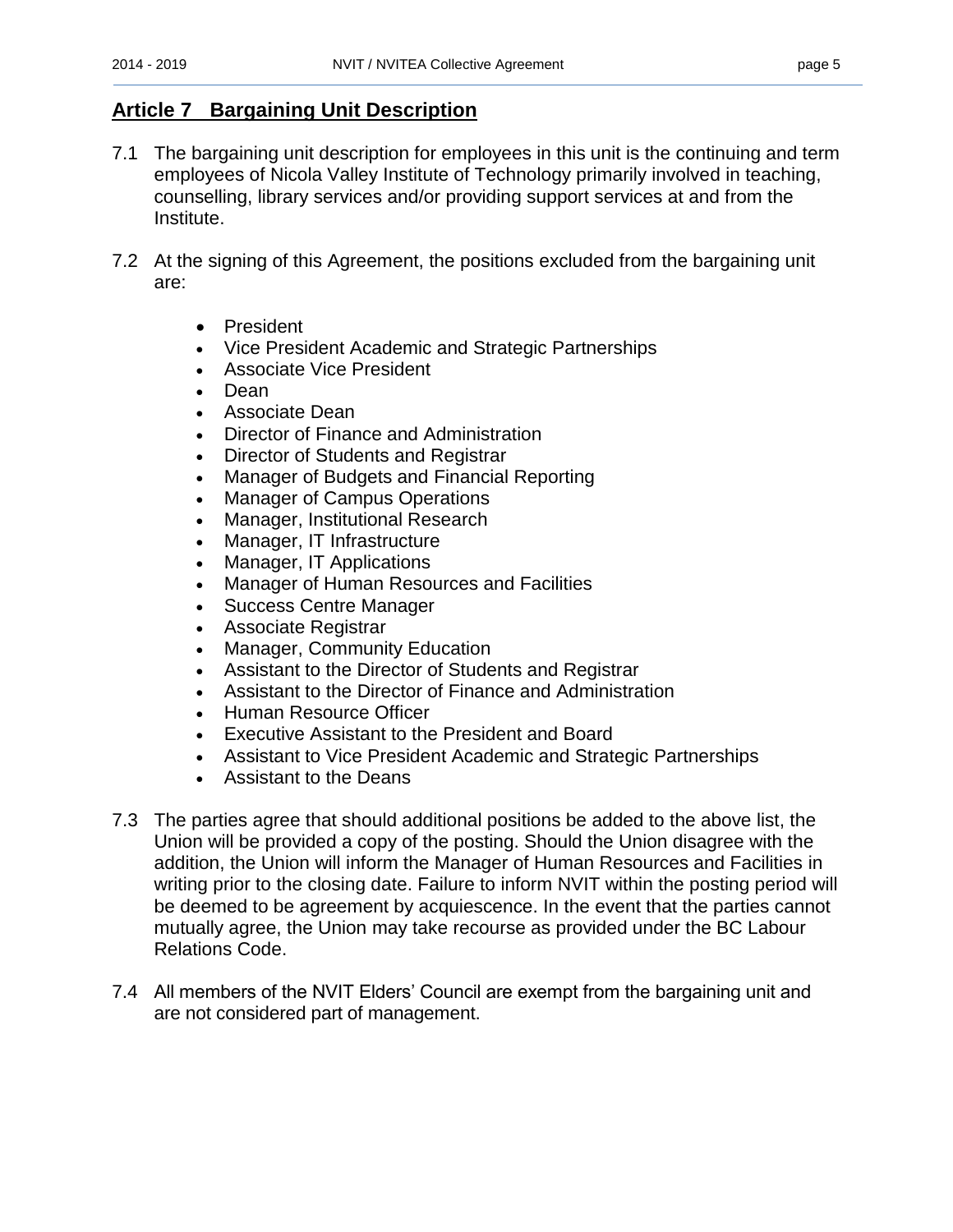## Article 7 Bargaining Unit Description

7.1 The bargaining unit description for employees in this unit is the continuing and term employees of Nicola Valley Institute of Technology primarily involved in teaching, counselling, library services and/or providing support services at and from the Institute.

7.2 At the signing of this Agreement, the positions excluded from the bargaining unit are:

- President
- Vice President Academic and Strategic Partnerships
- Associate Vice President
- Dean
- Associate Dean
- Director of Finance and Administration
- Director of Students and Registrar
- Manager of Budgets and Financial Reporting
- Manager of Campus Operations
- Manager, Institutional Research
- Manager, IT Infrastructure
- Manager, IT Applications
- Manager of Human Resources and Facilities
- Success Centre Manager
- Associate Registrar
- Manager, Community Education
- Assistant to the Director of Students and Registrar
- Assistant to the Director of Finance and Administration
- Human Resource Officer
- Executive Assistant to the President and Board
- Assistant to Vice President Academic and Strategic Partnerships
- Assistant to the Deans

7.3 The parties agree that should additional positions be added to the above list, the Union will be provided a copy of the posting. Should the Union disagree with the addition, the Union will inform the Manager of Human Resources and Facilities in writing prior to the closing date. Failure to inform NVIT within the posting period will be deemed to be agreement by acquiescence. In the event that the parties cannot mutually agree, the Union may take recourse as provided under the BC Labour Relations Code.

7.4 All members of the NVIT Elders' Council are exempt from the bargaining unit and are not considered part of management.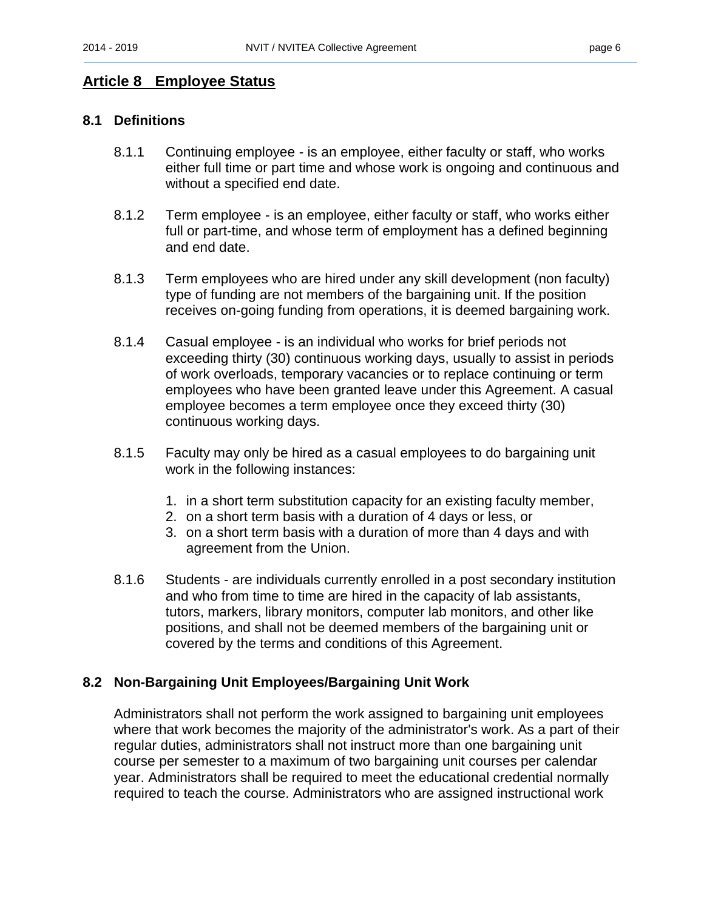## Article 8 Employee Status

### 8.1 Definitions

8.1.1 Continuing employee - is an employee, either faculty or staff, who works either full time or part time and whose work is ongoing and continuous and without a specified end date.

8.1.2 Term employee - is an employee, either faculty or staff, who works either full or part-time, and whose term of employment has a defined beginning and end date.

8.1.3 Term employees who are hired under any skill development (non faculty) type of funding are not members of the bargaining unit. If the position receives on-going funding from operations, it is deemed bargaining work.

8.1.4 Casual employee - is an individual who works for brief periods not exceeding thirty (30) continuous working days, usually to assist in periods of work overloads, temporary vacancies or to replace continuing or term employees who have been granted leave under this Agreement. A casual employee becomes a term employee once they exceed thirty (30) continuous working days.

8.1.5 Faculty may only be hired as a casual employees to do bargaining unit work in the following instances:

1. in a short term substitution capacity for an existing faculty member,
2. on a short term basis with a duration of 4 days or less, or
3. on a short term basis with a duration of more than 4 days and with agreement from the Union.

8.1.6 Students - are individuals currently enrolled in a post secondary institution and who from time to time are hired in the capacity of lab assistants, tutors, markers, library monitors, computer lab monitors, and other like positions, and shall not be deemed members of the bargaining unit or covered by the terms and conditions of this Agreement.

### 8.2 Non-Bargaining Unit Employees/Bargaining Unit Work

Administrators shall not perform the work assigned to bargaining unit employees where that work becomes the majority of the administrator's work. As a part of their regular duties, administrators shall not instruct more than one bargaining unit course per semester to a maximum of two bargaining unit courses per calendar year. Administrators shall be required to meet the educational credential normally required to teach the course. Administrators who are assigned instructional work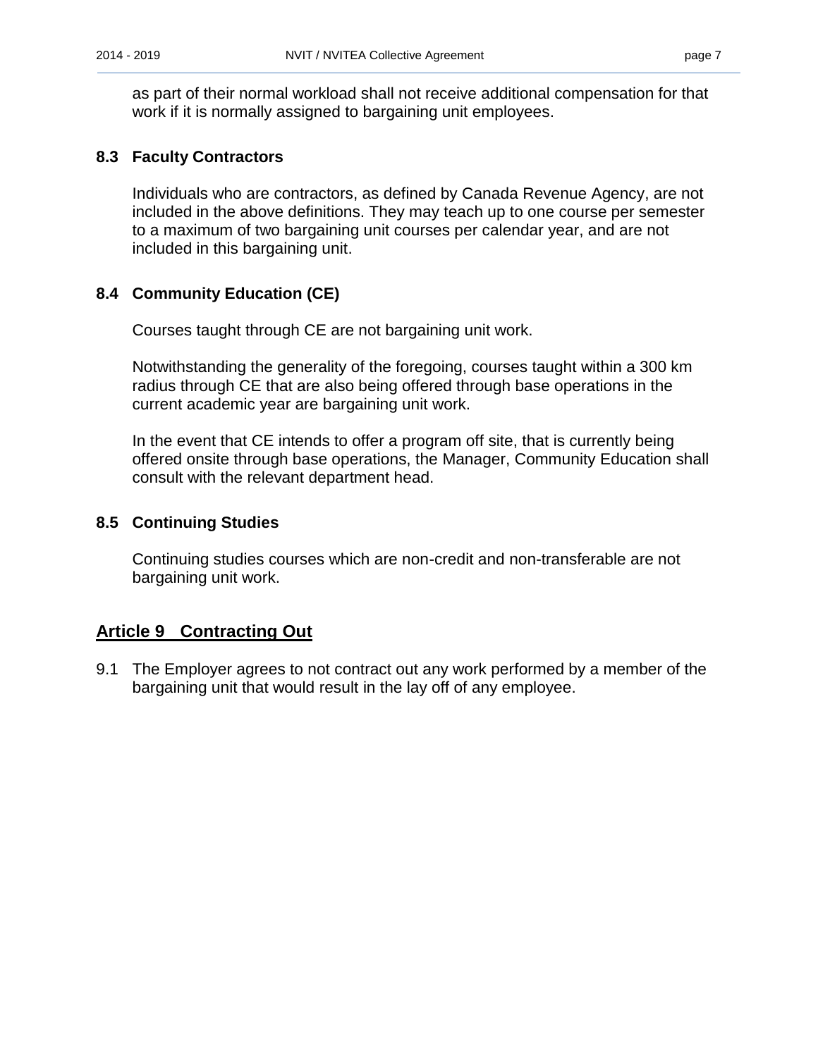as part of their normal workload shall not receive additional compensation for that work if it is normally assigned to bargaining unit employees.

### 8.3 Faculty Contractors

Individuals who are contractors, as defined by Canada Revenue Agency, are not included in the above definitions. They may teach up to one course per semester to a maximum of two bargaining unit courses per calendar year, and are not included in this bargaining unit.

### 8.4 Community Education (CE)

Courses taught through CE are not bargaining unit work.

Notwithstanding the generality of the foregoing, courses taught within a 300 km radius through CE that are also being offered through base operations in the current academic year are bargaining unit work.

In the event that CE intends to offer a program off site, that is currently being offered onsite through base operations, the Manager, Community Education shall consult with the relevant department head.

### 8.5 Continuing Studies

Continuing studies courses which are non-credit and non-transferable are not bargaining unit work.

## Article 9 Contracting Out

9.1 The Employer agrees to not contract out any work performed by a member of the bargaining unit that would result in the lay off of any employee.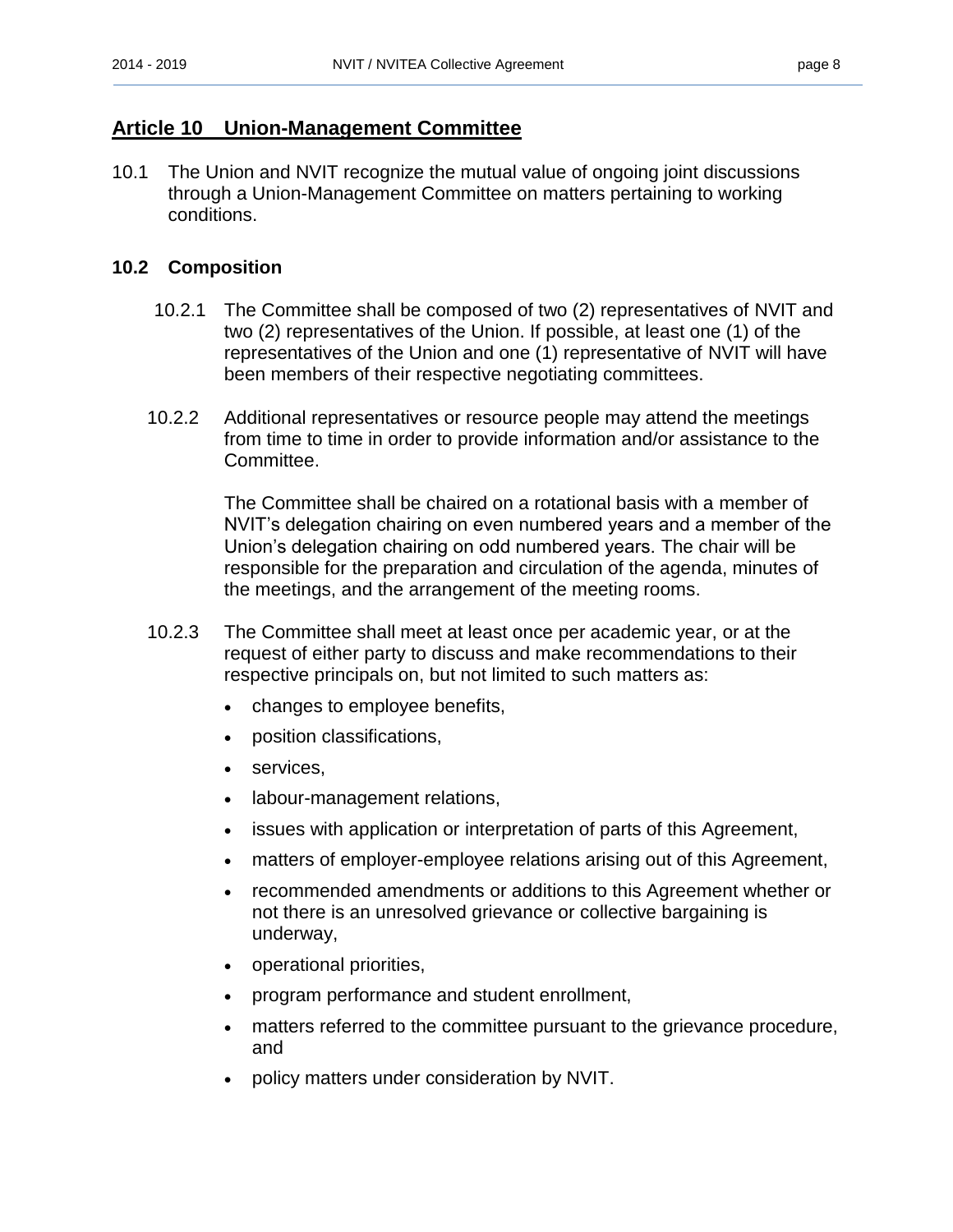## Article 10 Union-Management Committee

10.1 The Union and NVIT recognize the mutual value of ongoing joint discussions through a Union-Management Committee on matters pertaining to working conditions.

### 10.2 Composition

10.2.1 The Committee shall be composed of two (2) representatives of NVIT and two (2) representatives of the Union. If possible, at least one (1) of the representatives of the Union and one (1) representative of NVIT will have been members of their respective negotiating committees.

10.2.2 Additional representatives or resource people may attend the meetings from time to time in order to provide information and/or assistance to the Committee.

The Committee shall be chaired on a rotational basis with a member of NVIT's delegation chairing on even numbered years and a member of the Union's delegation chairing on odd numbered years. The chair will be responsible for the preparation and circulation of the agenda, minutes of the meetings, and the arrangement of the meeting rooms.

10.2.3 The Committee shall meet at least once per academic year, or at the request of either party to discuss and make recommendations to their respective principals on, but not limited to such matters as:

- changes to employee benefits,
- position classifications,
- services,
- labour-management relations,
- issues with application or interpretation of parts of this Agreement,
- matters of employer-employee relations arising out of this Agreement,
- recommended amendments or additions to this Agreement whether or not there is an unresolved grievance or collective bargaining is underway,
- operational priorities,
- program performance and student enrollment,
- matters referred to the committee pursuant to the grievance procedure, and
- policy matters under consideration by NVIT.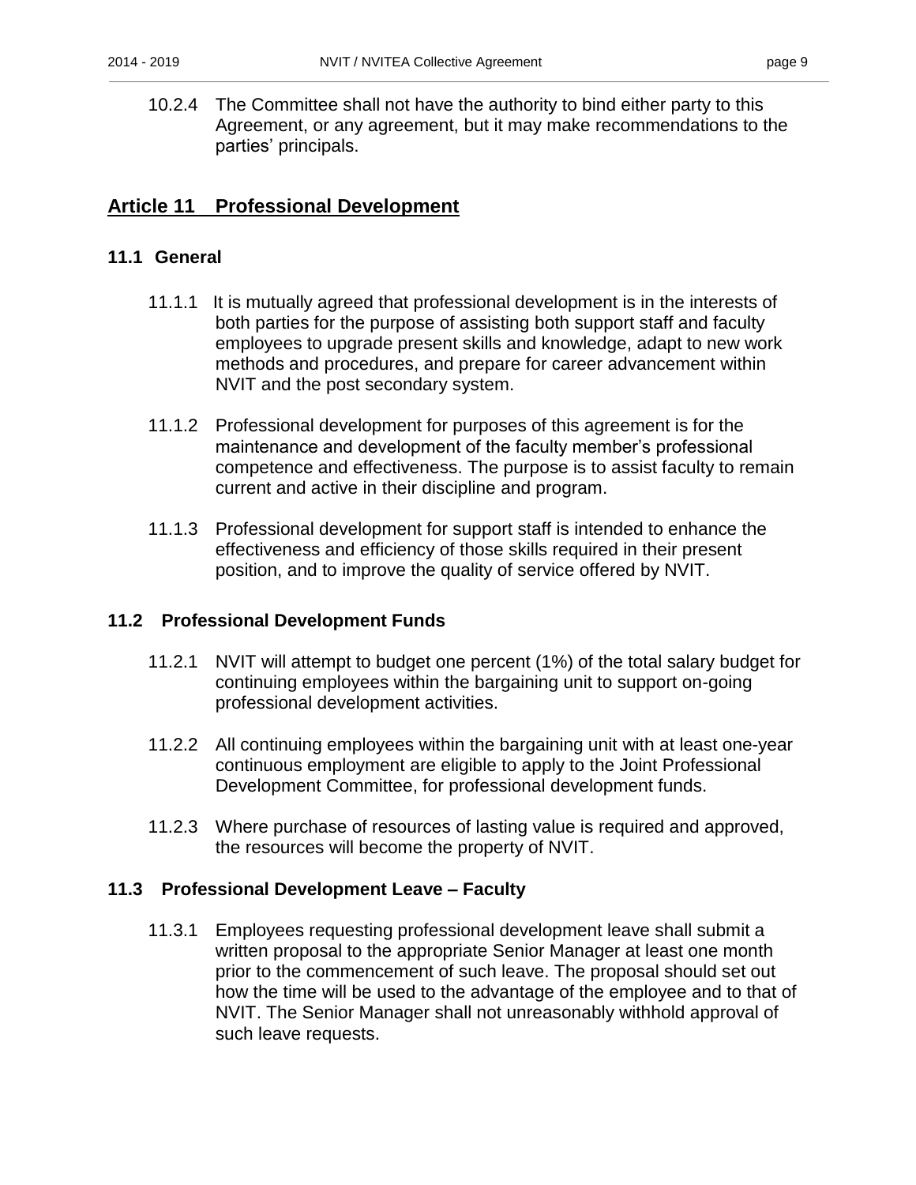10.2.4 The Committee shall not have the authority to bind either party to this Agreement, or any agreement, but it may make recommendations to the parties' principals.

## Article 11 Professional Development

### 11.1 General

11.1.1 It is mutually agreed that professional development is in the interests of both parties for the purpose of assisting both support staff and faculty employees to upgrade present skills and knowledge, adapt to new work methods and procedures, and prepare for career advancement within NVIT and the post secondary system.

11.1.2 Professional development for purposes of this agreement is for the maintenance and development of the faculty member's professional competence and effectiveness. The purpose is to assist faculty to remain current and active in their discipline and program.

11.1.3 Professional development for support staff is intended to enhance the effectiveness and efficiency of those skills required in their present position, and to improve the quality of service offered by NVIT.

### 11.2 Professional Development Funds

11.2.1 NVIT will attempt to budget one percent (1%) of the total salary budget for continuing employees within the bargaining unit to support on-going professional development activities.

11.2.2 All continuing employees within the bargaining unit with at least one-year continuous employment are eligible to apply to the Joint Professional Development Committee, for professional development funds.

11.2.3 Where purchase of resources of lasting value is required and approved, the resources will become the property of NVIT.

### 11.3 Professional Development Leave – Faculty

11.3.1 Employees requesting professional development leave shall submit a written proposal to the appropriate Senior Manager at least one month prior to the commencement of such leave. The proposal should set out how the time will be used to the advantage of the employee and to that of NVIT. The Senior Manager shall not unreasonably withhold approval of such leave requests.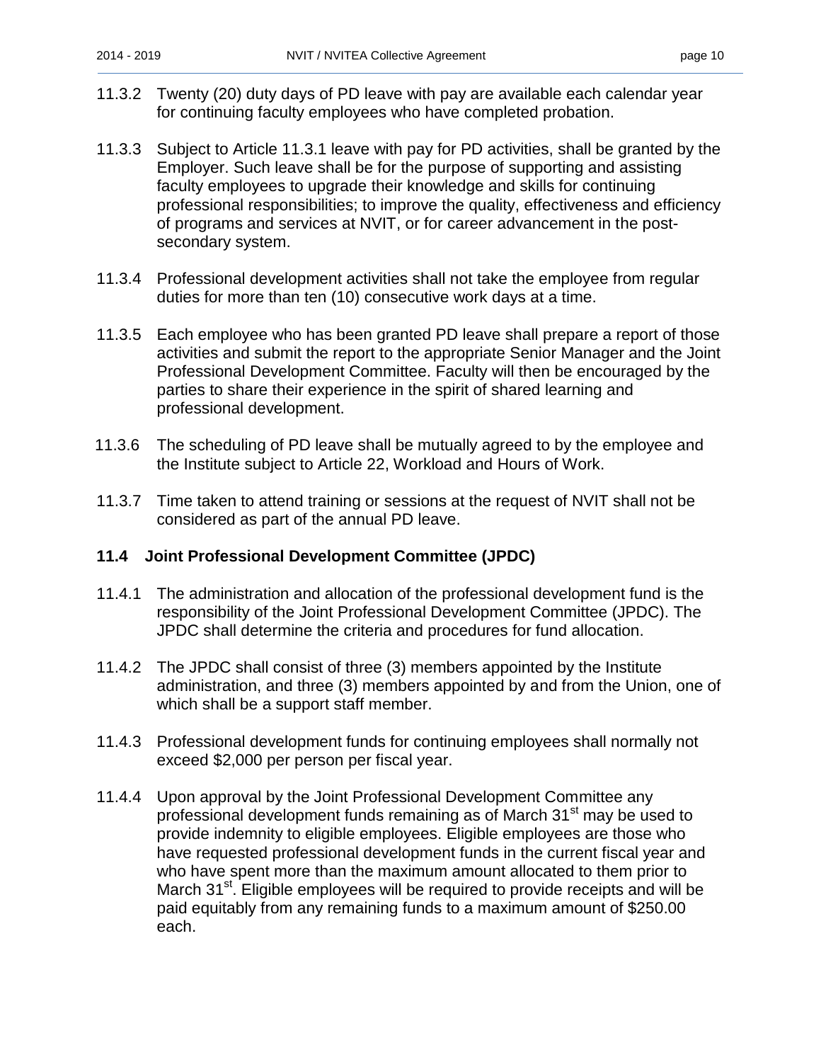11.3.2 Twenty (20) duty days of PD leave with pay are available each calendar year for continuing faculty employees who have completed probation.

11.3.3 Subject to Article 11.3.1 leave with pay for PD activities, shall be granted by the Employer. Such leave shall be for the purpose of supporting and assisting faculty employees to upgrade their knowledge and skills for continuing professional responsibilities; to improve the quality, effectiveness and efficiency of programs and services at NVIT, or for career advancement in the post-secondary system.

11.3.4 Professional development activities shall not take the employee from regular duties for more than ten (10) consecutive work days at a time.

11.3.5 Each employee who has been granted PD leave shall prepare a report of those activities and submit the report to the appropriate Senior Manager and the Joint Professional Development Committee. Faculty will then be encouraged by the parties to share their experience in the spirit of shared learning and professional development.

11.3.6 The scheduling of PD leave shall be mutually agreed to by the employee and the Institute subject to Article 22, Workload and Hours of Work.

11.3.7 Time taken to attend training or sessions at the request of NVIT shall not be considered as part of the annual PD leave.

### 11.4 Joint Professional Development Committee (JPDC)

11.4.1 The administration and allocation of the professional development fund is the responsibility of the Joint Professional Development Committee (JPDC). The JPDC shall determine the criteria and procedures for fund allocation.

11.4.2 The JPDC shall consist of three (3) members appointed by the Institute administration, and three (3) members appointed by and from the Union, one of which shall be a support staff member.

11.4.3 Professional development funds for continuing employees shall normally not exceed $2,000 per person per fiscal year.

11.4.4 Upon approval by the Joint Professional Development Committee any professional development funds remaining as of March 31st may be used to provide indemnity to eligible employees. Eligible employees are those who have requested professional development funds in the current fiscal year and who have spent more than the maximum amount allocated to them prior to March 31st. Eligible employees will be required to provide receipts and will be paid equitably from any remaining funds to a maximum amount of $250.00 each.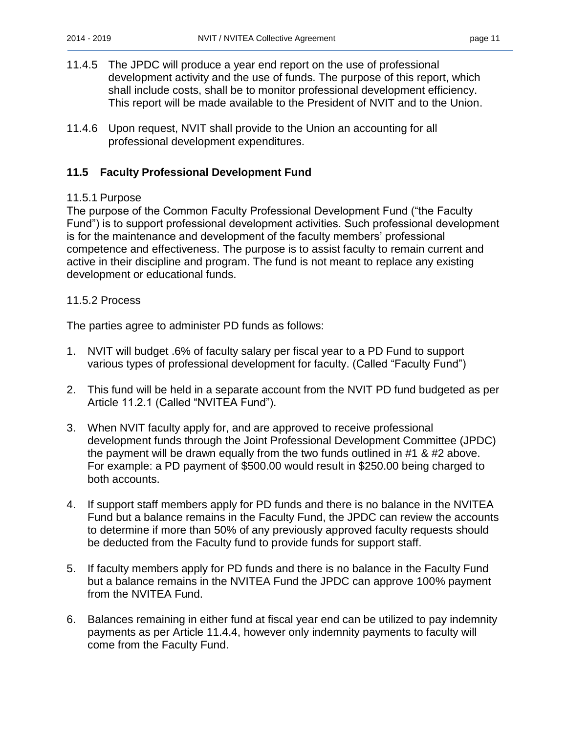11.4.5 The JPDC will produce a year end report on the use of professional development activity and the use of funds. The purpose of this report, which shall include costs, shall be to monitor professional development efficiency. This report will be made available to the President of NVIT and to the Union.

11.4.6 Upon request, NVIT shall provide to the Union an accounting for all professional development expenditures.

### 11.5 Faculty Professional Development Fund

11.5.1 Purpose

The purpose of the Common Faculty Professional Development Fund ("the Faculty Fund") is to support professional development activities. Such professional development is for the maintenance and development of the faculty members' professional competence and effectiveness. The purpose is to assist faculty to remain current and active in their discipline and program. The fund is not meant to replace any existing development or educational funds.

11.5.2 Process

The parties agree to administer PD funds as follows:

1. NVIT will budget .6% of faculty salary per fiscal year to a PD Fund to support various types of professional development for faculty. (Called "Faculty Fund")

2. This fund will be held in a separate account from the NVIT PD fund budgeted as per Article 11.2.1 (Called "NVITEA Fund").

3. When NVIT faculty apply for, and are approved to receive professional development funds through the Joint Professional Development Committee (JPDC) the payment will be drawn equally from the two funds outlined in #1 & #2 above. For example: a PD payment of $500.00 would result in $250.00 being charged to both accounts.

4. If support staff members apply for PD funds and there is no balance in the NVITEA Fund but a balance remains in the Faculty Fund, the JPDC can review the accounts to determine if more than 50% of any previously approved faculty requests should be deducted from the Faculty fund to provide funds for support staff.

5. If faculty members apply for PD funds and there is no balance in the Faculty Fund but a balance remains in the NVITEA Fund the JPDC can approve 100% payment from the NVITEA Fund.

6. Balances remaining in either fund at fiscal year end can be utilized to pay indemnity payments as per Article 11.4.4, however only indemnity payments to faculty will come from the Faculty Fund.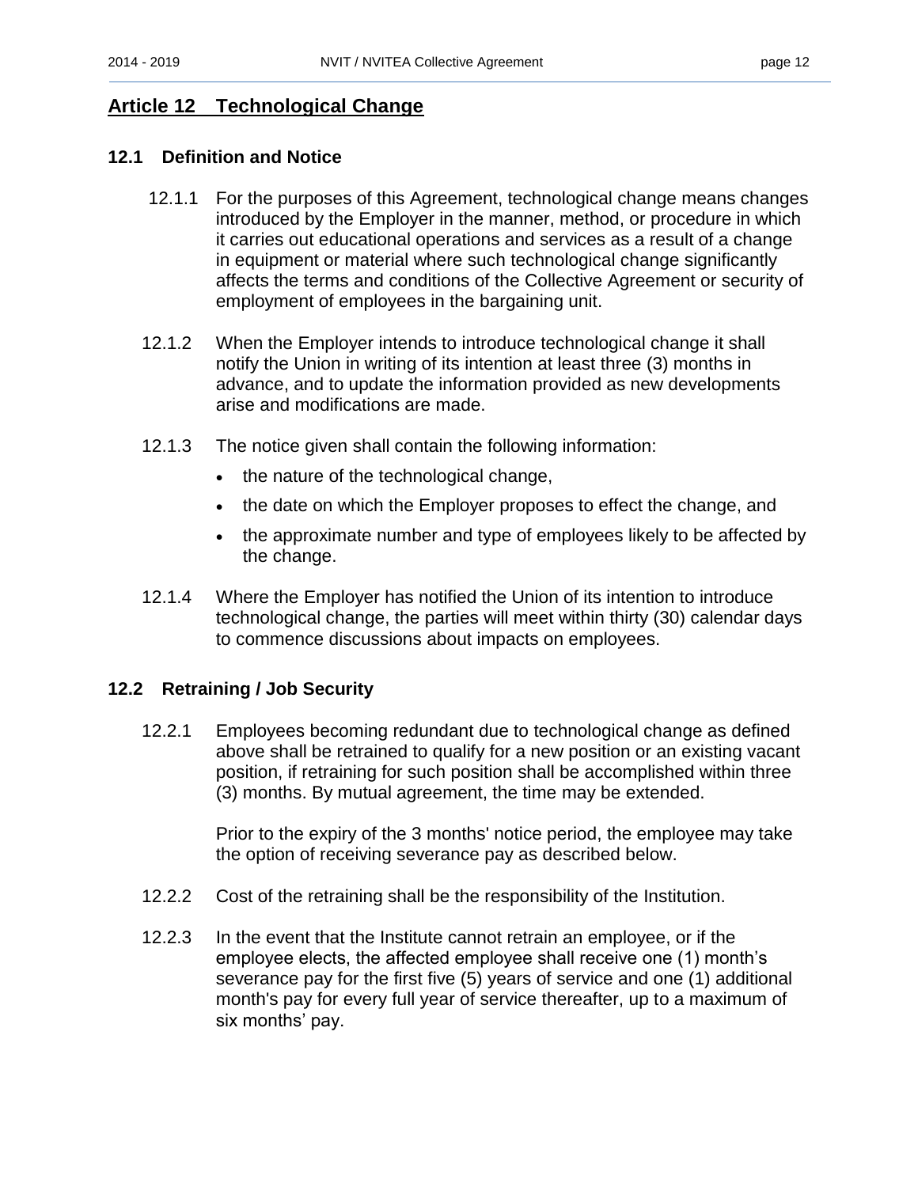## Article 12 Technological Change

### 12.1 Definition and Notice

12.1.1 For the purposes of this Agreement, technological change means changes introduced by the Employer in the manner, method, or procedure in which it carries out educational operations and services as a result of a change in equipment or material where such technological change significantly affects the terms and conditions of the Collective Agreement or security of employment of employees in the bargaining unit.

12.1.2 When the Employer intends to introduce technological change it shall notify the Union in writing of its intention at least three (3) months in advance, and to update the information provided as new developments arise and modifications are made.

12.1.3 The notice given shall contain the following information:

- the nature of the technological change,
- the date on which the Employer proposes to effect the change, and
- the approximate number and type of employees likely to be affected by the change.

12.1.4 Where the Employer has notified the Union of its intention to introduce technological change, the parties will meet within thirty (30) calendar days to commence discussions about impacts on employees.

### 12.2 Retraining / Job Security

12.2.1 Employees becoming redundant due to technological change as defined above shall be retrained to qualify for a new position or an existing vacant position, if retraining for such position shall be accomplished within three (3) months. By mutual agreement, the time may be extended.

Prior to the expiry of the 3 months' notice period, the employee may take the option of receiving severance pay as described below.

12.2.2 Cost of the retraining shall be the responsibility of the Institution.

12.2.3 In the event that the Institute cannot retrain an employee, or if the employee elects, the affected employee shall receive one (1) month's severance pay for the first five (5) years of service and one (1) additional month's pay for every full year of service thereafter, up to a maximum of six months' pay.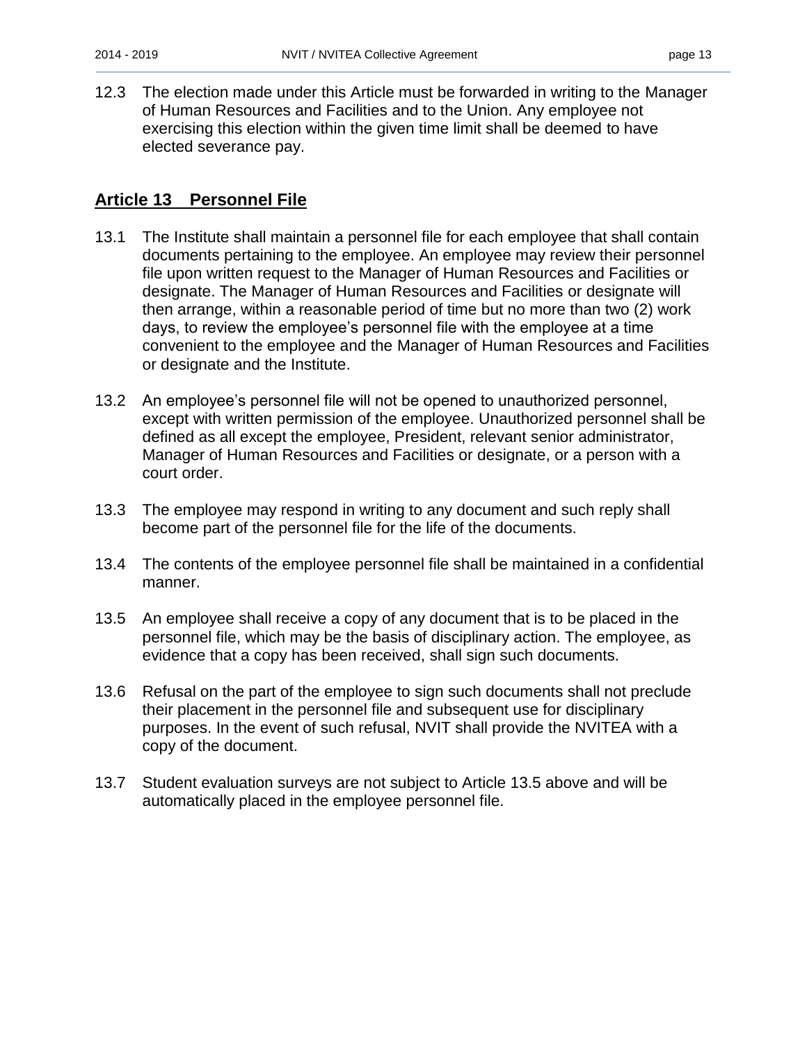12.3 The election made under this Article must be forwarded in writing to the Manager of Human Resources and Facilities and to the Union. Any employee not exercising this election within the given time limit shall be deemed to have elected severance pay.

## Article 13 Personnel File

13.1 The Institute shall maintain a personnel file for each employee that shall contain documents pertaining to the employee. An employee may review their personnel file upon written request to the Manager of Human Resources and Facilities or designate. The Manager of Human Resources and Facilities or designate will then arrange, within a reasonable period of time but no more than two (2) work days, to review the employee's personnel file with the employee at a time convenient to the employee and the Manager of Human Resources and Facilities or designate and the Institute.

13.2 An employee's personnel file will not be opened to unauthorized personnel, except with written permission of the employee. Unauthorized personnel shall be defined as all except the employee, President, relevant senior administrator, Manager of Human Resources and Facilities or designate, or a person with a court order.

13.3 The employee may respond in writing to any document and such reply shall become part of the personnel file for the life of the documents.

13.4 The contents of the employee personnel file shall be maintained in a confidential manner.

13.5 An employee shall receive a copy of any document that is to be placed in the personnel file, which may be the basis of disciplinary action. The employee, as evidence that a copy has been received, shall sign such documents.

13.6 Refusal on the part of the employee to sign such documents shall not preclude their placement in the personnel file and subsequent use for disciplinary purposes. In the event of such refusal, NVIT shall provide the NVITEA with a copy of the document.

13.7 Student evaluation surveys are not subject to Article 13.5 above and will be automatically placed in the employee personnel file.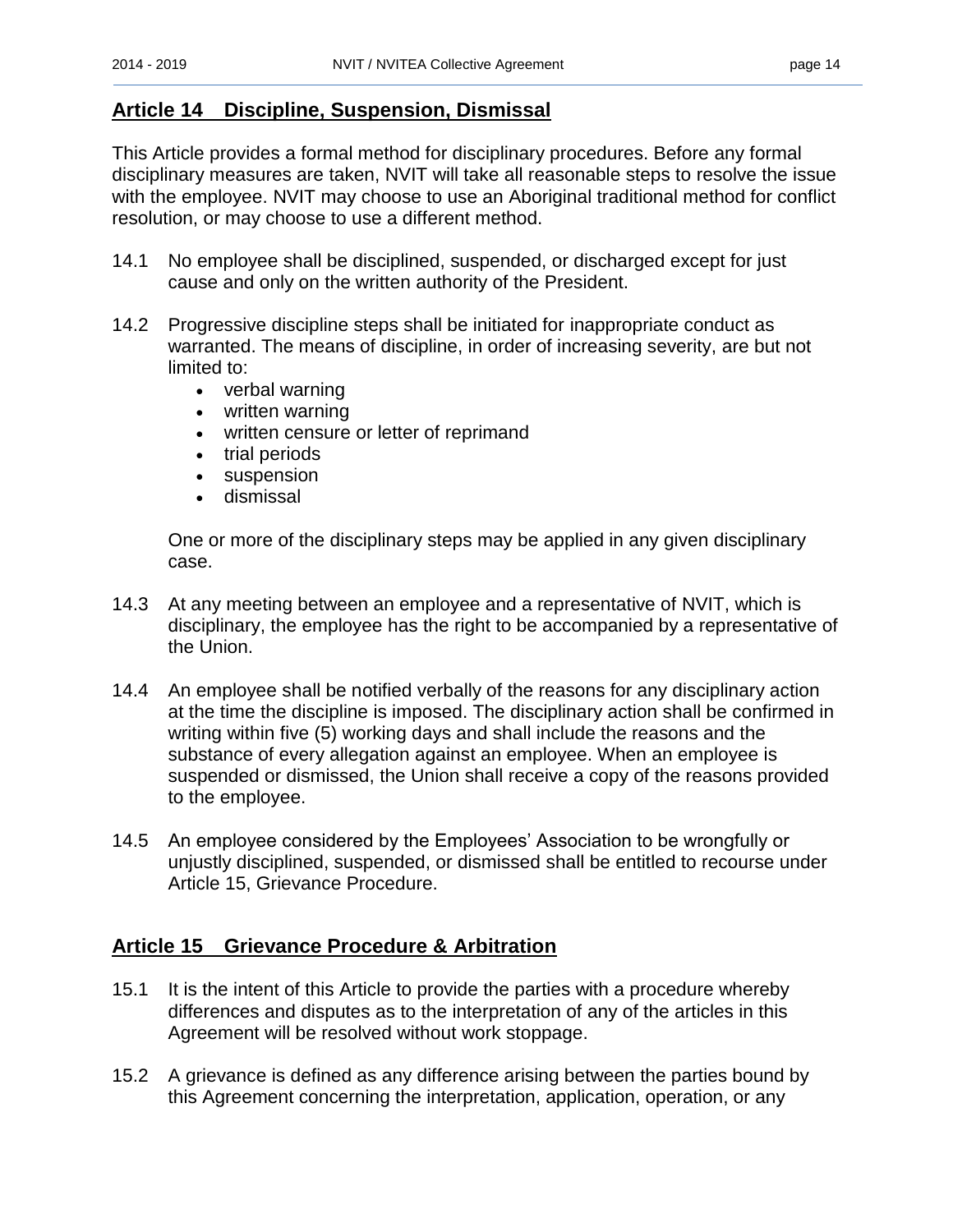## Article 14 Discipline, Suspension, Dismissal

This Article provides a formal method for disciplinary procedures. Before any formal disciplinary measures are taken, NVIT will take all reasonable steps to resolve the issue with the employee. NVIT may choose to use an Aboriginal traditional method for conflict resolution, or may choose to use a different method.

14.1 No employee shall be disciplined, suspended, or discharged except for just cause and only on the written authority of the President.

14.2 Progressive discipline steps shall be initiated for inappropriate conduct as warranted. The means of discipline, in order of increasing severity, are but not limited to:

- verbal warning
- written warning
- written censure or letter of reprimand
- trial periods
- suspension
- dismissal

One or more of the disciplinary steps may be applied in any given disciplinary case.

14.3 At any meeting between an employee and a representative of NVIT, which is disciplinary, the employee has the right to be accompanied by a representative of the Union.

14.4 An employee shall be notified verbally of the reasons for any disciplinary action at the time the discipline is imposed. The disciplinary action shall be confirmed in writing within five (5) working days and shall include the reasons and the substance of every allegation against an employee. When an employee is suspended or dismissed, the Union shall receive a copy of the reasons provided to the employee.

14.5 An employee considered by the Employees' Association to be wrongfully or unjustly disciplined, suspended, or dismissed shall be entitled to recourse under Article 15, Grievance Procedure.

## Article 15 Grievance Procedure & Arbitration

15.1 It is the intent of this Article to provide the parties with a procedure whereby differences and disputes as to the interpretation of any of the articles in this Agreement will be resolved without work stoppage.

15.2 A grievance is defined as any difference arising between the parties bound by this Agreement concerning the interpretation, application, operation, or any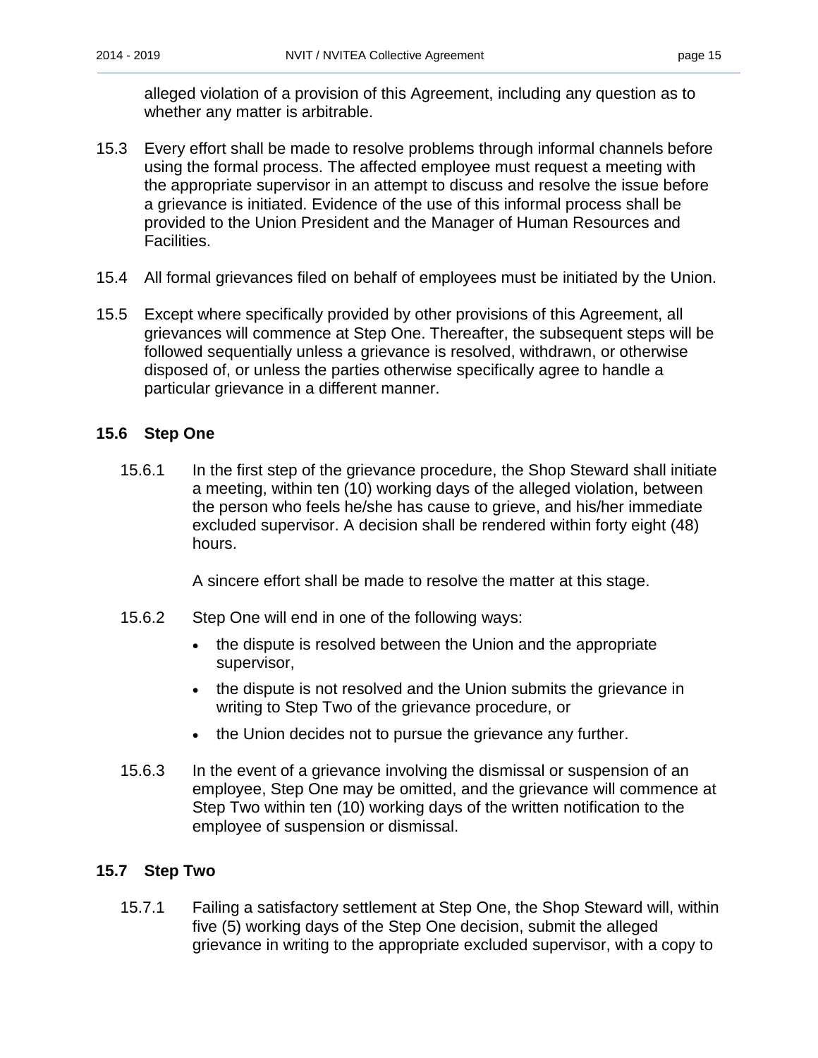alleged violation of a provision of this Agreement, including any question as to whether any matter is arbitrable.

15.3 Every effort shall be made to resolve problems through informal channels before using the formal process. The affected employee must request a meeting with the appropriate supervisor in an attempt to discuss and resolve the issue before a grievance is initiated. Evidence of the use of this informal process shall be provided to the Union President and the Manager of Human Resources and Facilities.

15.4 All formal grievances filed on behalf of employees must be initiated by the Union.

15.5 Except where specifically provided by other provisions of this Agreement, all grievances will commence at Step One. Thereafter, the subsequent steps will be followed sequentially unless a grievance is resolved, withdrawn, or otherwise disposed of, or unless the parties otherwise specifically agree to handle a particular grievance in a different manner.

### 15.6 Step One

15.6.1 In the first step of the grievance procedure, the Shop Steward shall initiate a meeting, within ten (10) working days of the alleged violation, between the person who feels he/she has cause to grieve, and his/her immediate excluded supervisor. A decision shall be rendered within forty eight (48) hours.

A sincere effort shall be made to resolve the matter at this stage.

15.6.2 Step One will end in one of the following ways:

- the dispute is resolved between the Union and the appropriate supervisor,
- the dispute is not resolved and the Union submits the grievance in writing to Step Two of the grievance procedure, or
- the Union decides not to pursue the grievance any further.

15.6.3 In the event of a grievance involving the dismissal or suspension of an employee, Step One may be omitted, and the grievance will commence at Step Two within ten (10) working days of the written notification to the employee of suspension or dismissal.

### 15.7 Step Two

15.7.1 Failing a satisfactory settlement at Step One, the Shop Steward will, within five (5) working days of the Step One decision, submit the alleged grievance in writing to the appropriate excluded supervisor, with a copy to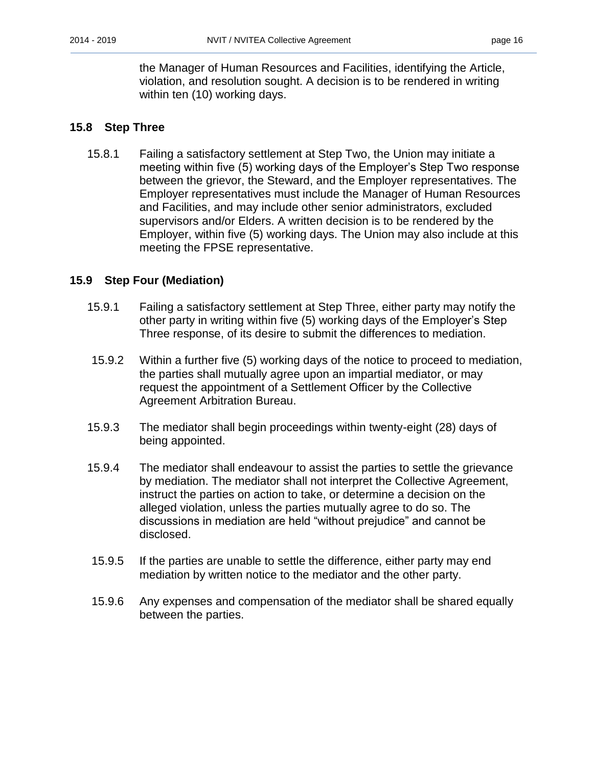the Manager of Human Resources and Facilities, identifying the Article, violation, and resolution sought. A decision is to be rendered in writing within ten (10) working days.

### 15.8 Step Three

15.8.1 Failing a satisfactory settlement at Step Two, the Union may initiate a meeting within five (5) working days of the Employer's Step Two response between the grievor, the Steward, and the Employer representatives. The Employer representatives must include the Manager of Human Resources and Facilities, and may include other senior administrators, excluded supervisors and/or Elders. A written decision is to be rendered by the Employer, within five (5) working days. The Union may also include at this meeting the FPSE representative.

### 15.9 Step Four (Mediation)

15.9.1 Failing a satisfactory settlement at Step Three, either party may notify the other party in writing within five (5) working days of the Employer's Step Three response, of its desire to submit the differences to mediation.

15.9.2 Within a further five (5) working days of the notice to proceed to mediation, the parties shall mutually agree upon an impartial mediator, or may request the appointment of a Settlement Officer by the Collective Agreement Arbitration Bureau.

15.9.3 The mediator shall begin proceedings within twenty-eight (28) days of being appointed.

15.9.4 The mediator shall endeavour to assist the parties to settle the grievance by mediation. The mediator shall not interpret the Collective Agreement, instruct the parties on action to take, or determine a decision on the alleged violation, unless the parties mutually agree to do so. The discussions in mediation are held "without prejudice" and cannot be disclosed.

15.9.5 If the parties are unable to settle the difference, either party may end mediation by written notice to the mediator and the other party.

15.9.6 Any expenses and compensation of the mediator shall be shared equally between the parties.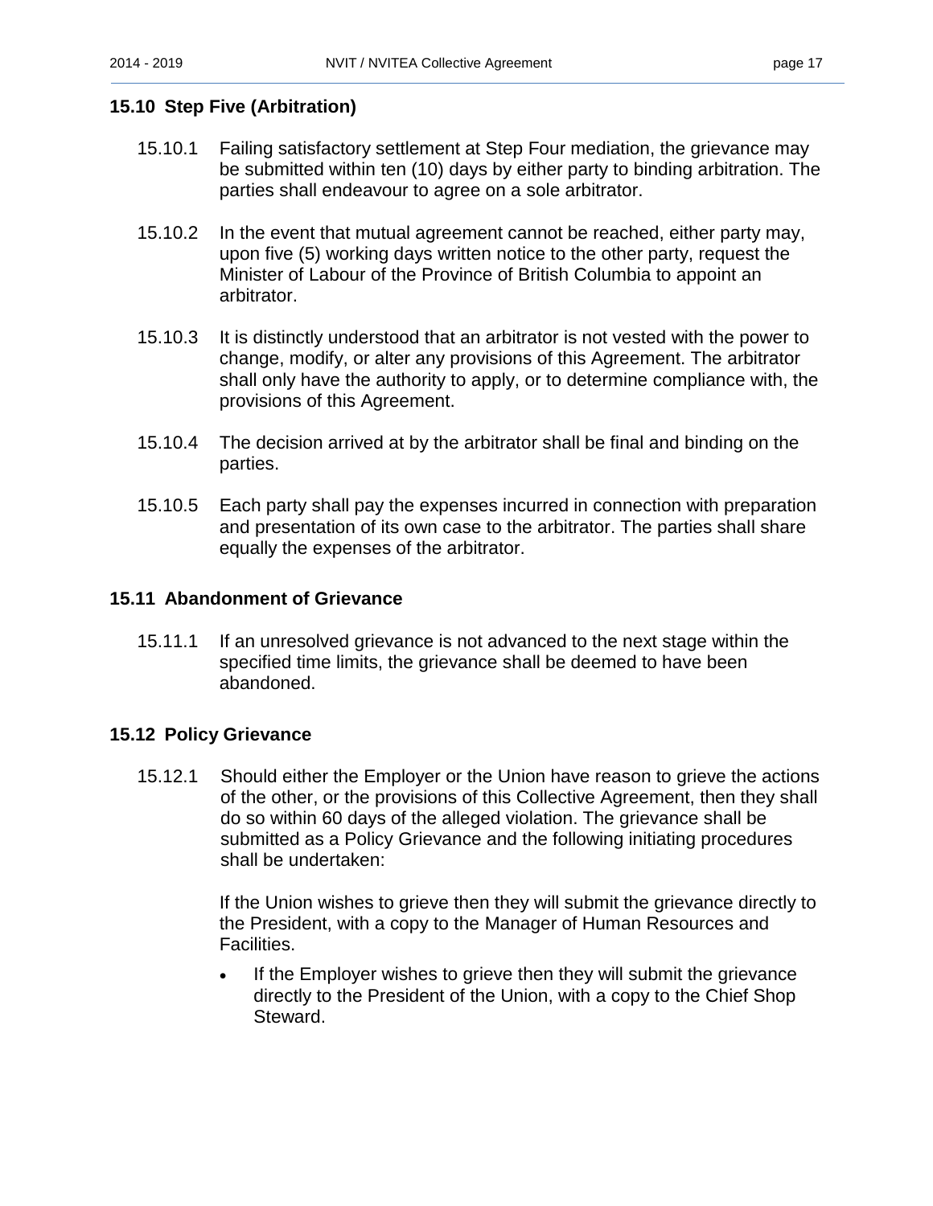### 15.10 Step Five (Arbitration)

15.10.1 Failing satisfactory settlement at Step Four mediation, the grievance may be submitted within ten (10) days by either party to binding arbitration. The parties shall endeavour to agree on a sole arbitrator.

15.10.2 In the event that mutual agreement cannot be reached, either party may, upon five (5) working days written notice to the other party, request the Minister of Labour of the Province of British Columbia to appoint an arbitrator.

15.10.3 It is distinctly understood that an arbitrator is not vested with the power to change, modify, or alter any provisions of this Agreement. The arbitrator shall only have the authority to apply, or to determine compliance with, the provisions of this Agreement.

15.10.4 The decision arrived at by the arbitrator shall be final and binding on the parties.

15.10.5 Each party shall pay the expenses incurred in connection with preparation and presentation of its own case to the arbitrator. The parties shall share equally the expenses of the arbitrator.

### 15.11 Abandonment of Grievance

15.11.1 If an unresolved grievance is not advanced to the next stage within the specified time limits, the grievance shall be deemed to have been abandoned.

### 15.12 Policy Grievance

15.12.1 Should either the Employer or the Union have reason to grieve the actions of the other, or the provisions of this Collective Agreement, then they shall do so within 60 days of the alleged violation. The grievance shall be submitted as a Policy Grievance and the following initiating procedures shall be undertaken:

If the Union wishes to grieve then they will submit the grievance directly to the President, with a copy to the Manager of Human Resources and Facilities.

- If the Employer wishes to grieve then they will submit the grievance directly to the President of the Union, with a copy to the Chief Shop Steward.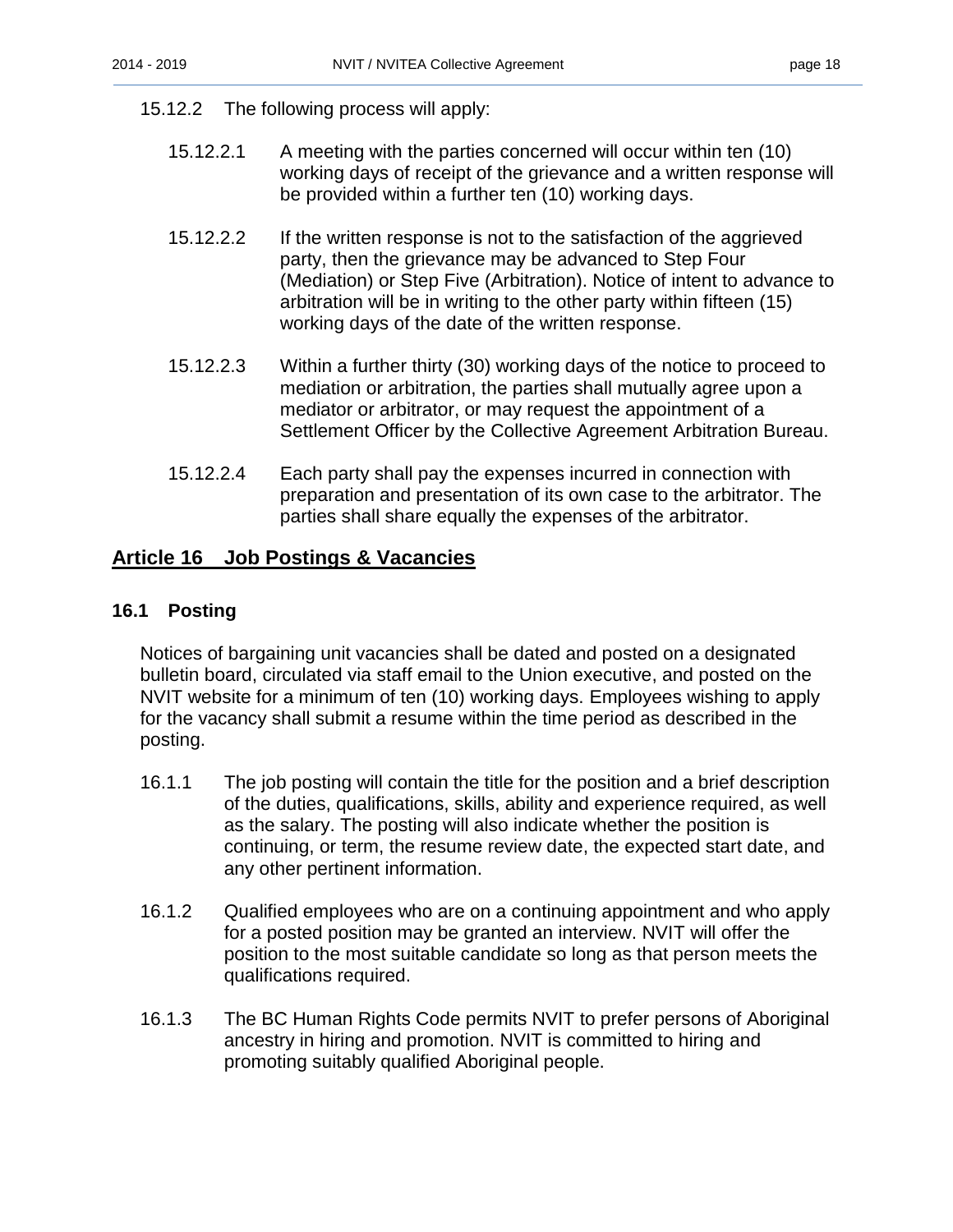15.12.2 The following process will apply:

15.12.2.1 A meeting with the parties concerned will occur within ten (10) working days of receipt of the grievance and a written response will be provided within a further ten (10) working days.

15.12.2.2 If the written response is not to the satisfaction of the aggrieved party, then the grievance may be advanced to Step Four (Mediation) or Step Five (Arbitration). Notice of intent to advance to arbitration will be in writing to the other party within fifteen (15) working days of the date of the written response.

15.12.2.3 Within a further thirty (30) working days of the notice to proceed to mediation or arbitration, the parties shall mutually agree upon a mediator or arbitrator, or may request the appointment of a Settlement Officer by the Collective Agreement Arbitration Bureau.

15.12.2.4 Each party shall pay the expenses incurred in connection with preparation and presentation of its own case to the arbitrator. The parties shall share equally the expenses of the arbitrator.

## Article 16 Job Postings & Vacancies

### 16.1 Posting

Notices of bargaining unit vacancies shall be dated and posted on a designated bulletin board, circulated via staff email to the Union executive, and posted on the NVIT website for a minimum of ten (10) working days. Employees wishing to apply for the vacancy shall submit a resume within the time period as described in the posting.

16.1.1 The job posting will contain the title for the position and a brief description of the duties, qualifications, skills, ability and experience required, as well as the salary. The posting will also indicate whether the position is continuing, or term, the resume review date, the expected start date, and any other pertinent information.

16.1.2 Qualified employees who are on a continuing appointment and who apply for a posted position may be granted an interview. NVIT will offer the position to the most suitable candidate so long as that person meets the qualifications required.

16.1.3 The BC Human Rights Code permits NVIT to prefer persons of Aboriginal ancestry in hiring and promotion. NVIT is committed to hiring and promoting suitably qualified Aboriginal people.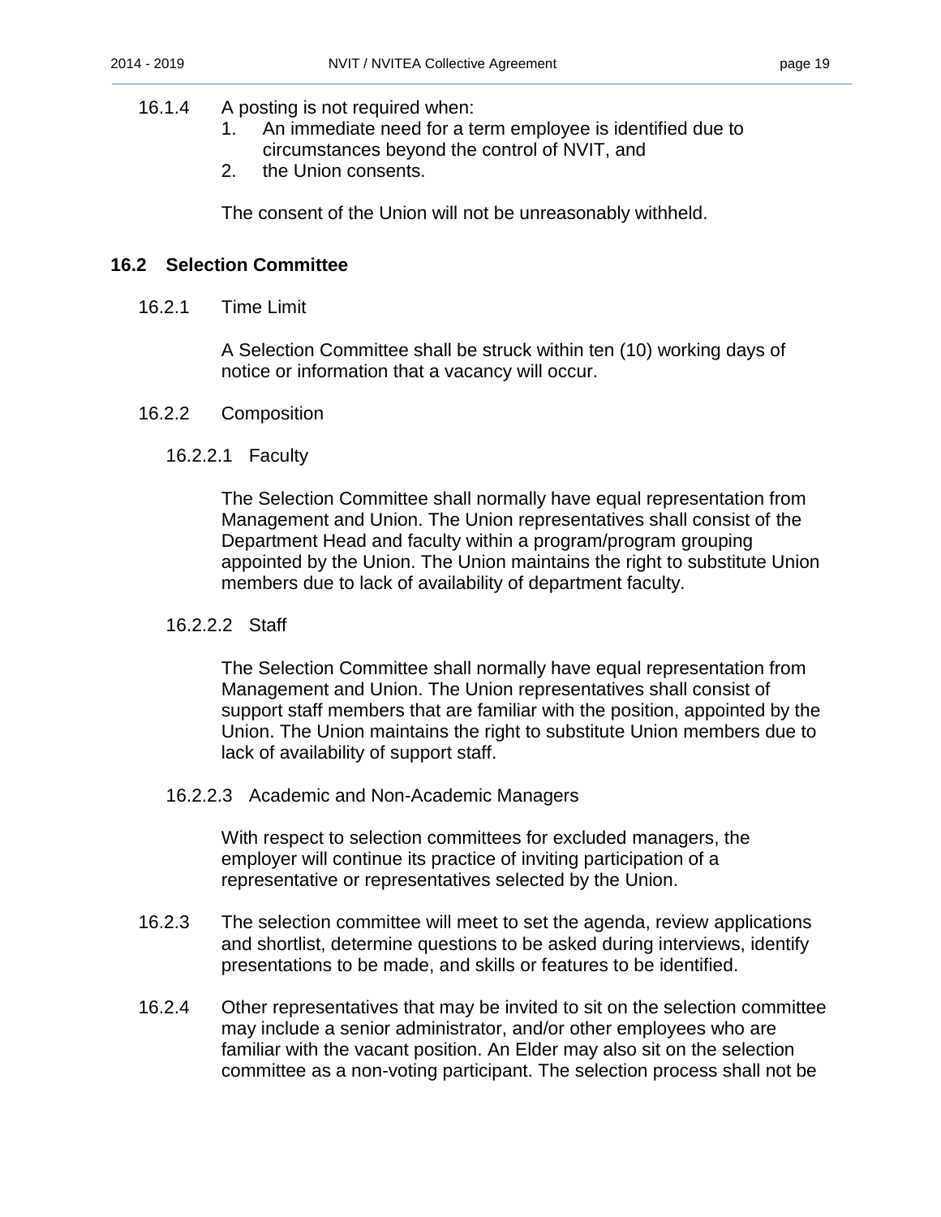16.1.4 A posting is not required when:

1. An immediate need for a term employee is identified due to circumstances beyond the control of NVIT, and
2. the Union consents.

The consent of the Union will not be unreasonably withheld.

## 16.2 Selection Committee

16.2.1 Time Limit

A Selection Committee shall be struck within ten (10) working days of notice or information that a vacancy will occur.

16.2.2 Composition

16.2.2.1 Faculty

The Selection Committee shall normally have equal representation from Management and Union. The Union representatives shall consist of the Department Head and faculty within a program/program grouping appointed by the Union. The Union maintains the right to substitute Union members due to lack of availability of department faculty.

16.2.2.2 Staff

The Selection Committee shall normally have equal representation from Management and Union. The Union representatives shall consist of support staff members that are familiar with the position, appointed by the Union. The Union maintains the right to substitute Union members due to lack of availability of support staff.

16.2.2.3 Academic and Non-Academic Managers

With respect to selection committees for excluded managers, the employer will continue its practice of inviting participation of a representative or representatives selected by the Union.

16.2.3 The selection committee will meet to set the agenda, review applications and shortlist, determine questions to be asked during interviews, identify presentations to be made, and skills or features to be identified.

16.2.4 Other representatives that may be invited to sit on the selection committee may include a senior administrator, and/or other employees who are familiar with the vacant position. An Elder may also sit on the selection committee as a non-voting participant. The selection process shall not be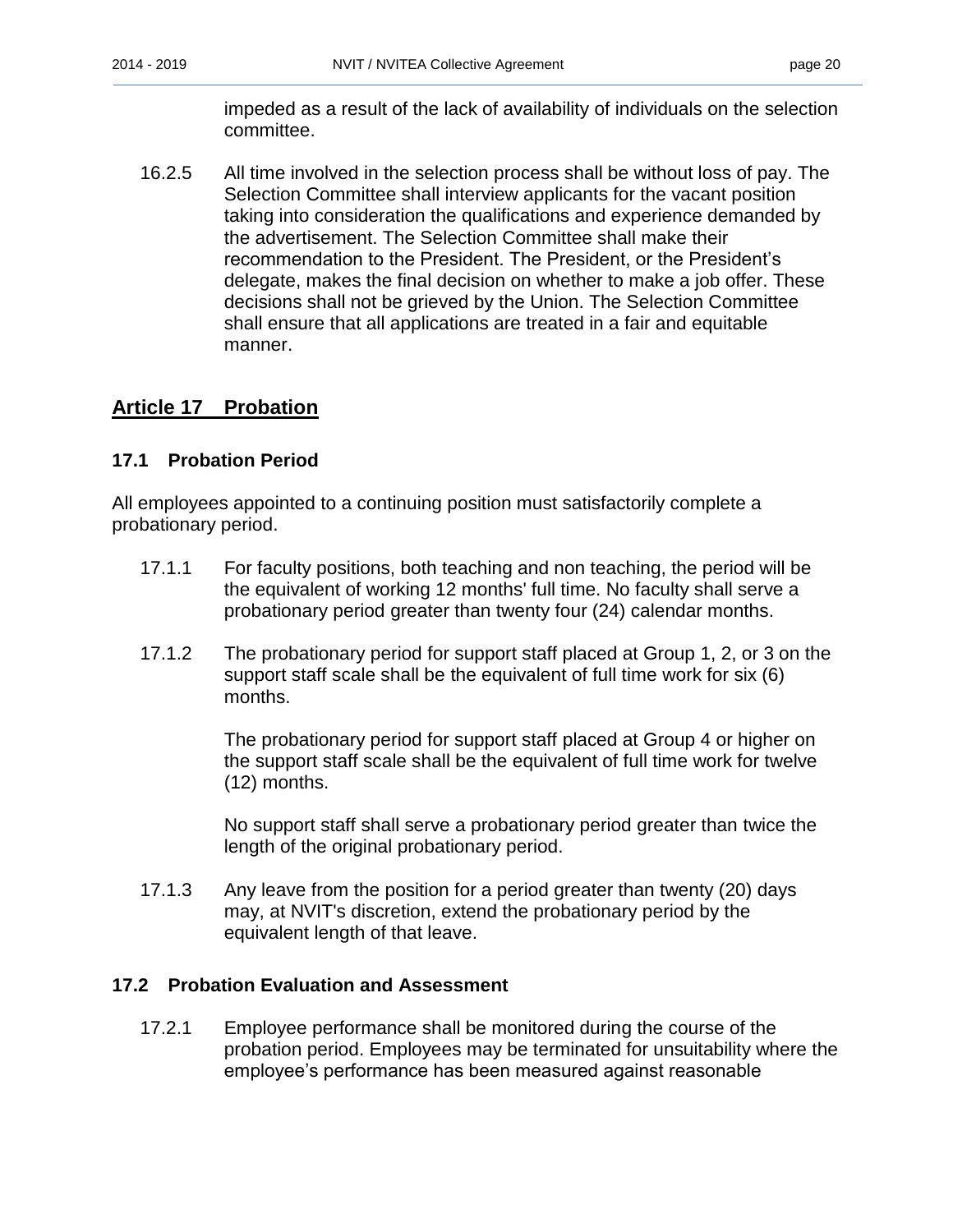impeded as a result of the lack of availability of individuals on the selection committee.

16.2.5 All time involved in the selection process shall be without loss of pay. The Selection Committee shall interview applicants for the vacant position taking into consideration the qualifications and experience demanded by the advertisement. The Selection Committee shall make their recommendation to the President. The President, or the President's delegate, makes the final decision on whether to make a job offer. These decisions shall not be grieved by the Union. The Selection Committee shall ensure that all applications are treated in a fair and equitable manner.

## Article 17 Probation

### 17.1 Probation Period

All employees appointed to a continuing position must satisfactorily complete a probationary period.

17.1.1 For faculty positions, both teaching and non teaching, the period will be the equivalent of working 12 months' full time. No faculty shall serve a probationary period greater than twenty four (24) calendar months.

17.1.2 The probationary period for support staff placed at Group 1, 2, or 3 on the support staff scale shall be the equivalent of full time work for six (6) months.

The probationary period for support staff placed at Group 4 or higher on the support staff scale shall be the equivalent of full time work for twelve (12) months.

No support staff shall serve a probationary period greater than twice the length of the original probationary period.

17.1.3 Any leave from the position for a period greater than twenty (20) days may, at NVIT's discretion, extend the probationary period by the equivalent length of that leave.

### 17.2 Probation Evaluation and Assessment

17.2.1 Employee performance shall be monitored during the course of the probation period. Employees may be terminated for unsuitability where the employee's performance has been measured against reasonable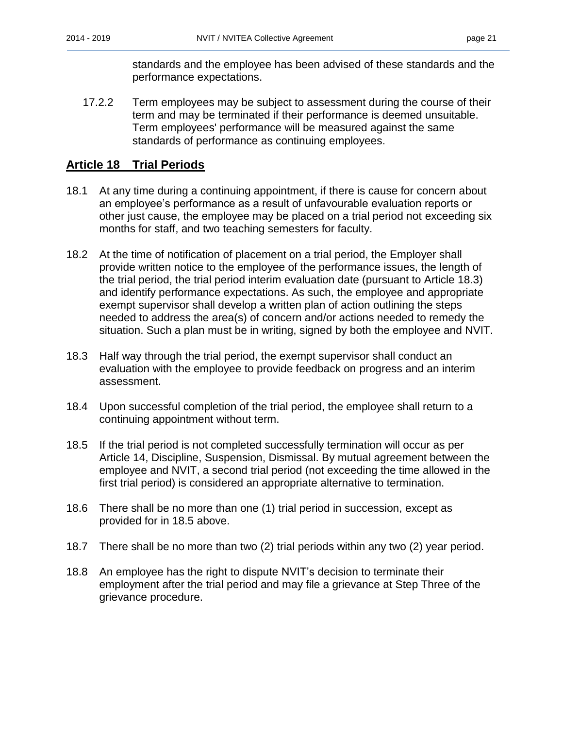standards and the employee has been advised of these standards and the performance expectations.

17.2.2 Term employees may be subject to assessment during the course of their term and may be terminated if their performance is deemed unsuitable. Term employees' performance will be measured against the same standards of performance as continuing employees.

## Article 18 Trial Periods

18.1 At any time during a continuing appointment, if there is cause for concern about an employee's performance as a result of unfavourable evaluation reports or other just cause, the employee may be placed on a trial period not exceeding six months for staff, and two teaching semesters for faculty.

18.2 At the time of notification of placement on a trial period, the Employer shall provide written notice to the employee of the performance issues, the length of the trial period, the trial period interim evaluation date (pursuant to Article 18.3) and identify performance expectations. As such, the employee and appropriate exempt supervisor shall develop a written plan of action outlining the steps needed to address the area(s) of concern and/or actions needed to remedy the situation. Such a plan must be in writing, signed by both the employee and NVIT.

18.3 Half way through the trial period, the exempt supervisor shall conduct an evaluation with the employee to provide feedback on progress and an interim assessment.

18.4 Upon successful completion of the trial period, the employee shall return to a continuing appointment without term.

18.5 If the trial period is not completed successfully termination will occur as per Article 14, Discipline, Suspension, Dismissal. By mutual agreement between the employee and NVIT, a second trial period (not exceeding the time allowed in the first trial period) is considered an appropriate alternative to termination.

18.6 There shall be no more than one (1) trial period in succession, except as provided for in 18.5 above.

18.7 There shall be no more than two (2) trial periods within any two (2) year period.

18.8 An employee has the right to dispute NVIT's decision to terminate their employment after the trial period and may file a grievance at Step Three of the grievance procedure.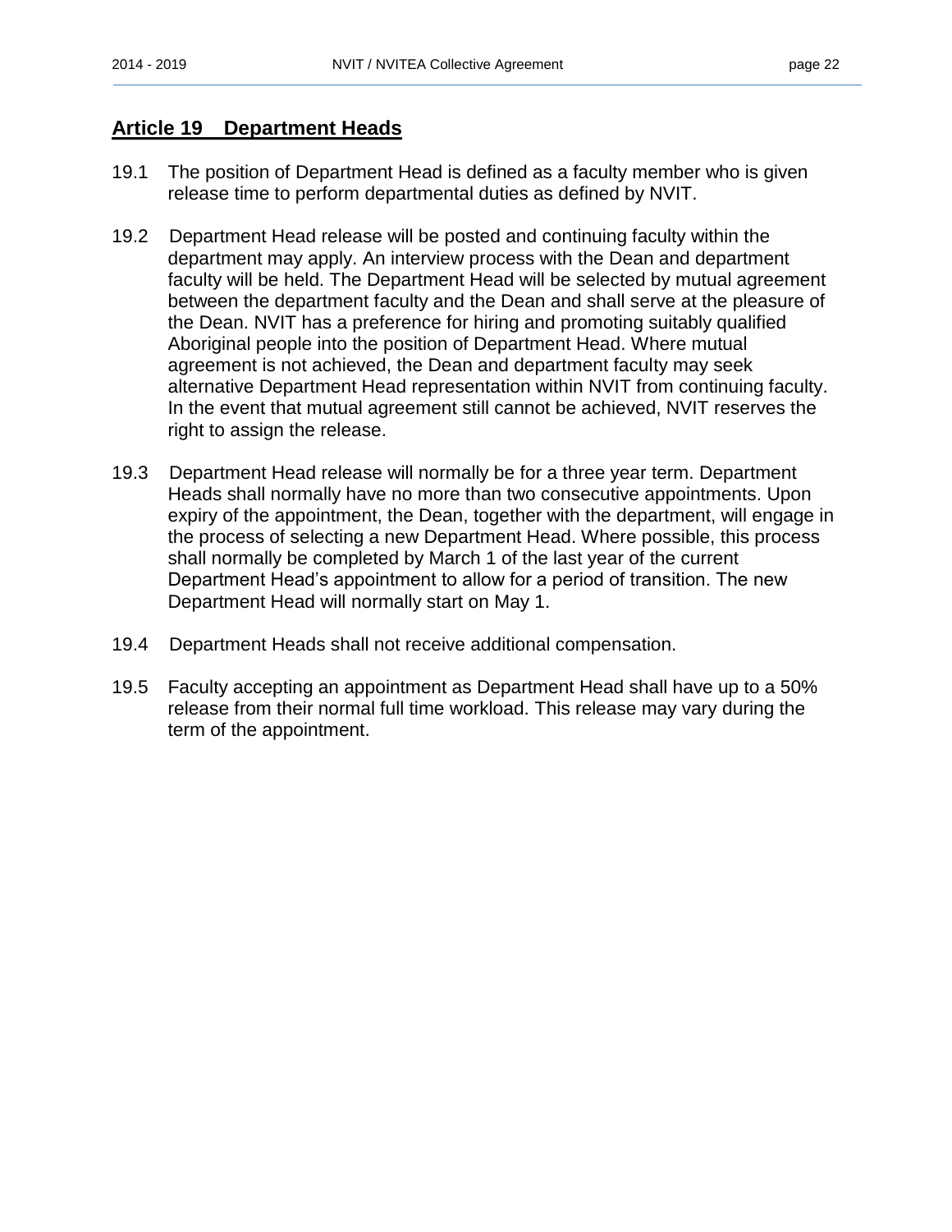## Article 19 Department Heads

19.1 The position of Department Head is defined as a faculty member who is given release time to perform departmental duties as defined by NVIT.

19.2 Department Head release will be posted and continuing faculty within the department may apply. An interview process with the Dean and department faculty will be held. The Department Head will be selected by mutual agreement between the department faculty and the Dean and shall serve at the pleasure of the Dean. NVIT has a preference for hiring and promoting suitably qualified Aboriginal people into the position of Department Head. Where mutual agreement is not achieved, the Dean and department faculty may seek alternative Department Head representation within NVIT from continuing faculty. In the event that mutual agreement still cannot be achieved, NVIT reserves the right to assign the release.

19.3 Department Head release will normally be for a three year term. Department Heads shall normally have no more than two consecutive appointments. Upon expiry of the appointment, the Dean, together with the department, will engage in the process of selecting a new Department Head. Where possible, this process shall normally be completed by March 1 of the last year of the current Department Head's appointment to allow for a period of transition. The new Department Head will normally start on May 1.

19.4 Department Heads shall not receive additional compensation.

19.5 Faculty accepting an appointment as Department Head shall have up to a 50% release from their normal full time workload. This release may vary during the term of the appointment.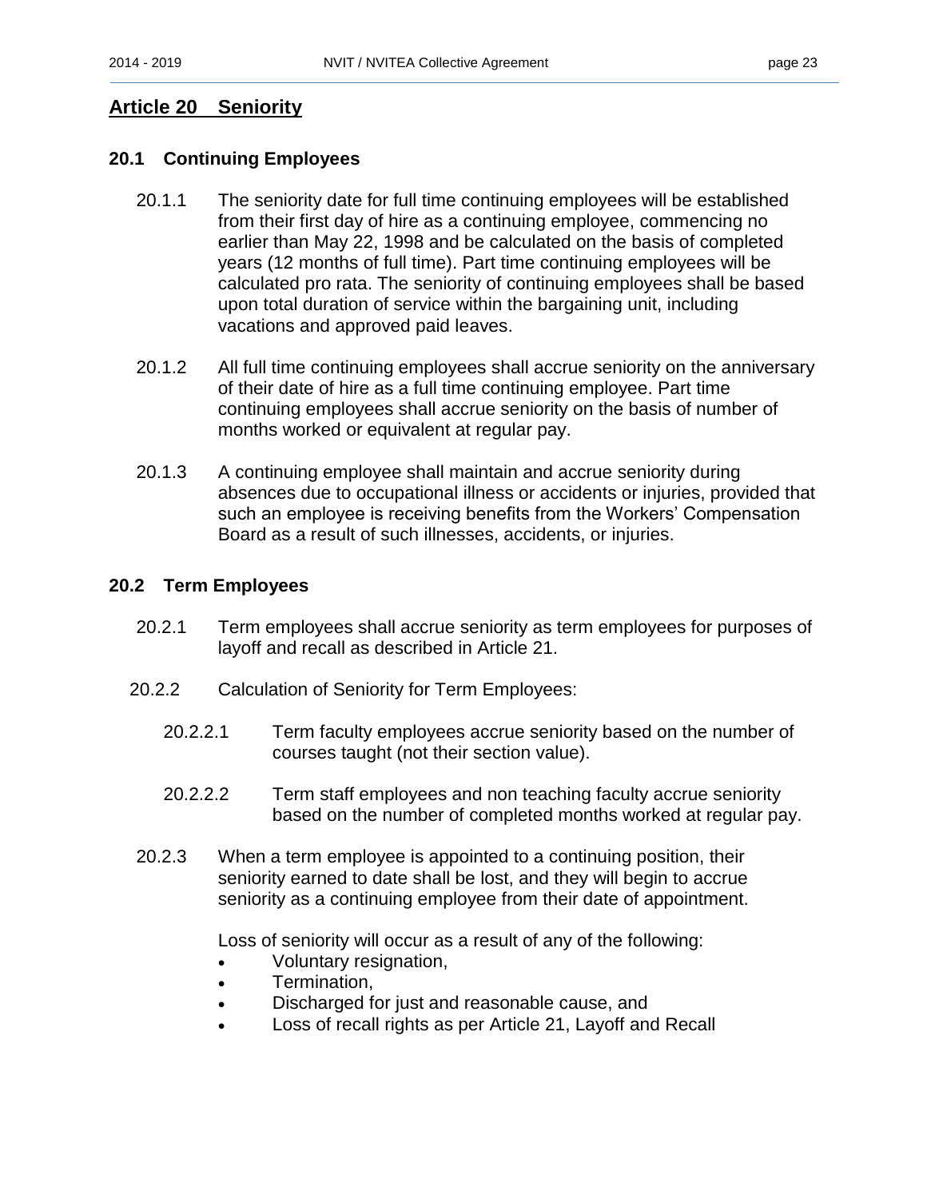## Article 20 Seniority

### 20.1 Continuing Employees

20.1.1 The seniority date for full time continuing employees will be established from their first day of hire as a continuing employee, commencing no earlier than May 22, 1998 and be calculated on the basis of completed years (12 months of full time). Part time continuing employees will be calculated pro rata. The seniority of continuing employees shall be based upon total duration of service within the bargaining unit, including vacations and approved paid leaves.

20.1.2 All full time continuing employees shall accrue seniority on the anniversary of their date of hire as a full time continuing employee. Part time continuing employees shall accrue seniority on the basis of number of months worked or equivalent at regular pay.

20.1.3 A continuing employee shall maintain and accrue seniority during absences due to occupational illness or accidents or injuries, provided that such an employee is receiving benefits from the Workers' Compensation Board as a result of such illnesses, accidents, or injuries.

### 20.2 Term Employees

20.2.1 Term employees shall accrue seniority as term employees for purposes of layoff and recall as described in Article 21.

20.2.2 Calculation of Seniority for Term Employees:

20.2.2.1 Term faculty employees accrue seniority based on the number of courses taught (not their section value).

20.2.2.2 Term staff employees and non teaching faculty accrue seniority based on the number of completed months worked at regular pay.

20.2.3 When a term employee is appointed to a continuing position, their seniority earned to date shall be lost, and they will begin to accrue seniority as a continuing employee from their date of appointment.

Loss of seniority will occur as a result of any of the following:

- Voluntary resignation,
- Termination,
- Discharged for just and reasonable cause, and
- Loss of recall rights as per Article 21, Layoff and Recall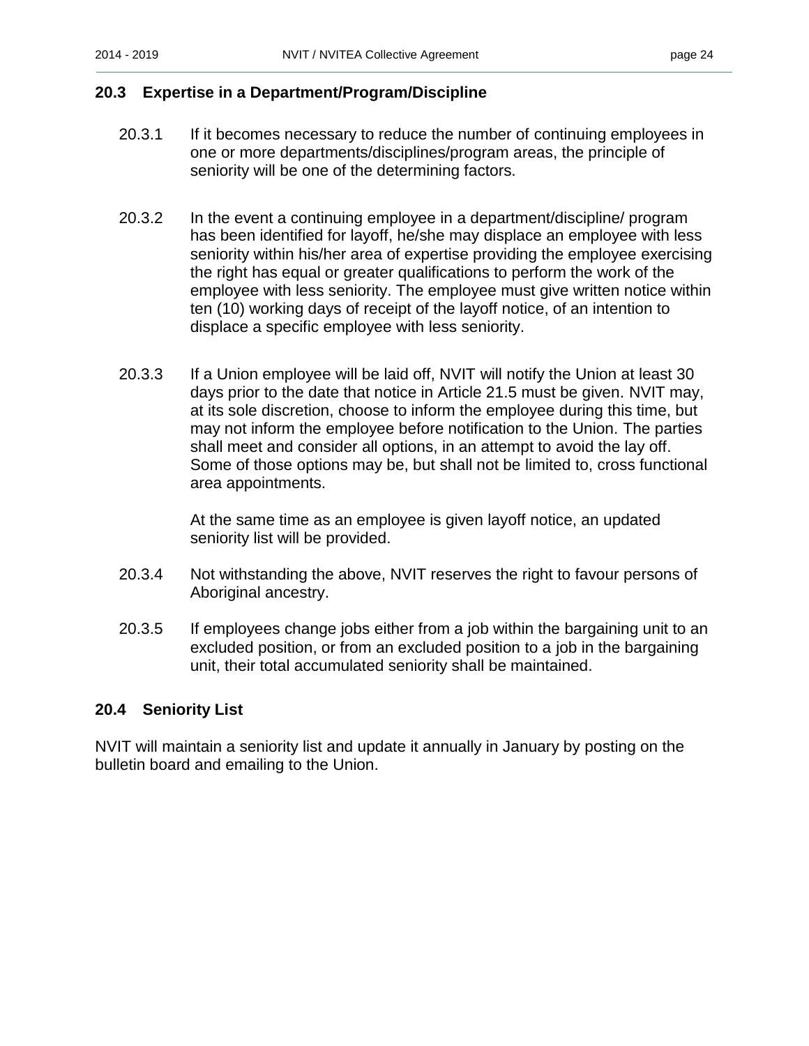### 20.3 Expertise in a Department/Program/Discipline

20.3.1 If it becomes necessary to reduce the number of continuing employees in one or more departments/disciplines/program areas, the principle of seniority will be one of the determining factors.

20.3.2 In the event a continuing employee in a department/discipline/ program has been identified for layoff, he/she may displace an employee with less seniority within his/her area of expertise providing the employee exercising the right has equal or greater qualifications to perform the work of the employee with less seniority. The employee must give written notice within ten (10) working days of receipt of the layoff notice, of an intention to displace a specific employee with less seniority.

20.3.3 If a Union employee will be laid off, NVIT will notify the Union at least 30 days prior to the date that notice in Article 21.5 must be given. NVIT may, at its sole discretion, choose to inform the employee during this time, but may not inform the employee before notification to the Union. The parties shall meet and consider all options, in an attempt to avoid the lay off. Some of those options may be, but shall not be limited to, cross functional area appointments.

At the same time as an employee is given layoff notice, an updated seniority list will be provided.

20.3.4 Not withstanding the above, NVIT reserves the right to favour persons of Aboriginal ancestry.

20.3.5 If employees change jobs either from a job within the bargaining unit to an excluded position, or from an excluded position to a job in the bargaining unit, their total accumulated seniority shall be maintained.

### 20.4 Seniority List

NVIT will maintain a seniority list and update it annually in January by posting on the bulletin board and emailing to the Union.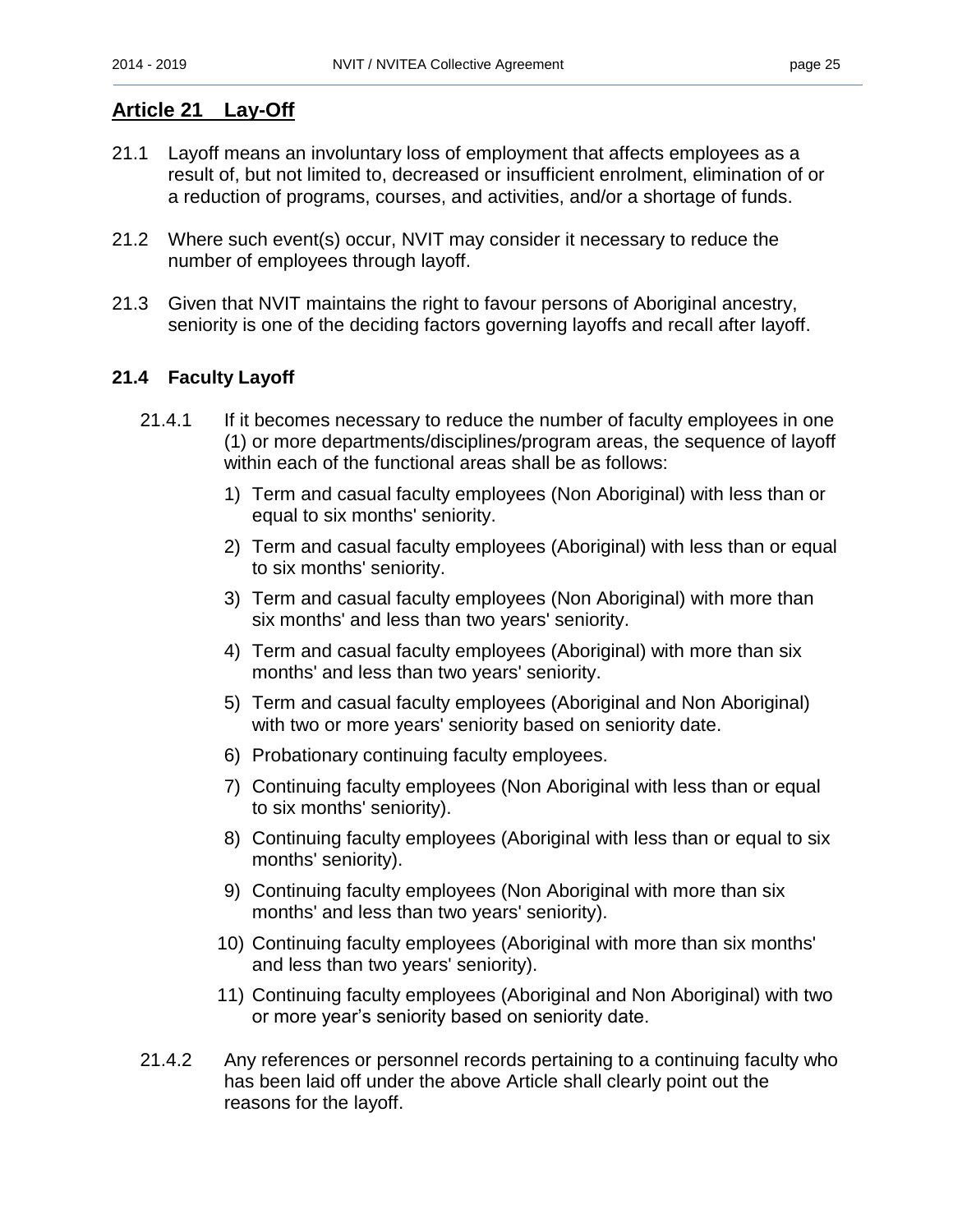## Article 21 Lay-Off

21.1 Layoff means an involuntary loss of employment that affects employees as a result of, but not limited to, decreased or insufficient enrolment, elimination of or a reduction of programs, courses, and activities, and/or a shortage of funds.

21.2 Where such event(s) occur, NVIT may consider it necessary to reduce the number of employees through layoff.

21.3 Given that NVIT maintains the right to favour persons of Aboriginal ancestry, seniority is one of the deciding factors governing layoffs and recall after layoff.

### 21.4 Faculty Layoff

21.4.1 If it becomes necessary to reduce the number of faculty employees in one (1) or more departments/disciplines/program areas, the sequence of layoff within each of the functional areas shall be as follows:

1) Term and casual faculty employees (Non Aboriginal) with less than or equal to six months' seniority.
2) Term and casual faculty employees (Aboriginal) with less than or equal to six months' seniority.
3) Term and casual faculty employees (Non Aboriginal) with more than six months' and less than two years' seniority.
4) Term and casual faculty employees (Aboriginal) with more than six months' and less than two years' seniority.
5) Term and casual faculty employees (Aboriginal and Non Aboriginal) with two or more years' seniority based on seniority date.
6) Probationary continuing faculty employees.
7) Continuing faculty employees (Non Aboriginal with less than or equal to six months' seniority).
8) Continuing faculty employees (Aboriginal with less than or equal to six months' seniority).
9) Continuing faculty employees (Non Aboriginal with more than six months' and less than two years' seniority).
10) Continuing faculty employees (Aboriginal with more than six months' and less than two years' seniority).
11) Continuing faculty employees (Aboriginal and Non Aboriginal) with two or more year's seniority based on seniority date.

21.4.2 Any references or personnel records pertaining to a continuing faculty who has been laid off under the above Article shall clearly point out the reasons for the layoff.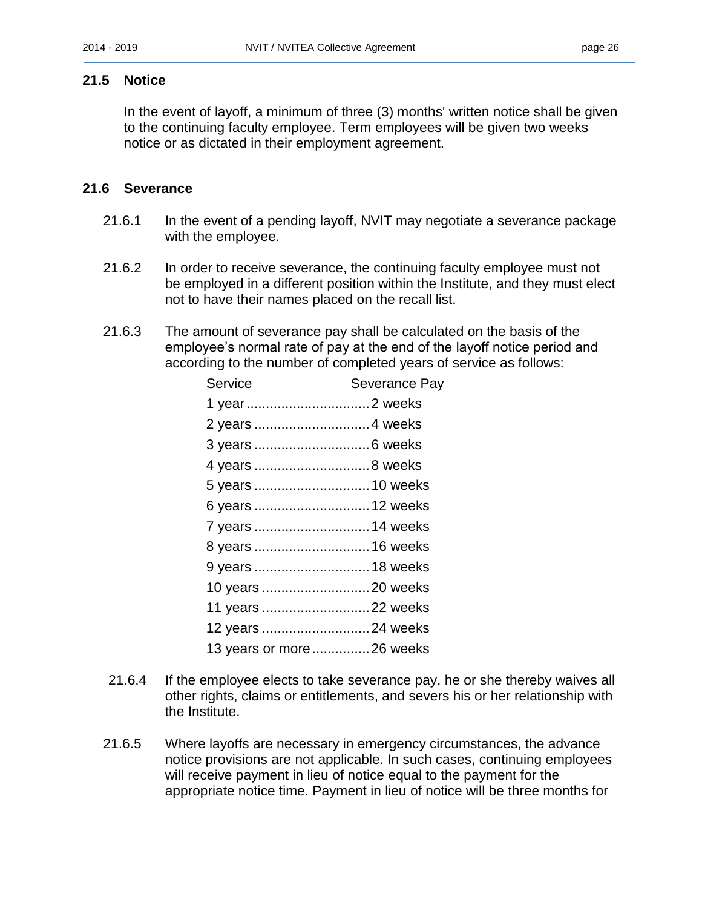## 21.5 Notice

In the event of layoff, a minimum of three (3) months' written notice shall be given to the continuing faculty employee. Term employees will be given two weeks notice or as dictated in their employment agreement.

## 21.6 Severance

21.6.1 In the event of a pending layoff, NVIT may negotiate a severance package with the employee.

21.6.2 In order to receive severance, the continuing faculty employee must not be employed in a different position within the Institute, and they must elect not to have their names placed on the recall list.

21.6.3 The amount of severance pay shall be calculated on the basis of the employee's normal rate of pay at the end of the layoff notice period and according to the number of completed years of service as follows:

| Service | Severance Pay |
|---|---|
| 1 year | 2 weeks |
| 2 years | 4 weeks |
| 3 years | 6 weeks |
| 4 years | 8 weeks |
| 5 years | 10 weeks |
| 6 years | 12 weeks |
| 7 years | 14 weeks |
| 8 years | 16 weeks |
| 9 years | 18 weeks |
| 10 years | 20 weeks |
| 11 years | 22 weeks |
| 12 years | 24 weeks |
| 13 years or more | 26 weeks |

21.6.4 If the employee elects to take severance pay, he or she thereby waives all other rights, claims or entitlements, and severs his or her relationship with the Institute.

21.6.5 Where layoffs are necessary in emergency circumstances, the advance notice provisions are not applicable. In such cases, continuing employees will receive payment in lieu of notice equal to the payment for the appropriate notice time. Payment in lieu of notice will be three months for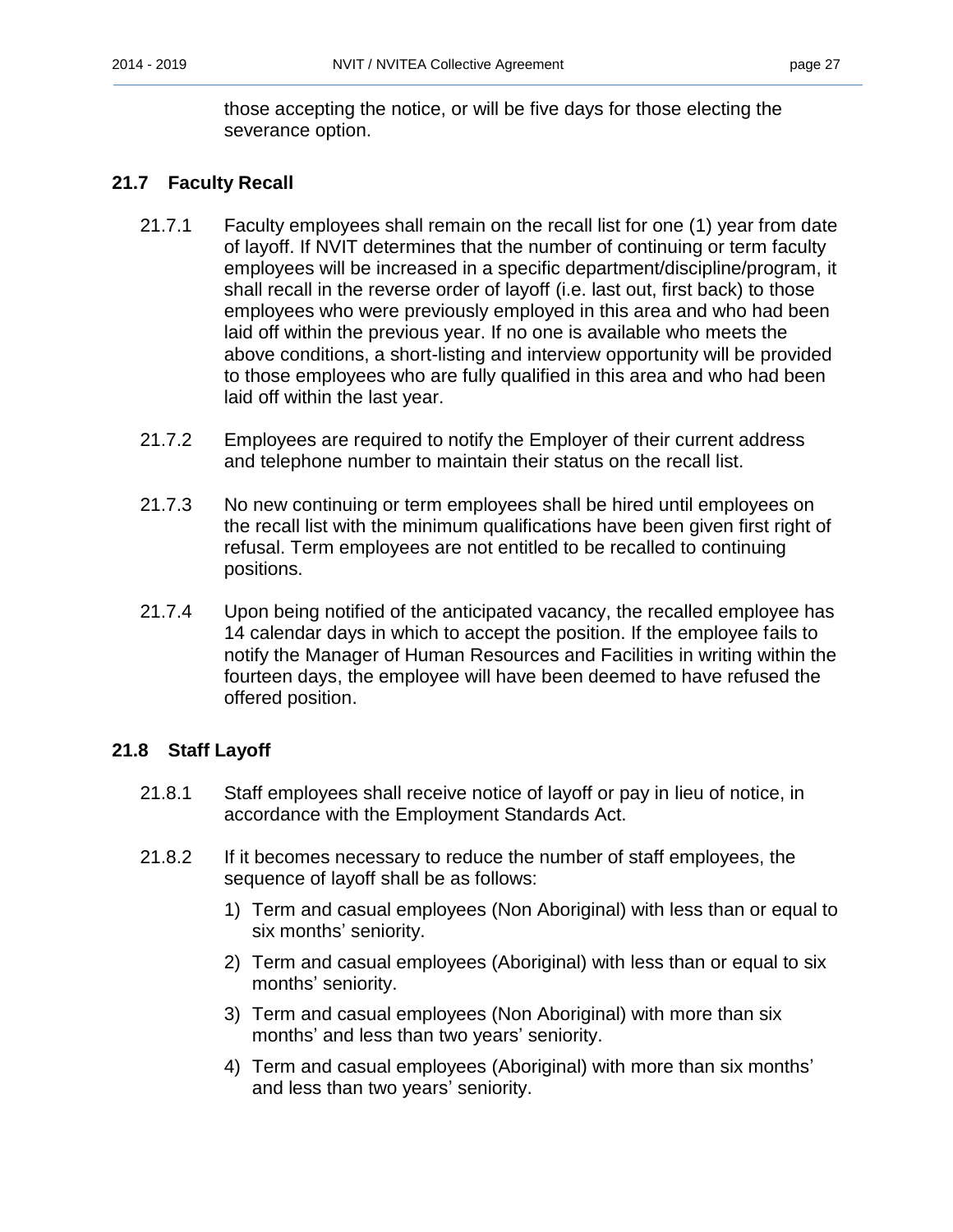those accepting the notice, or will be five days for those electing the severance option.

### 21.7 Faculty Recall

21.7.1 Faculty employees shall remain on the recall list for one (1) year from date of layoff. If NVIT determines that the number of continuing or term faculty employees will be increased in a specific department/discipline/program, it shall recall in the reverse order of layoff (i.e. last out, first back) to those employees who were previously employed in this area and who had been laid off within the previous year. If no one is available who meets the above conditions, a short-listing and interview opportunity will be provided to those employees who are fully qualified in this area and who had been laid off within the last year.

21.7.2 Employees are required to notify the Employer of their current address and telephone number to maintain their status on the recall list.

21.7.3 No new continuing or term employees shall be hired until employees on the recall list with the minimum qualifications have been given first right of refusal. Term employees are not entitled to be recalled to continuing positions.

21.7.4 Upon being notified of the anticipated vacancy, the recalled employee has 14 calendar days in which to accept the position. If the employee fails to notify the Manager of Human Resources and Facilities in writing within the fourteen days, the employee will have been deemed to have refused the offered position.

### 21.8 Staff Layoff

21.8.1 Staff employees shall receive notice of layoff or pay in lieu of notice, in accordance with the Employment Standards Act.

21.8.2 If it becomes necessary to reduce the number of staff employees, the sequence of layoff shall be as follows:

1) Term and casual employees (Non Aboriginal) with less than or equal to six months' seniority.
2) Term and casual employees (Aboriginal) with less than or equal to six months' seniority.
3) Term and casual employees (Non Aboriginal) with more than six months' and less than two years' seniority.
4) Term and casual employees (Aboriginal) with more than six months' and less than two years' seniority.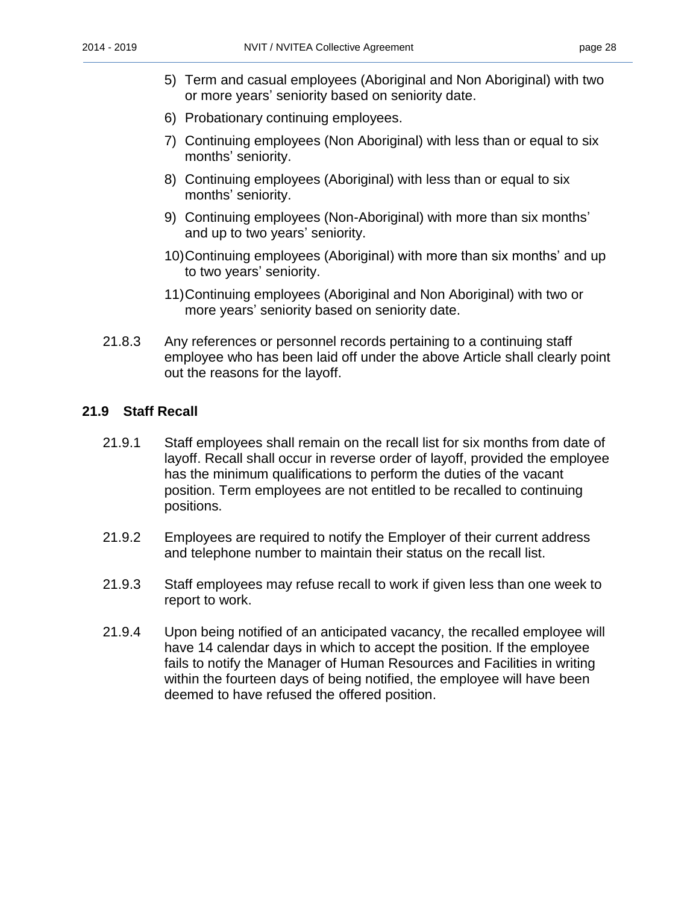5) Term and casual employees (Aboriginal and Non Aboriginal) with two or more years' seniority based on seniority date.
6) Probationary continuing employees.
7) Continuing employees (Non Aboriginal) with less than or equal to six months' seniority.
8) Continuing employees (Aboriginal) with less than or equal to six months' seniority.
9) Continuing employees (Non-Aboriginal) with more than six months' and up to two years' seniority.
10) Continuing employees (Aboriginal) with more than six months' and up to two years' seniority.
11) Continuing employees (Aboriginal and Non Aboriginal) with two or more years' seniority based on seniority date.

21.8.3 Any references or personnel records pertaining to a continuing staff employee who has been laid off under the above Article shall clearly point out the reasons for the layoff.

## 21.9 Staff Recall

21.9.1 Staff employees shall remain on the recall list for six months from date of layoff. Recall shall occur in reverse order of layoff, provided the employee has the minimum qualifications to perform the duties of the vacant position. Term employees are not entitled to be recalled to continuing positions.

21.9.2 Employees are required to notify the Employer of their current address and telephone number to maintain their status on the recall list.

21.9.3 Staff employees may refuse recall to work if given less than one week to report to work.

21.9.4 Upon being notified of an anticipated vacancy, the recalled employee will have 14 calendar days in which to accept the position. If the employee fails to notify the Manager of Human Resources and Facilities in writing within the fourteen days of being notified, the employee will have been deemed to have refused the offered position.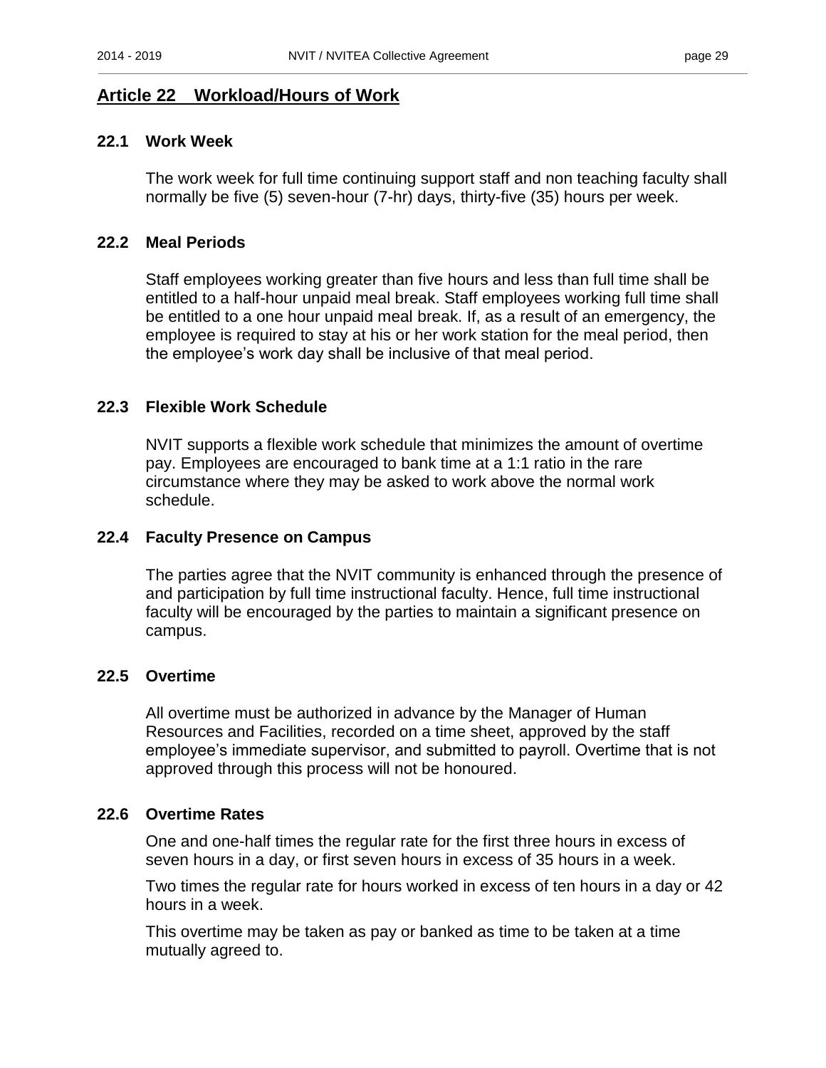## Article 22 Workload/Hours of Work

### 22.1 Work Week

The work week for full time continuing support staff and non teaching faculty shall normally be five (5) seven-hour (7-hr) days, thirty-five (35) hours per week.

### 22.2 Meal Periods

Staff employees working greater than five hours and less than full time shall be entitled to a half-hour unpaid meal break. Staff employees working full time shall be entitled to a one hour unpaid meal break. If, as a result of an emergency, the employee is required to stay at his or her work station for the meal period, then the employee's work day shall be inclusive of that meal period.

### 22.3 Flexible Work Schedule

NVIT supports a flexible work schedule that minimizes the amount of overtime pay. Employees are encouraged to bank time at a 1:1 ratio in the rare circumstance where they may be asked to work above the normal work schedule.

### 22.4 Faculty Presence on Campus

The parties agree that the NVIT community is enhanced through the presence of and participation by full time instructional faculty. Hence, full time instructional faculty will be encouraged by the parties to maintain a significant presence on campus.

### 22.5 Overtime

All overtime must be authorized in advance by the Manager of Human Resources and Facilities, recorded on a time sheet, approved by the staff employee's immediate supervisor, and submitted to payroll. Overtime that is not approved through this process will not be honoured.

### 22.6 Overtime Rates

One and one-half times the regular rate for the first three hours in excess of seven hours in a day, or first seven hours in excess of 35 hours in a week.

Two times the regular rate for hours worked in excess of ten hours in a day or 42 hours in a week.

This overtime may be taken as pay or banked as time to be taken at a time mutually agreed to.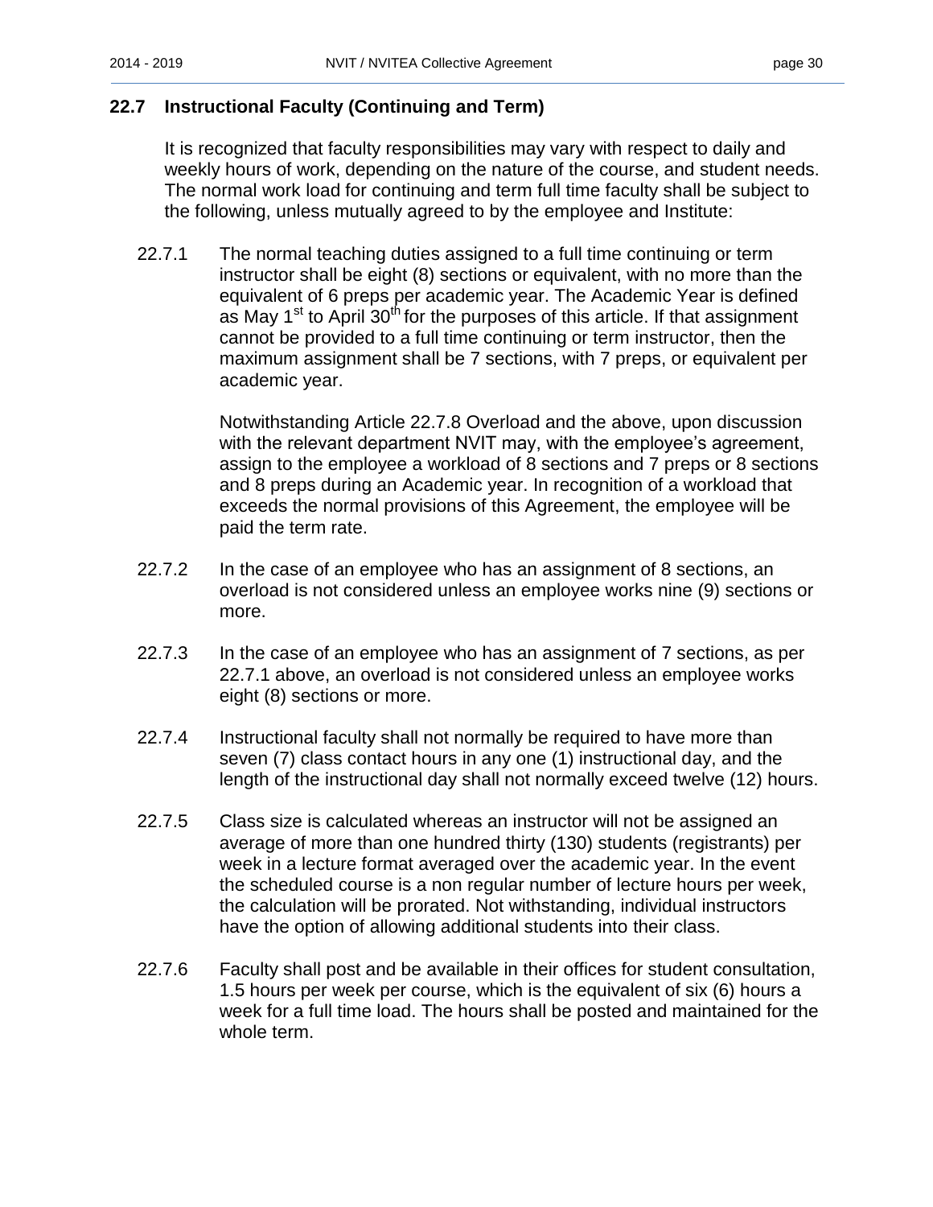## 22.7 Instructional Faculty (Continuing and Term)

It is recognized that faculty responsibilities may vary with respect to daily and weekly hours of work, depending on the nature of the course, and student needs. The normal work load for continuing and term full time faculty shall be subject to the following, unless mutually agreed to by the employee and Institute:

22.7.1 The normal teaching duties assigned to a full time continuing or term instructor shall be eight (8) sections or equivalent, with no more than the equivalent of 6 preps per academic year. The Academic Year is defined as May 1st to April 30th for the purposes of this article. If that assignment cannot be provided to a full time continuing or term instructor, then the maximum assignment shall be 7 sections, with 7 preps, or equivalent per academic year.

Notwithstanding Article 22.7.8 Overload and the above, upon discussion with the relevant department NVIT may, with the employee's agreement, assign to the employee a workload of 8 sections and 7 preps or 8 sections and 8 preps during an Academic year. In recognition of a workload that exceeds the normal provisions of this Agreement, the employee will be paid the term rate.

22.7.2 In the case of an employee who has an assignment of 8 sections, an overload is not considered unless an employee works nine (9) sections or more.

22.7.3 In the case of an employee who has an assignment of 7 sections, as per 22.7.1 above, an overload is not considered unless an employee works eight (8) sections or more.

22.7.4 Instructional faculty shall not normally be required to have more than seven (7) class contact hours in any one (1) instructional day, and the length of the instructional day shall not normally exceed twelve (12) hours.

22.7.5 Class size is calculated whereas an instructor will not be assigned an average of more than one hundred thirty (130) students (registrants) per week in a lecture format averaged over the academic year. In the event the scheduled course is a non regular number of lecture hours per week, the calculation will be prorated. Not withstanding, individual instructors have the option of allowing additional students into their class.

22.7.6 Faculty shall post and be available in their offices for student consultation, 1.5 hours per week per course, which is the equivalent of six (6) hours a week for a full time load. The hours shall be posted and maintained for the whole term.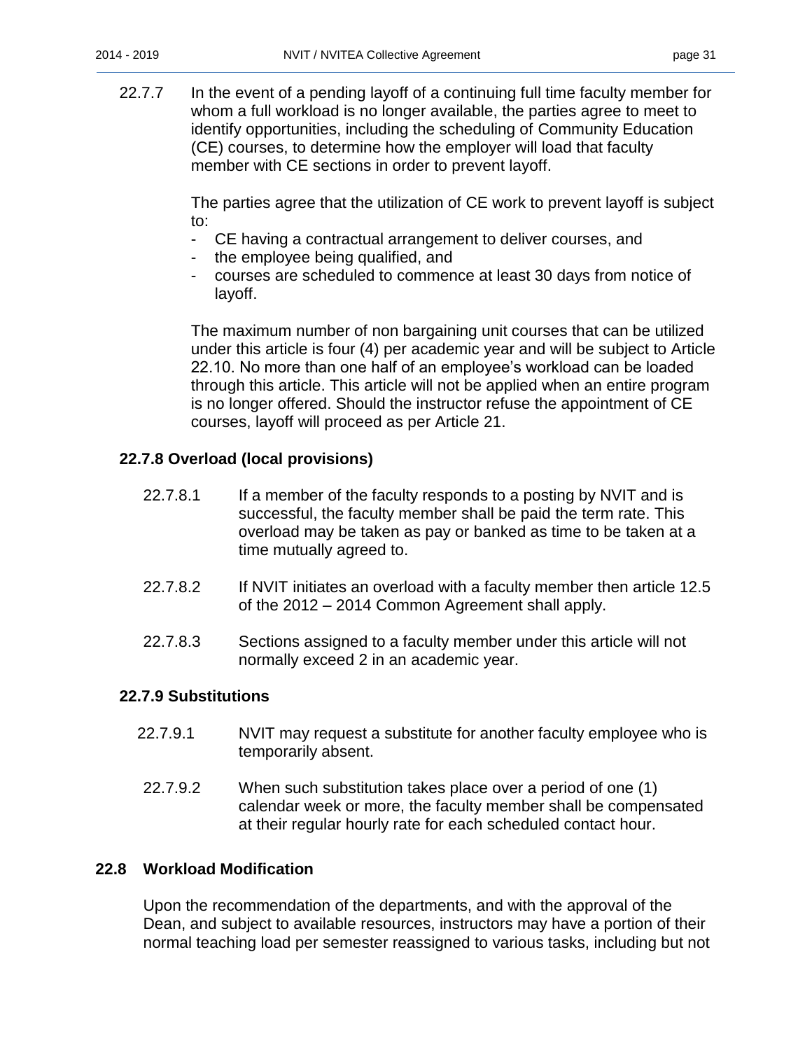22.7.7 In the event of a pending layoff of a continuing full time faculty member for whom a full workload is no longer available, the parties agree to meet to identify opportunities, including the scheduling of Community Education (CE) courses, to determine how the employer will load that faculty member with CE sections in order to prevent layoff.

The parties agree that the utilization of CE work to prevent layoff is subject to:

- CE having a contractual arrangement to deliver courses, and
- the employee being qualified, and
- courses are scheduled to commence at least 30 days from notice of layoff.

The maximum number of non bargaining unit courses that can be utilized under this article is four (4) per academic year and will be subject to Article 22.10. No more than one half of an employee's workload can be loaded through this article. This article will not be applied when an entire program is no longer offered. Should the instructor refuse the appointment of CE courses, layoff will proceed as per Article 21.

### 22.7.8 Overload (local provisions)

22.7.8.1 If a member of the faculty responds to a posting by NVIT and is successful, the faculty member shall be paid the term rate. This overload may be taken as pay or banked as time to be taken at a time mutually agreed to.

22.7.8.2 If NVIT initiates an overload with a faculty member then article 12.5 of the 2012 – 2014 Common Agreement shall apply.

22.7.8.3 Sections assigned to a faculty member under this article will not normally exceed 2 in an academic year.

### 22.7.9 Substitutions

22.7.9.1 NVIT may request a substitute for another faculty employee who is temporarily absent.

22.7.9.2 When such substitution takes place over a period of one (1) calendar week or more, the faculty member shall be compensated at their regular hourly rate for each scheduled contact hour.

## 22.8 Workload Modification

Upon the recommendation of the departments, and with the approval of the Dean, and subject to available resources, instructors may have a portion of their normal teaching load per semester reassigned to various tasks, including but not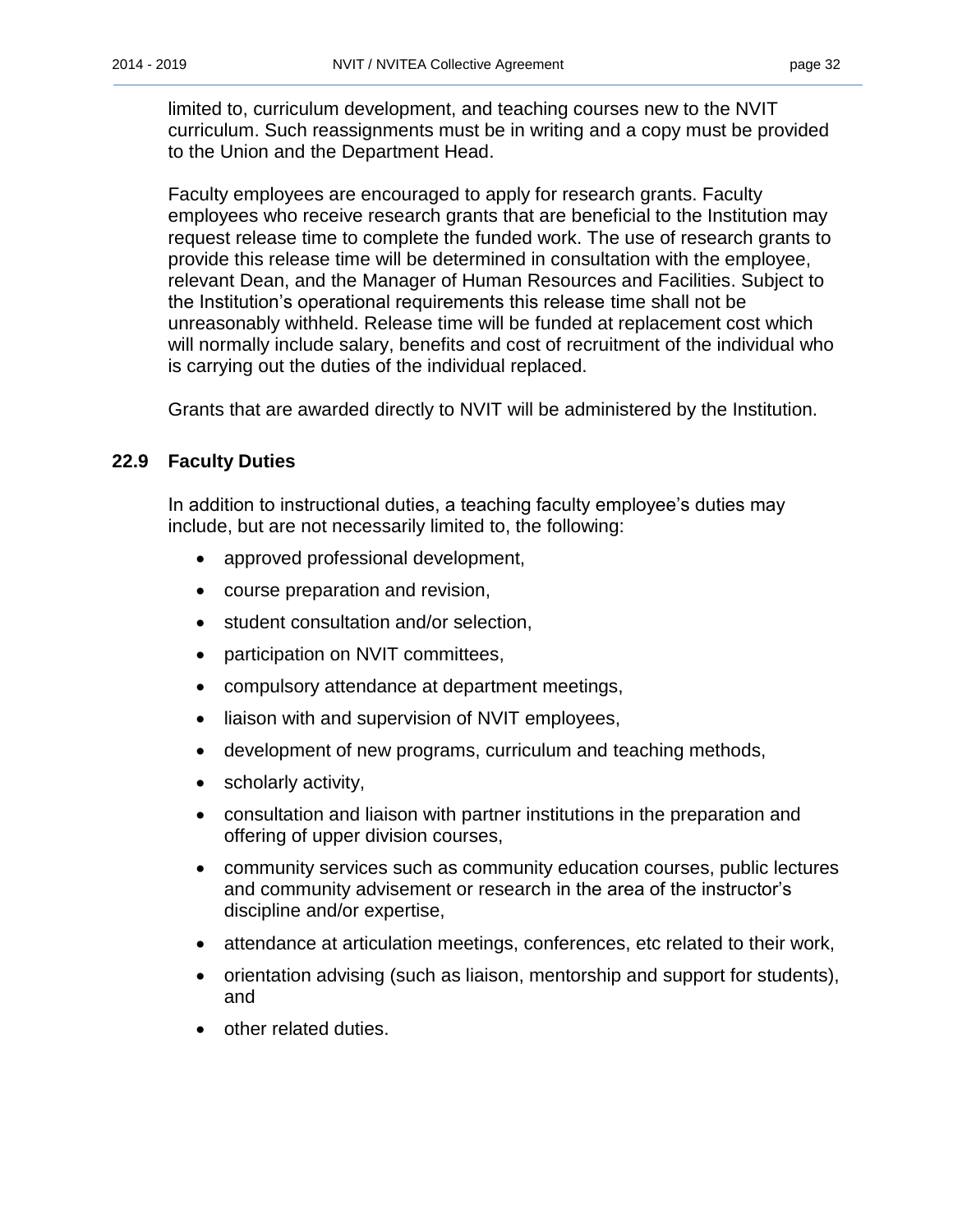limited to, curriculum development, and teaching courses new to the NVIT curriculum. Such reassignments must be in writing and a copy must be provided to the Union and the Department Head.

Faculty employees are encouraged to apply for research grants. Faculty employees who receive research grants that are beneficial to the Institution may request release time to complete the funded work. The use of research grants to provide this release time will be determined in consultation with the employee, relevant Dean, and the Manager of Human Resources and Facilities. Subject to the Institution's operational requirements this release time shall not be unreasonably withheld. Release time will be funded at replacement cost which will normally include salary, benefits and cost of recruitment of the individual who is carrying out the duties of the individual replaced.

Grants that are awarded directly to NVIT will be administered by the Institution.

### 22.9 Faculty Duties

In addition to instructional duties, a teaching faculty employee's duties may include, but are not necessarily limited to, the following:

- approved professional development,
- course preparation and revision,
- student consultation and/or selection,
- participation on NVIT committees,
- compulsory attendance at department meetings,
- liaison with and supervision of NVIT employees,
- development of new programs, curriculum and teaching methods,
- scholarly activity,
- consultation and liaison with partner institutions in the preparation and offering of upper division courses,
- community services such as community education courses, public lectures and community advisement or research in the area of the instructor's discipline and/or expertise,
- attendance at articulation meetings, conferences, etc related to their work,
- orientation advising (such as liaison, mentorship and support for students), and
- other related duties.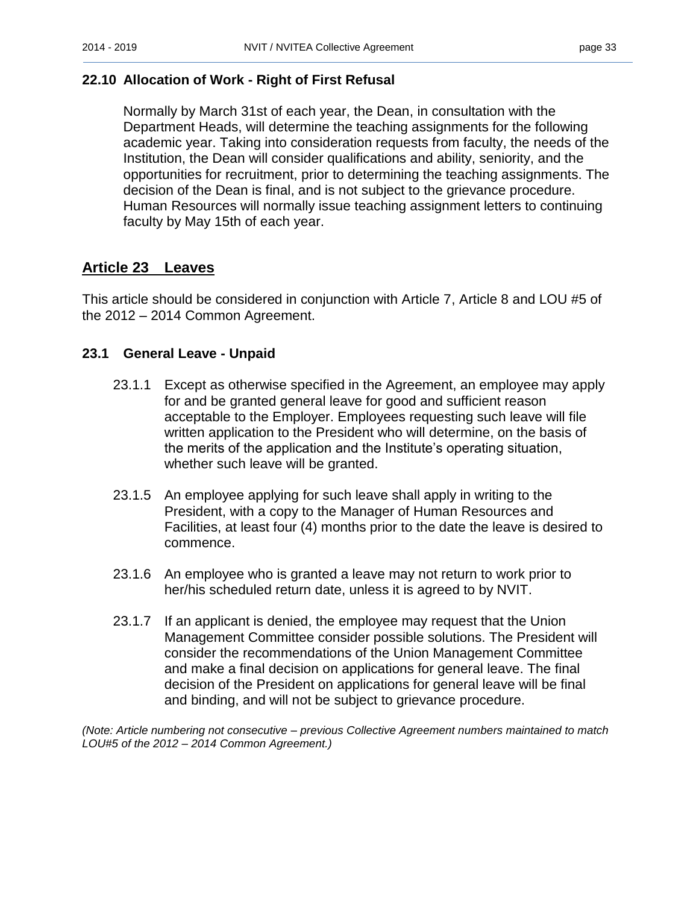### 22.10 Allocation of Work - Right of First Refusal

Normally by March 31st of each year, the Dean, in consultation with the Department Heads, will determine the teaching assignments for the following academic year. Taking into consideration requests from faculty, the needs of the Institution, the Dean will consider qualifications and ability, seniority, and the opportunities for recruitment, prior to determining the teaching assignments. The decision of the Dean is final, and is not subject to the grievance procedure. Human Resources will normally issue teaching assignment letters to continuing faculty by May 15th of each year.

## Article 23 Leaves

This article should be considered in conjunction with Article 7, Article 8 and LOU #5 of the 2012 – 2014 Common Agreement.

### 23.1 General Leave - Unpaid

23.1.1 Except as otherwise specified in the Agreement, an employee may apply for and be granted general leave for good and sufficient reason acceptable to the Employer. Employees requesting such leave will file written application to the President who will determine, on the basis of the merits of the application and the Institute's operating situation, whether such leave will be granted.

23.1.5 An employee applying for such leave shall apply in writing to the President, with a copy to the Manager of Human Resources and Facilities, at least four (4) months prior to the date the leave is desired to commence.

23.1.6 An employee who is granted a leave may not return to work prior to her/his scheduled return date, unless it is agreed to by NVIT.

23.1.7 If an applicant is denied, the employee may request that the Union Management Committee consider possible solutions. The President will consider the recommendations of the Union Management Committee and make a final decision on applications for general leave. The final decision of the President on applications for general leave will be final and binding, and will not be subject to grievance procedure.

*(Note: Article numbering not consecutive – previous Collective Agreement numbers maintained to match LOU#5 of the 2012 – 2014 Common Agreement.)*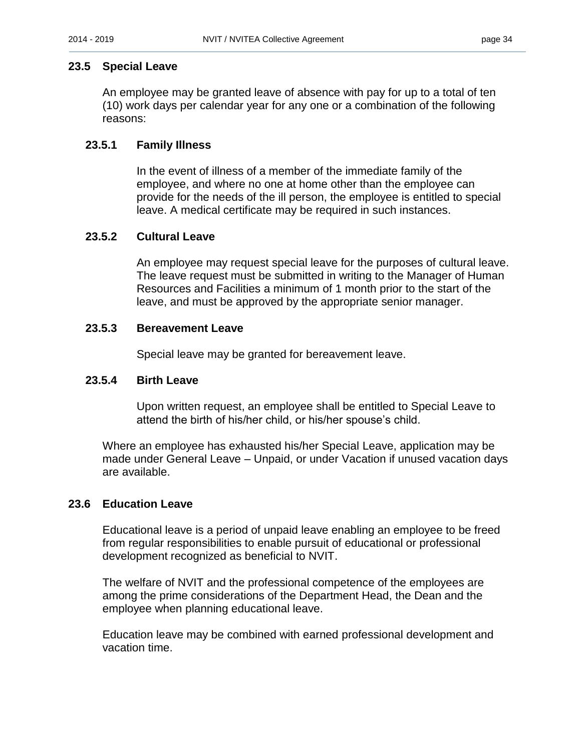## 23.5 Special Leave

An employee may be granted leave of absence with pay for up to a total of ten (10) work days per calendar year for any one or a combination of the following reasons:

### 23.5.1 Family Illness

In the event of illness of a member of the immediate family of the employee, and where no one at home other than the employee can provide for the needs of the ill person, the employee is entitled to special leave. A medical certificate may be required in such instances.

### 23.5.2 Cultural Leave

An employee may request special leave for the purposes of cultural leave. The leave request must be submitted in writing to the Manager of Human Resources and Facilities a minimum of 1 month prior to the start of the leave, and must be approved by the appropriate senior manager.

### 23.5.3 Bereavement Leave

Special leave may be granted for bereavement leave.

### 23.5.4 Birth Leave

Upon written request, an employee shall be entitled to Special Leave to attend the birth of his/her child, or his/her spouse's child.

Where an employee has exhausted his/her Special Leave, application may be made under General Leave – Unpaid, or under Vacation if unused vacation days are available.

## 23.6 Education Leave

Educational leave is a period of unpaid leave enabling an employee to be freed from regular responsibilities to enable pursuit of educational or professional development recognized as beneficial to NVIT.

The welfare of NVIT and the professional competence of the employees are among the prime considerations of the Department Head, the Dean and the employee when planning educational leave.

Education leave may be combined with earned professional development and vacation time.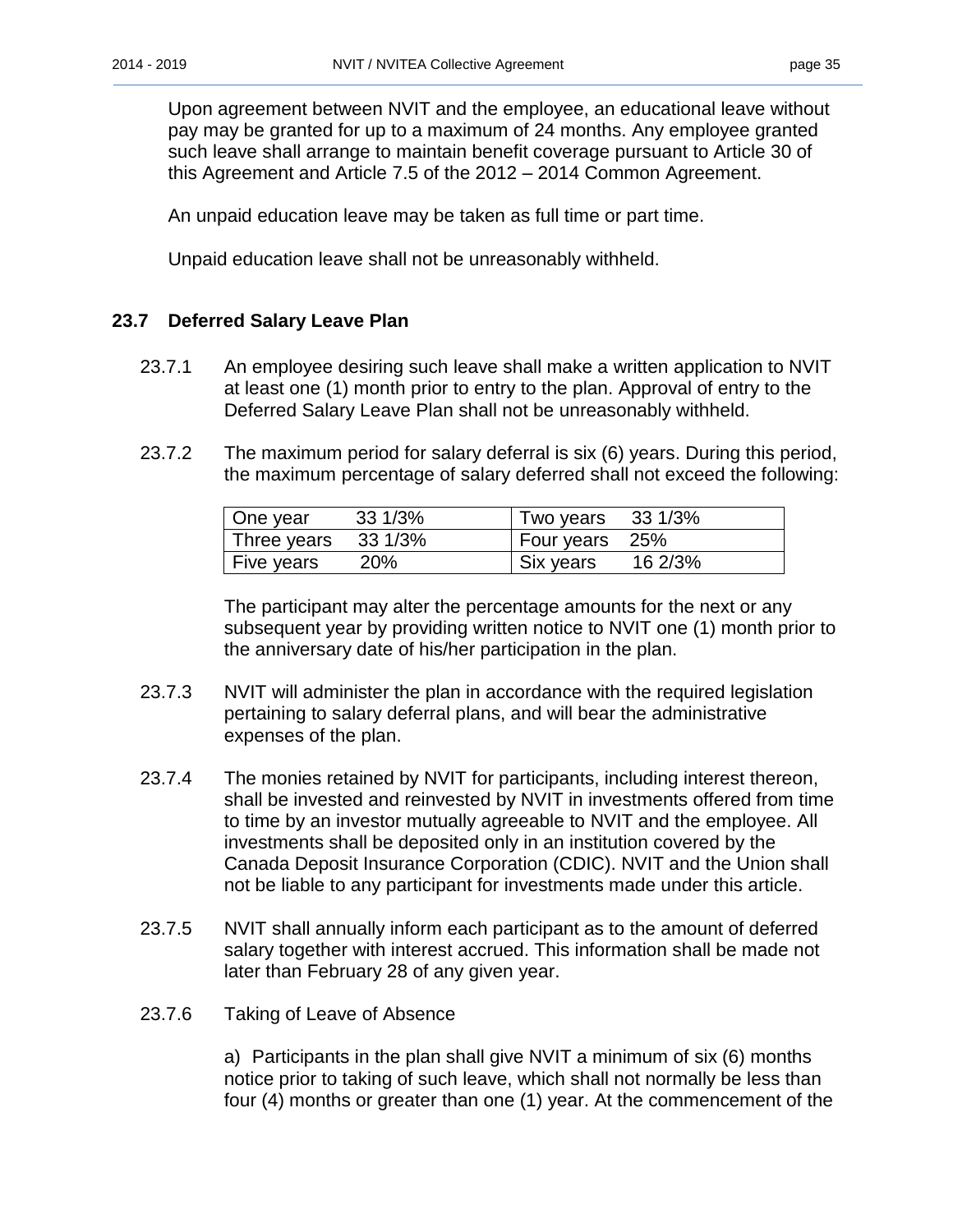Upon agreement between NVIT and the employee, an educational leave without pay may be granted for up to a maximum of 24 months. Any employee granted such leave shall arrange to maintain benefit coverage pursuant to Article 30 of this Agreement and Article 7.5 of the 2012 – 2014 Common Agreement.

An unpaid education leave may be taken as full time or part time.

Unpaid education leave shall not be unreasonably withheld.

## 23.7 Deferred Salary Leave Plan

23.7.1 An employee desiring such leave shall make a written application to NVIT at least one (1) month prior to entry to the plan. Approval of entry to the Deferred Salary Leave Plan shall not be unreasonably withheld.

23.7.2 The maximum period for salary deferral is six (6) years. During this period, the maximum percentage of salary deferred shall not exceed the following:

| | | | |
|---|---|---|---|
| One year | 33 1/3% | Two years | 33 1/3% |
| Three years | 33 1/3% | Four years | 25% |
| Five years | 20% | Six years | 16 2/3% |

The participant may alter the percentage amounts for the next or any subsequent year by providing written notice to NVIT one (1) month prior to the anniversary date of his/her participation in the plan.

23.7.3 NVIT will administer the plan in accordance with the required legislation pertaining to salary deferral plans, and will bear the administrative expenses of the plan.

23.7.4 The monies retained by NVIT for participants, including interest thereon, shall be invested and reinvested by NVIT in investments offered from time to time by an investor mutually agreeable to NVIT and the employee. All investments shall be deposited only in an institution covered by the Canada Deposit Insurance Corporation (CDIC). NVIT and the Union shall not be liable to any participant for investments made under this article.

23.7.5 NVIT shall annually inform each participant as to the amount of deferred salary together with interest accrued. This information shall be made not later than February 28 of any given year.

23.7.6 Taking of Leave of Absence

a) Participants in the plan shall give NVIT a minimum of six (6) months notice prior to taking of such leave, which shall not normally be less than four (4) months or greater than one (1) year. At the commencement of the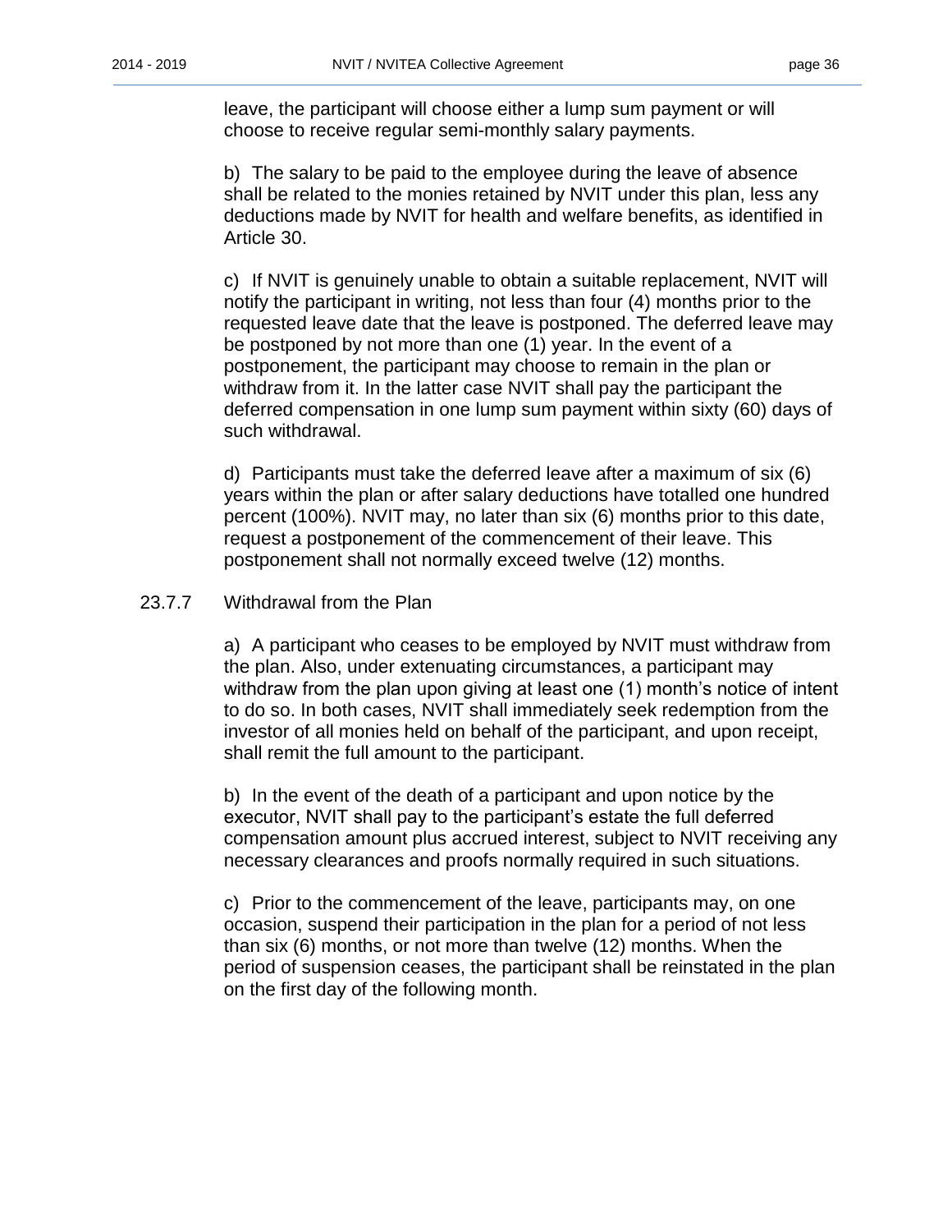leave, the participant will choose either a lump sum payment or will choose to receive regular semi-monthly salary payments.

b) The salary to be paid to the employee during the leave of absence shall be related to the monies retained by NVIT under this plan, less any deductions made by NVIT for health and welfare benefits, as identified in Article 30.

c) If NVIT is genuinely unable to obtain a suitable replacement, NVIT will notify the participant in writing, not less than four (4) months prior to the requested leave date that the leave is postponed. The deferred leave may be postponed by not more than one (1) year. In the event of a postponement, the participant may choose to remain in the plan or withdraw from it. In the latter case NVIT shall pay the participant the deferred compensation in one lump sum payment within sixty (60) days of such withdrawal.

d) Participants must take the deferred leave after a maximum of six (6) years within the plan or after salary deductions have totalled one hundred percent (100%). NVIT may, no later than six (6) months prior to this date, request a postponement of the commencement of their leave. This postponement shall not normally exceed twelve (12) months.

23.7.7 Withdrawal from the Plan

a) A participant who ceases to be employed by NVIT must withdraw from the plan. Also, under extenuating circumstances, a participant may withdraw from the plan upon giving at least one (1) month's notice of intent to do so. In both cases, NVIT shall immediately seek redemption from the investor of all monies held on behalf of the participant, and upon receipt, shall remit the full amount to the participant.

b) In the event of the death of a participant and upon notice by the executor, NVIT shall pay to the participant's estate the full deferred compensation amount plus accrued interest, subject to NVIT receiving any necessary clearances and proofs normally required in such situations.

c) Prior to the commencement of the leave, participants may, on one occasion, suspend their participation in the plan for a period of not less than six (6) months, or not more than twelve (12) months. When the period of suspension ceases, the participant shall be reinstated in the plan on the first day of the following month.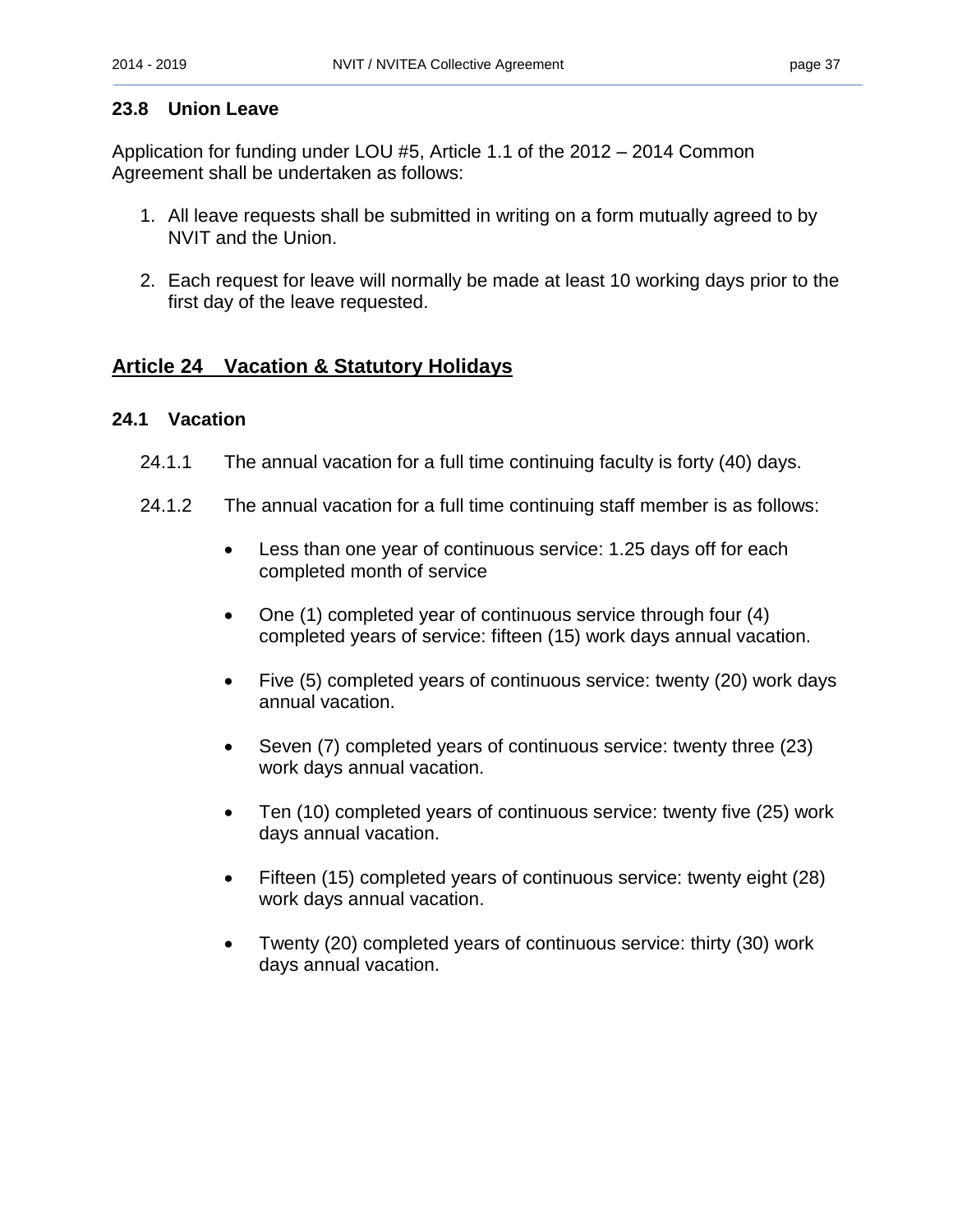### 23.8 Union Leave

Application for funding under LOU #5, Article 1.1 of the 2012 – 2014 Common Agreement shall be undertaken as follows:

1. All leave requests shall be submitted in writing on a form mutually agreed to by NVIT and the Union.

2. Each request for leave will normally be made at least 10 working days prior to the first day of the leave requested.

## Article 24 Vacation & Statutory Holidays

### 24.1 Vacation

24.1.1 The annual vacation for a full time continuing faculty is forty (40) days.

24.1.2 The annual vacation for a full time continuing staff member is as follows:

- Less than one year of continuous service: 1.25 days off for each completed month of service

- One (1) completed year of continuous service through four (4) completed years of service: fifteen (15) work days annual vacation.

- Five (5) completed years of continuous service: twenty (20) work days annual vacation.

- Seven (7) completed years of continuous service: twenty three (23) work days annual vacation.

- Ten (10) completed years of continuous service: twenty five (25) work days annual vacation.

- Fifteen (15) completed years of continuous service: twenty eight (28) work days annual vacation.

- Twenty (20) completed years of continuous service: thirty (30) work days annual vacation.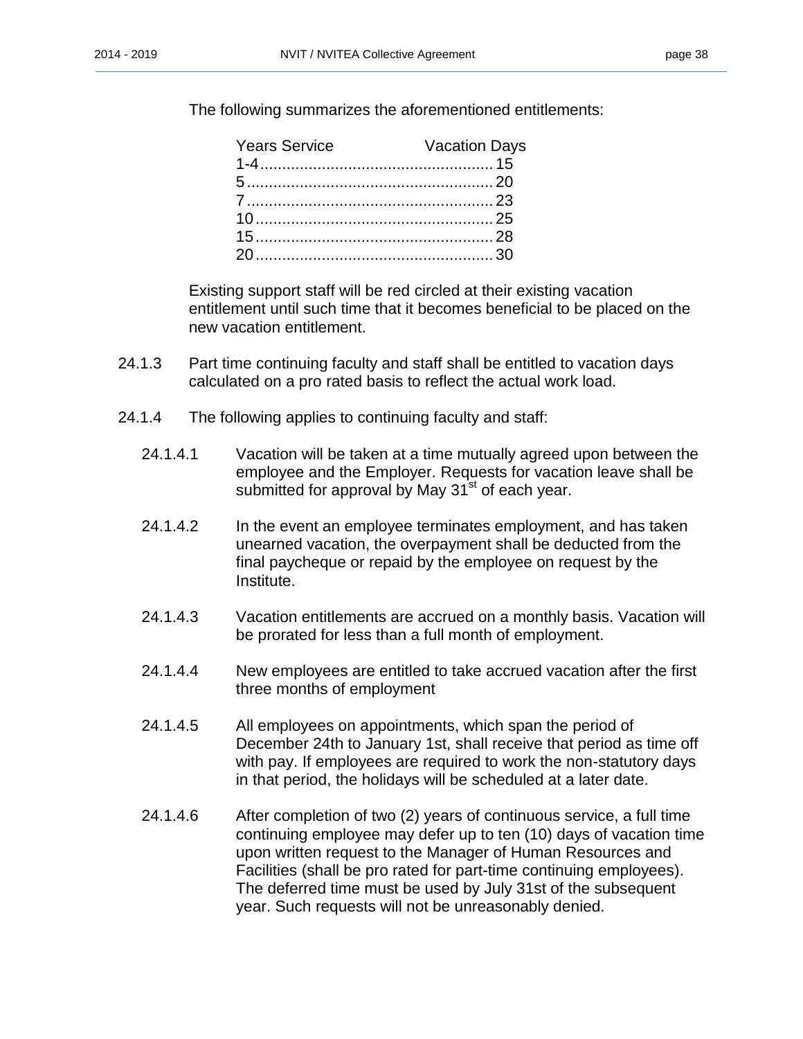The following summarizes the aforementioned entitlements:

| Years Service | Vacation Days |
|---|---|
| 1-4 | 15 |
| 5 | 20 |
| 7 | 23 |
| 10 | 25 |
| 15 | 28 |
| 20 | 30 |

Existing support staff will be red circled at their existing vacation entitlement until such time that it becomes beneficial to be placed on the new vacation entitlement.

24.1.3 Part time continuing faculty and staff shall be entitled to vacation days calculated on a pro rated basis to reflect the actual work load.

24.1.4 The following applies to continuing faculty and staff:

24.1.4.1 Vacation will be taken at a time mutually agreed upon between the employee and the Employer. Requests for vacation leave shall be submitted for approval by May 31st of each year.

24.1.4.2 In the event an employee terminates employment, and has taken unearned vacation, the overpayment shall be deducted from the final paycheque or repaid by the employee on request by the Institute.

24.1.4.3 Vacation entitlements are accrued on a monthly basis. Vacation will be prorated for less than a full month of employment.

24.1.4.4 New employees are entitled to take accrued vacation after the first three months of employment

24.1.4.5 All employees on appointments, which span the period of December 24th to January 1st, shall receive that period as time off with pay. If employees are required to work the non-statutory days in that period, the holidays will be scheduled at a later date.

24.1.4.6 After completion of two (2) years of continuous service, a full time continuing employee may defer up to ten (10) days of vacation time upon written request to the Manager of Human Resources and Facilities (shall be pro rated for part-time continuing employees). The deferred time must be used by July 31st of the subsequent year. Such requests will not be unreasonably denied.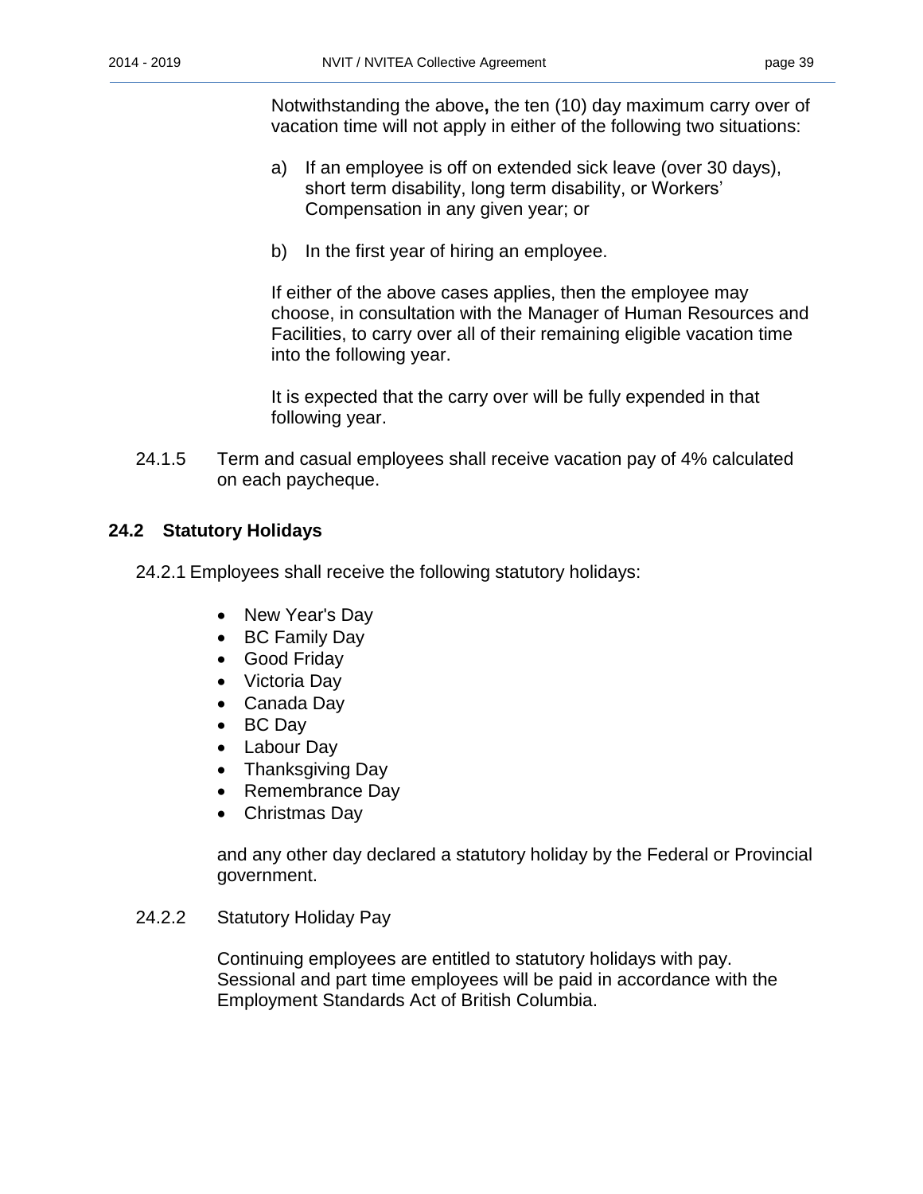Notwithstanding the above, the ten (10) day maximum carry over of vacation time will not apply in either of the following two situations:

a) If an employee is off on extended sick leave (over 30 days), short term disability, long term disability, or Workers' Compensation in any given year; or

b) In the first year of hiring an employee.

If either of the above cases applies, then the employee may choose, in consultation with the Manager of Human Resources and Facilities, to carry over all of their remaining eligible vacation time into the following year.

It is expected that the carry over will be fully expended in that following year.

24.1.5 Term and casual employees shall receive vacation pay of 4% calculated on each paycheque.

## 24.2 Statutory Holidays

24.2.1 Employees shall receive the following statutory holidays:

- New Year's Day
- BC Family Day
- Good Friday
- Victoria Day
- Canada Day
- BC Day
- Labour Day
- Thanksgiving Day
- Remembrance Day
- Christmas Day

and any other day declared a statutory holiday by the Federal or Provincial government.

24.2.2 Statutory Holiday Pay

Continuing employees are entitled to statutory holidays with pay. Sessional and part time employees will be paid in accordance with the Employment Standards Act of British Columbia.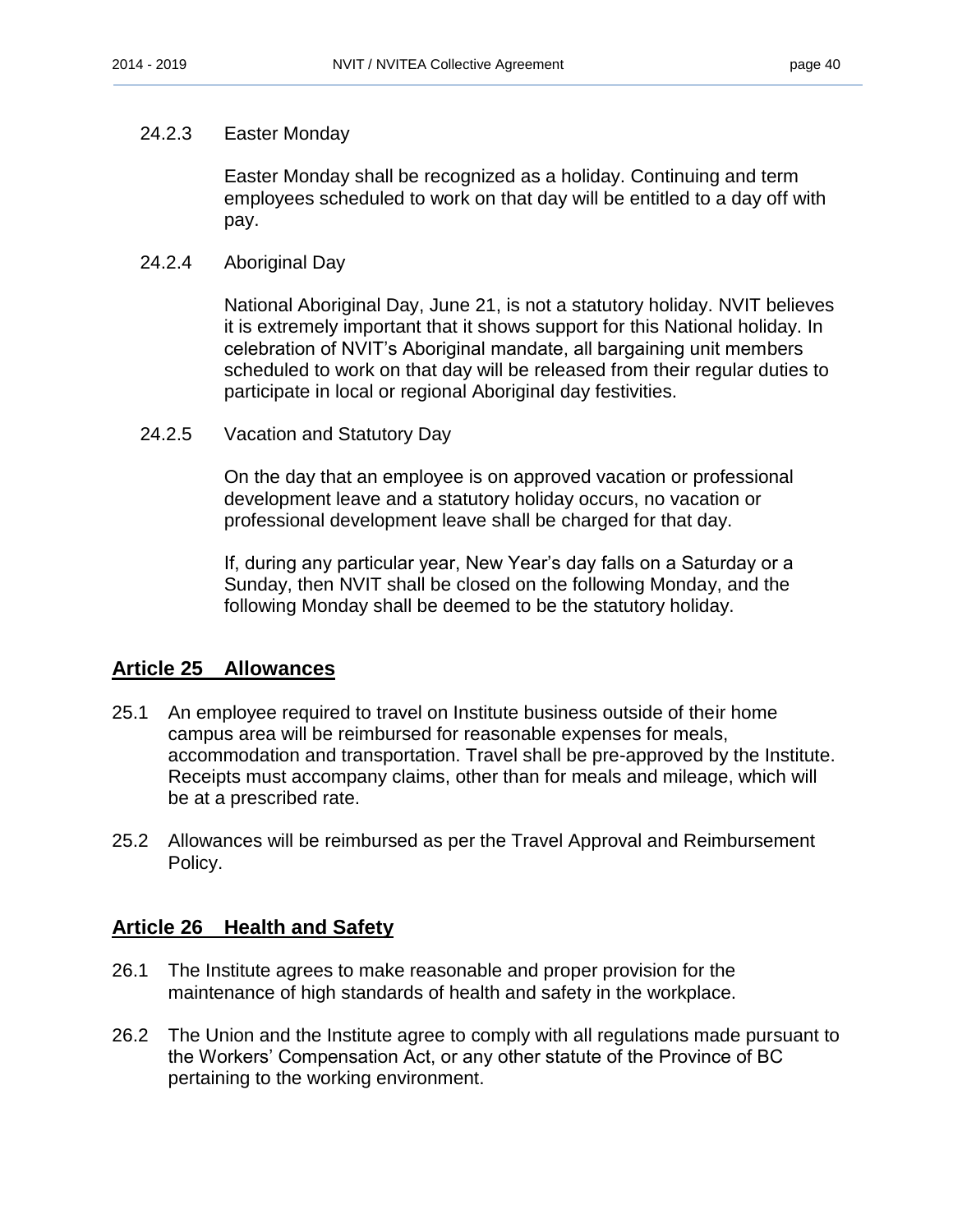24.2.3 Easter Monday

Easter Monday shall be recognized as a holiday. Continuing and term employees scheduled to work on that day will be entitled to a day off with pay.

24.2.4 Aboriginal Day

National Aboriginal Day, June 21, is not a statutory holiday. NVIT believes it is extremely important that it shows support for this National holiday. In celebration of NVIT's Aboriginal mandate, all bargaining unit members scheduled to work on that day will be released from their regular duties to participate in local or regional Aboriginal day festivities.

24.2.5 Vacation and Statutory Day

On the day that an employee is on approved vacation or professional development leave and a statutory holiday occurs, no vacation or professional development leave shall be charged for that day.

If, during any particular year, New Year's day falls on a Saturday or a Sunday, then NVIT shall be closed on the following Monday, and the following Monday shall be deemed to be the statutory holiday.

## Article 25 Allowances

25.1 An employee required to travel on Institute business outside of their home campus area will be reimbursed for reasonable expenses for meals, accommodation and transportation. Travel shall be pre-approved by the Institute. Receipts must accompany claims, other than for meals and mileage, which will be at a prescribed rate.

25.2 Allowances will be reimbursed as per the Travel Approval and Reimbursement Policy.

## Article 26 Health and Safety

26.1 The Institute agrees to make reasonable and proper provision for the maintenance of high standards of health and safety in the workplace.

26.2 The Union and the Institute agree to comply with all regulations made pursuant to the Workers' Compensation Act, or any other statute of the Province of BC pertaining to the working environment.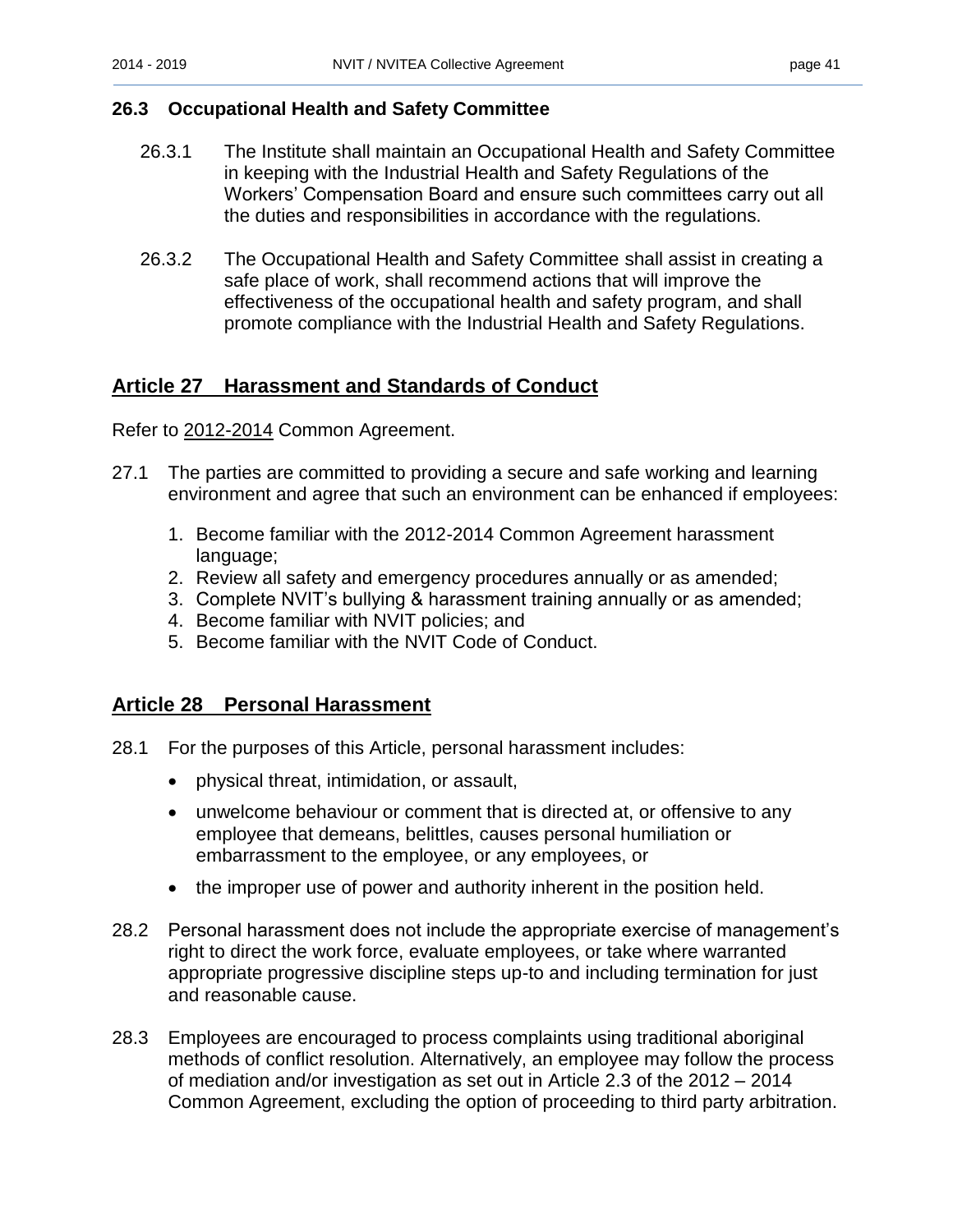### 26.3 Occupational Health and Safety Committee

26.3.1 The Institute shall maintain an Occupational Health and Safety Committee in keeping with the Industrial Health and Safety Regulations of the Workers' Compensation Board and ensure such committees carry out all the duties and responsibilities in accordance with the regulations.

26.3.2 The Occupational Health and Safety Committee shall assist in creating a safe place of work, shall recommend actions that will improve the effectiveness of the occupational health and safety program, and shall promote compliance with the Industrial Health and Safety Regulations.

## Article 27 Harassment and Standards of Conduct

Refer to 2012-2014 Common Agreement.

27.1 The parties are committed to providing a secure and safe working and learning environment and agree that such an environment can be enhanced if employees:

1. Become familiar with the 2012-2014 Common Agreement harassment language;
2. Review all safety and emergency procedures annually or as amended;
3. Complete NVIT's bullying & harassment training annually or as amended;
4. Become familiar with NVIT policies; and
5. Become familiar with the NVIT Code of Conduct.

## Article 28 Personal Harassment

28.1 For the purposes of this Article, personal harassment includes:

- physical threat, intimidation, or assault,
- unwelcome behaviour or comment that is directed at, or offensive to any employee that demeans, belittles, causes personal humiliation or embarrassment to the employee, or any employees, or
- the improper use of power and authority inherent in the position held.

28.2 Personal harassment does not include the appropriate exercise of management's right to direct the work force, evaluate employees, or take where warranted appropriate progressive discipline steps up-to and including termination for just and reasonable cause.

28.3 Employees are encouraged to process complaints using traditional aboriginal methods of conflict resolution. Alternatively, an employee may follow the process of mediation and/or investigation as set out in Article 2.3 of the 2012 – 2014 Common Agreement, excluding the option of proceeding to third party arbitration.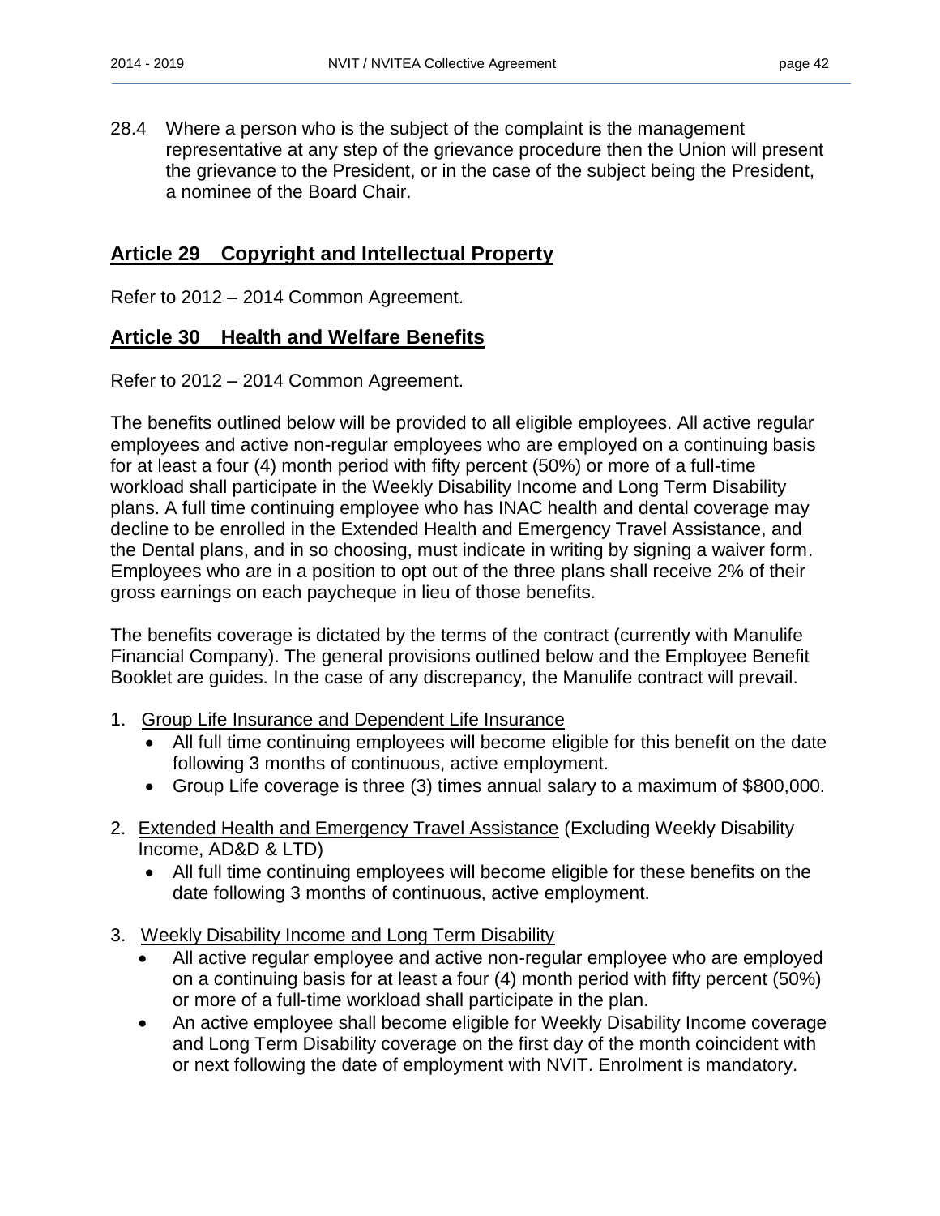28.4 Where a person who is the subject of the complaint is the management representative at any step of the grievance procedure then the Union will present the grievance to the President, or in the case of the subject being the President, a nominee of the Board Chair.

## Article 29 Copyright and Intellectual Property

Refer to 2012 – 2014 Common Agreement.

## Article 30 Health and Welfare Benefits

Refer to 2012 – 2014 Common Agreement.

The benefits outlined below will be provided to all eligible employees. All active regular employees and active non-regular employees who are employed on a continuing basis for at least a four (4) month period with fifty percent (50%) or more of a full-time workload shall participate in the Weekly Disability Income and Long Term Disability plans. A full time continuing employee who has INAC health and dental coverage may decline to be enrolled in the Extended Health and Emergency Travel Assistance, and the Dental plans, and in so choosing, must indicate in writing by signing a waiver form. Employees who are in a position to opt out of the three plans shall receive 2% of their gross earnings on each paycheque in lieu of those benefits.

The benefits coverage is dictated by the terms of the contract (currently with Manulife Financial Company). The general provisions outlined below and the Employee Benefit Booklet are guides. In the case of any discrepancy, the Manulife contract will prevail.

1. Group Life Insurance and Dependent Life Insurance
   - All full time continuing employees will become eligible for this benefit on the date following 3 months of continuous, active employment.
   - Group Life coverage is three (3) times annual salary to a maximum of $800,000.

2. Extended Health and Emergency Travel Assistance (Excluding Weekly Disability Income, AD&D & LTD)
   - All full time continuing employees will become eligible for these benefits on the date following 3 months of continuous, active employment.

3. Weekly Disability Income and Long Term Disability
   - All active regular employee and active non-regular employee who are employed on a continuing basis for at least a four (4) month period with fifty percent (50%) or more of a full-time workload shall participate in the plan.
   - An active employee shall become eligible for Weekly Disability Income coverage and Long Term Disability coverage on the first day of the month coincident with or next following the date of employment with NVIT. Enrolment is mandatory.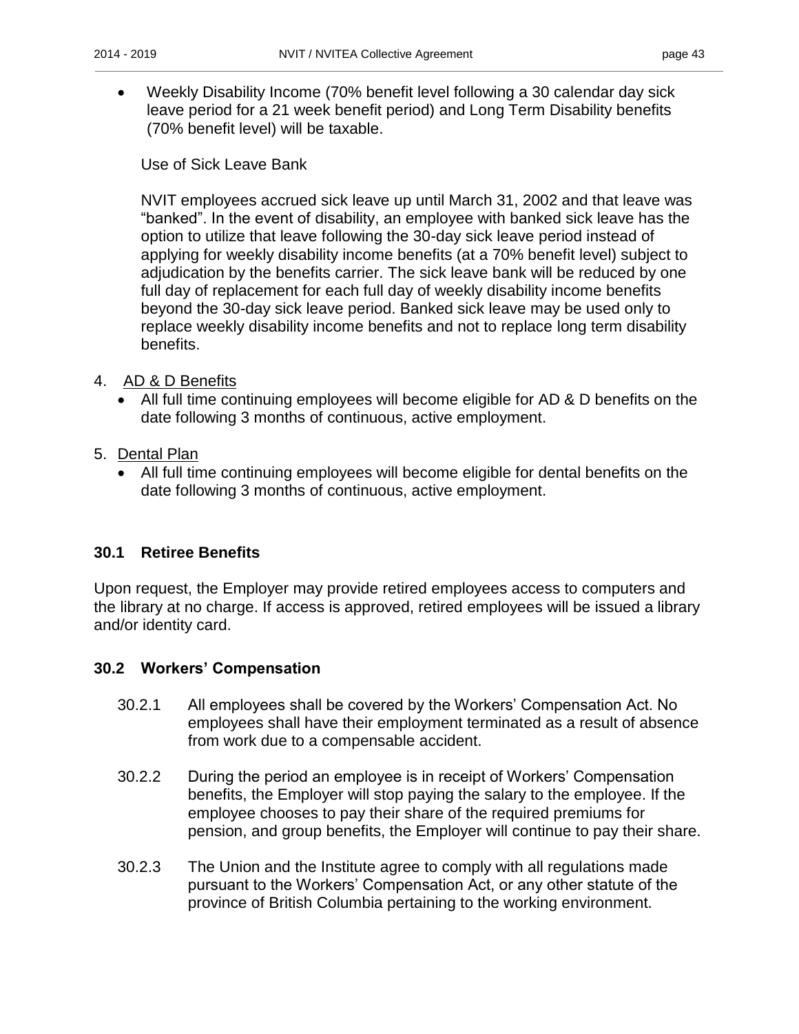- Weekly Disability Income (70% benefit level following a 30 calendar day sick leave period for a 21 week benefit period) and Long Term Disability benefits (70% benefit level) will be taxable.

  Use of Sick Leave Bank

  NVIT employees accrued sick leave up until March 31, 2002 and that leave was "banked". In the event of disability, an employee with banked sick leave has the option to utilize that leave following the 30-day sick leave period instead of applying for weekly disability income benefits (at a 70% benefit level) subject to adjudication by the benefits carrier. The sick leave bank will be reduced by one full day of replacement for each full day of weekly disability income benefits beyond the 30-day sick leave period. Banked sick leave may be used only to replace weekly disability income benefits and not to replace long term disability benefits.

4. AD & D Benefits
   - All full time continuing employees will become eligible for AD & D benefits on the date following 3 months of continuous, active employment.

5. Dental Plan
   - All full time continuing employees will become eligible for dental benefits on the date following 3 months of continuous, active employment.

### 30.1 Retiree Benefits

Upon request, the Employer may provide retired employees access to computers and the library at no charge. If access is approved, retired employees will be issued a library and/or identity card.

### 30.2 Workers' Compensation

30.2.1 All employees shall be covered by the Workers' Compensation Act. No employees shall have their employment terminated as a result of absence from work due to a compensable accident.

30.2.2 During the period an employee is in receipt of Workers' Compensation benefits, the Employer will stop paying the salary to the employee. If the employee chooses to pay their share of the required premiums for pension, and group benefits, the Employer will continue to pay their share.

30.2.3 The Union and the Institute agree to comply with all regulations made pursuant to the Workers' Compensation Act, or any other statute of the province of British Columbia pertaining to the working environment.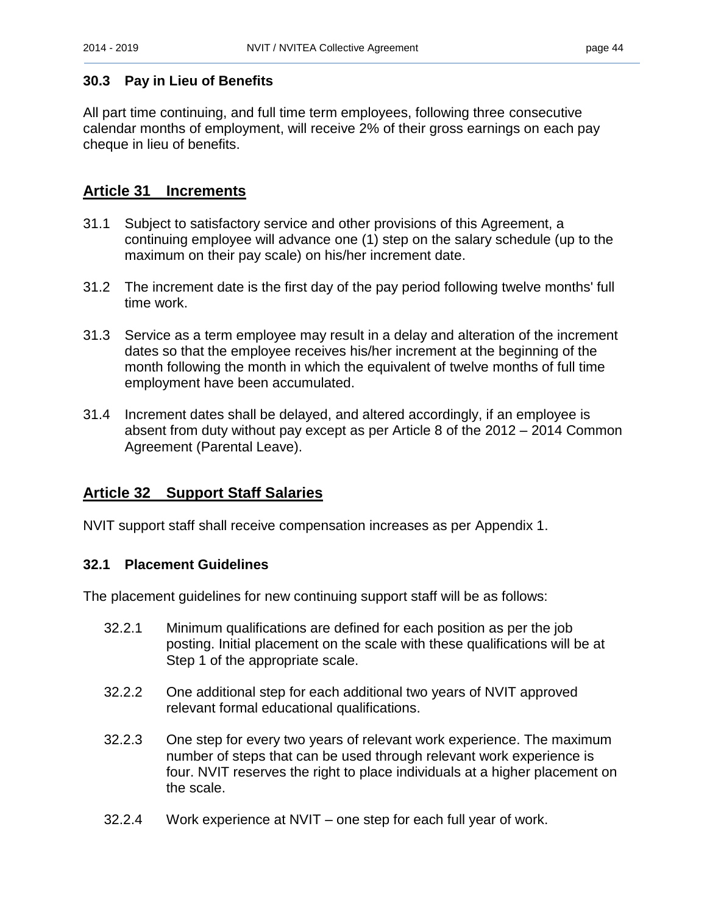### 30.3 Pay in Lieu of Benefits

All part time continuing, and full time term employees, following three consecutive calendar months of employment, will receive 2% of their gross earnings on each pay cheque in lieu of benefits.

## Article 31 Increments

31.1 Subject to satisfactory service and other provisions of this Agreement, a continuing employee will advance one (1) step on the salary schedule (up to the maximum on their pay scale) on his/her increment date.

31.2 The increment date is the first day of the pay period following twelve months' full time work.

31.3 Service as a term employee may result in a delay and alteration of the increment dates so that the employee receives his/her increment at the beginning of the month following the month in which the equivalent of twelve months of full time employment have been accumulated.

31.4 Increment dates shall be delayed, and altered accordingly, if an employee is absent from duty without pay except as per Article 8 of the 2012 – 2014 Common Agreement (Parental Leave).

## Article 32 Support Staff Salaries

NVIT support staff shall receive compensation increases as per Appendix 1.

### 32.1 Placement Guidelines

The placement guidelines for new continuing support staff will be as follows:

32.2.1 Minimum qualifications are defined for each position as per the job posting. Initial placement on the scale with these qualifications will be at Step 1 of the appropriate scale.

32.2.2 One additional step for each additional two years of NVIT approved relevant formal educational qualifications.

32.2.3 One step for every two years of relevant work experience. The maximum number of steps that can be used through relevant work experience is four. NVIT reserves the right to place individuals at a higher placement on the scale.

32.2.4 Work experience at NVIT – one step for each full year of work.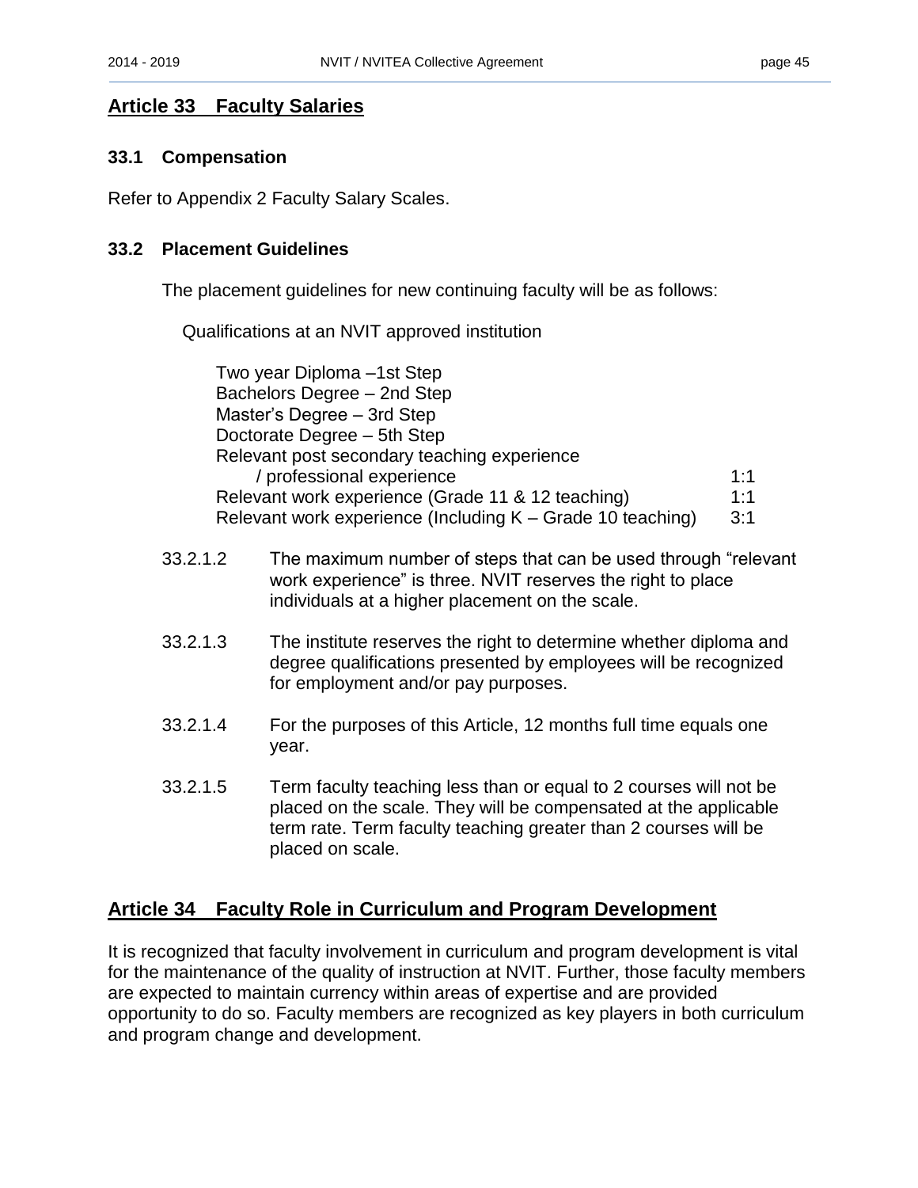## Article 33 Faculty Salaries

### 33.1 Compensation

Refer to Appendix 2 Faculty Salary Scales.

### 33.2 Placement Guidelines

The placement guidelines for new continuing faculty will be as follows:

Qualifications at an NVIT approved institution

| | |
|---|---|
| Two year Diploma –1st Step | |
| Bachelors Degree – 2nd Step | |
| Master's Degree – 3rd Step | |
| Doctorate Degree – 5th Step | |
| Relevant post secondary teaching experience / professional experience | 1:1 |
| Relevant work experience (Grade 11 & 12 teaching) | 1:1 |
| Relevant work experience (Including K – Grade 10 teaching) | 3:1 |

33.2.1.2 The maximum number of steps that can be used through "relevant work experience" is three. NVIT reserves the right to place individuals at a higher placement on the scale.

33.2.1.3 The institute reserves the right to determine whether diploma and degree qualifications presented by employees will be recognized for employment and/or pay purposes.

33.2.1.4 For the purposes of this Article, 12 months full time equals one year.

33.2.1.5 Term faculty teaching less than or equal to 2 courses will not be placed on the scale. They will be compensated at the applicable term rate. Term faculty teaching greater than 2 courses will be placed on scale.

## Article 34 Faculty Role in Curriculum and Program Development

It is recognized that faculty involvement in curriculum and program development is vital for the maintenance of the quality of instruction at NVIT. Further, those faculty members are expected to maintain currency within areas of expertise and are provided opportunity to do so. Faculty members are recognized as key players in both curriculum and program change and development.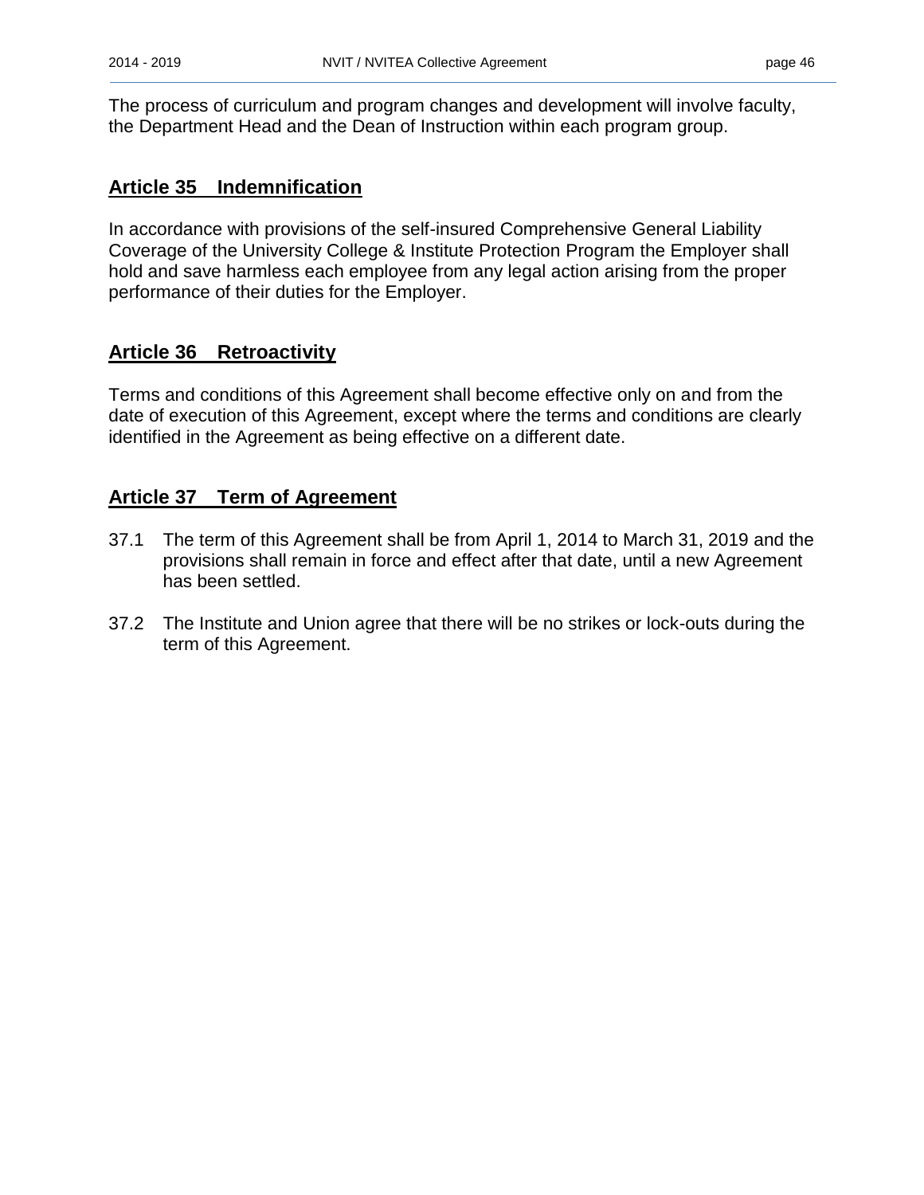The process of curriculum and program changes and development will involve faculty, the Department Head and the Dean of Instruction within each program group.

## Article 35 Indemnification

In accordance with provisions of the self-insured Comprehensive General Liability Coverage of the University College & Institute Protection Program the Employer shall hold and save harmless each employee from any legal action arising from the proper performance of their duties for the Employer.

## Article 36 Retroactivity

Terms and conditions of this Agreement shall become effective only on and from the date of execution of this Agreement, except where the terms and conditions are clearly identified in the Agreement as being effective on a different date.

## Article 37 Term of Agreement

37.1 The term of this Agreement shall be from April 1, 2014 to March 31, 2019 and the provisions shall remain in force and effect after that date, until a new Agreement has been settled.

37.2 The Institute and Union agree that there will be no strikes or lock-outs during the term of this Agreement.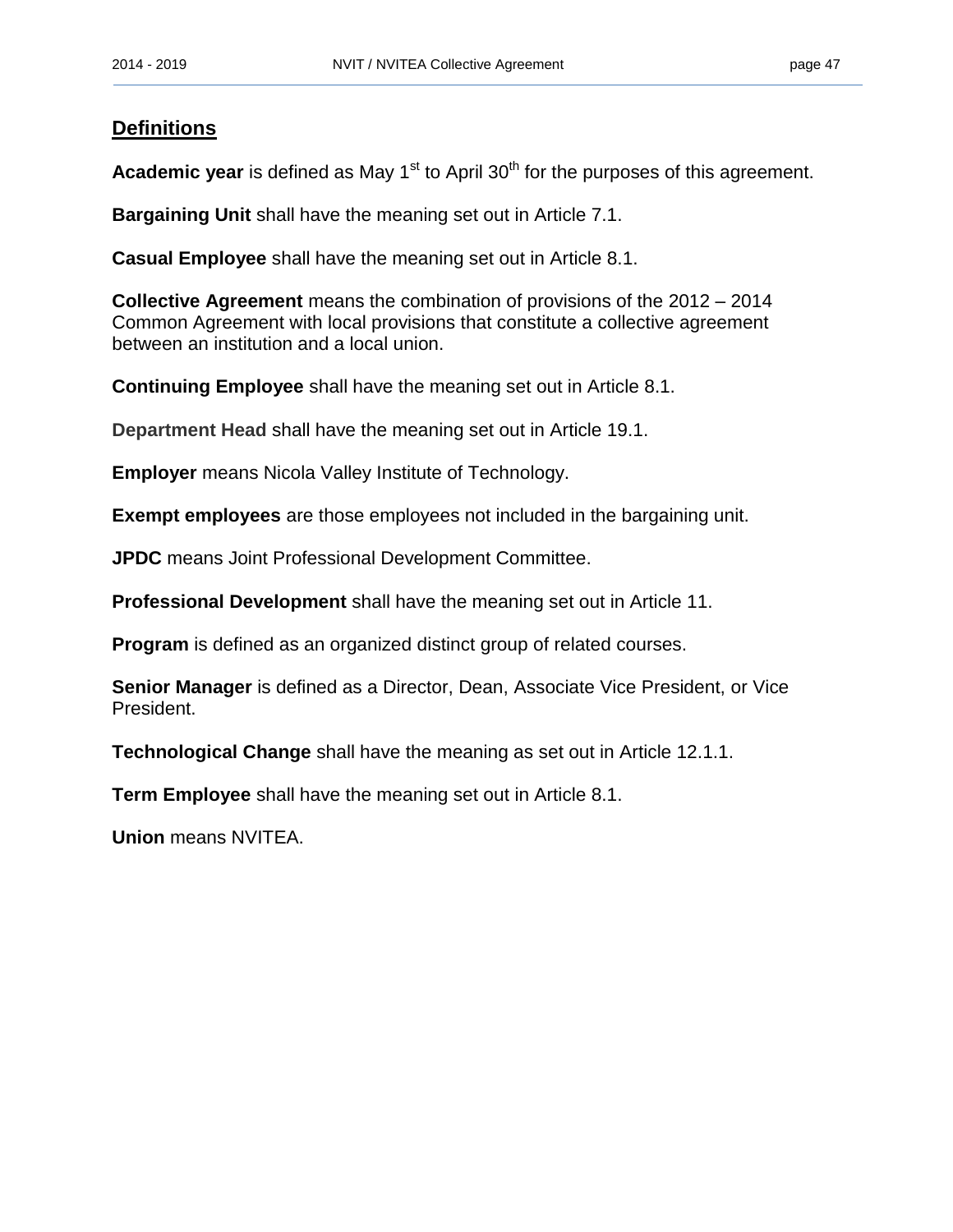## Definitions

**Academic year** is defined as May 1st to April 30th for the purposes of this agreement.

**Bargaining Unit** shall have the meaning set out in Article 7.1.

**Casual Employee** shall have the meaning set out in Article 8.1.

**Collective Agreement** means the combination of provisions of the 2012 – 2014 Common Agreement with local provisions that constitute a collective agreement between an institution and a local union.

**Continuing Employee** shall have the meaning set out in Article 8.1.

**Department Head** shall have the meaning set out in Article 19.1.

**Employer** means Nicola Valley Institute of Technology.

**Exempt employees** are those employees not included in the bargaining unit.

**JPDC** means Joint Professional Development Committee.

**Professional Development** shall have the meaning set out in Article 11.

**Program** is defined as an organized distinct group of related courses.

**Senior Manager** is defined as a Director, Dean, Associate Vice President, or Vice President.

**Technological Change** shall have the meaning as set out in Article 12.1.1.

**Term Employee** shall have the meaning set out in Article 8.1.

**Union** means NVITEA.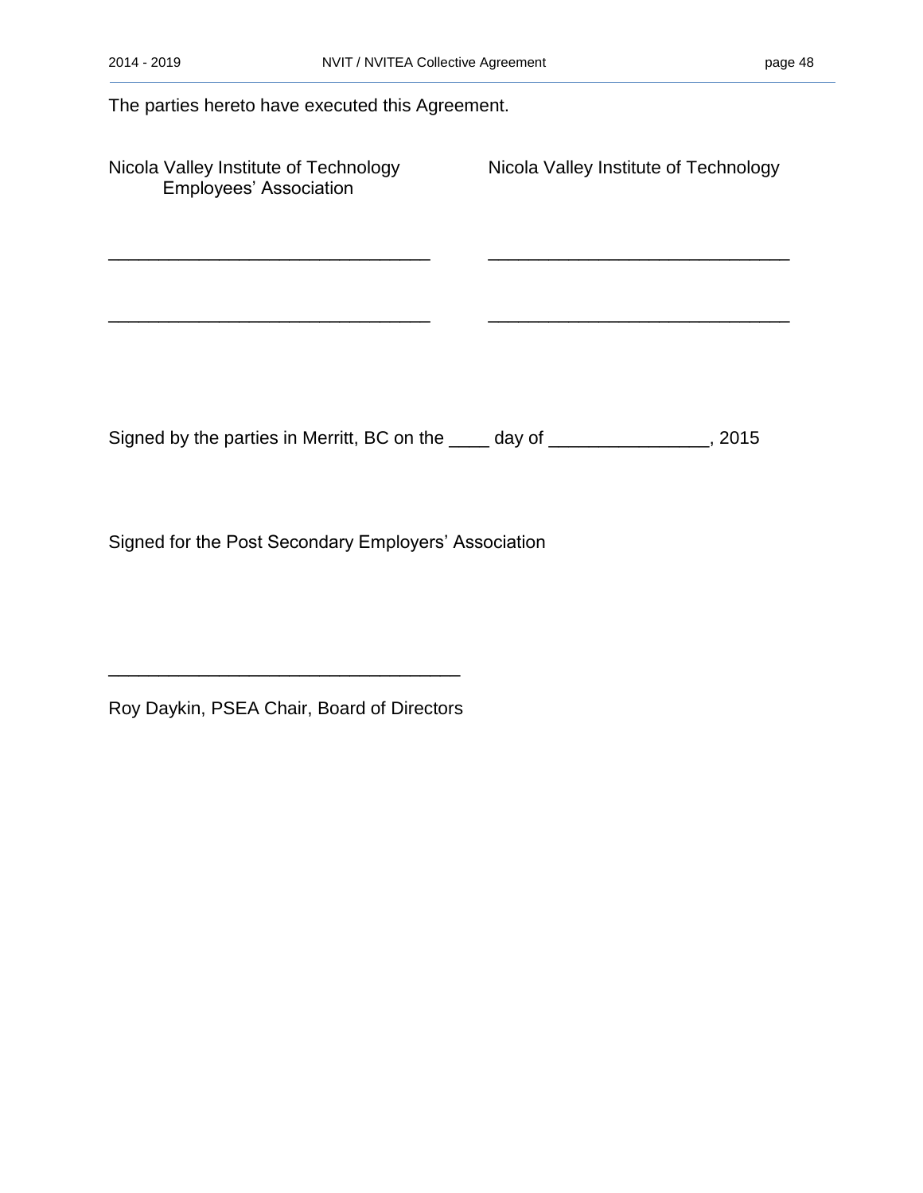The parties hereto have executed this Agreement.

| Nicola Valley Institute of Technology Employees' Association | Nicola Valley Institute of Technology |
|---|---|
| ______________________________ | ______________________________ |
| ______________________________ | ______________________________ |

Signed by the parties in Merritt, BC on the ____ day of _______________, 2015

Signed for the Post Secondary Employers' Association

______________________________

Roy Daykin, PSEA Chair, Board of Directors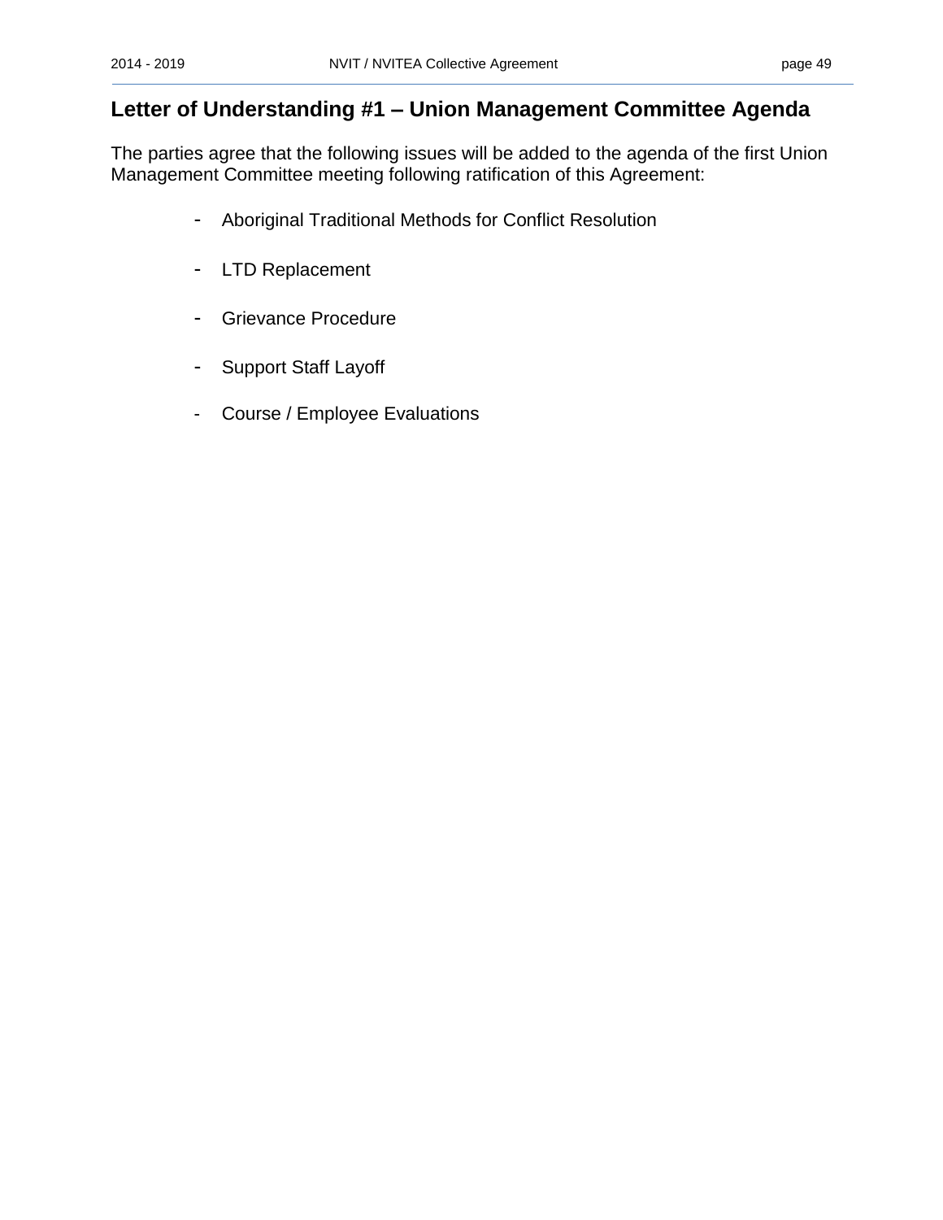## Letter of Understanding #1 – Union Management Committee Agenda

The parties agree that the following issues will be added to the agenda of the first Union Management Committee meeting following ratification of this Agreement:

- Aboriginal Traditional Methods for Conflict Resolution
- LTD Replacement
- Grievance Procedure
- Support Staff Layoff
- Course / Employee Evaluations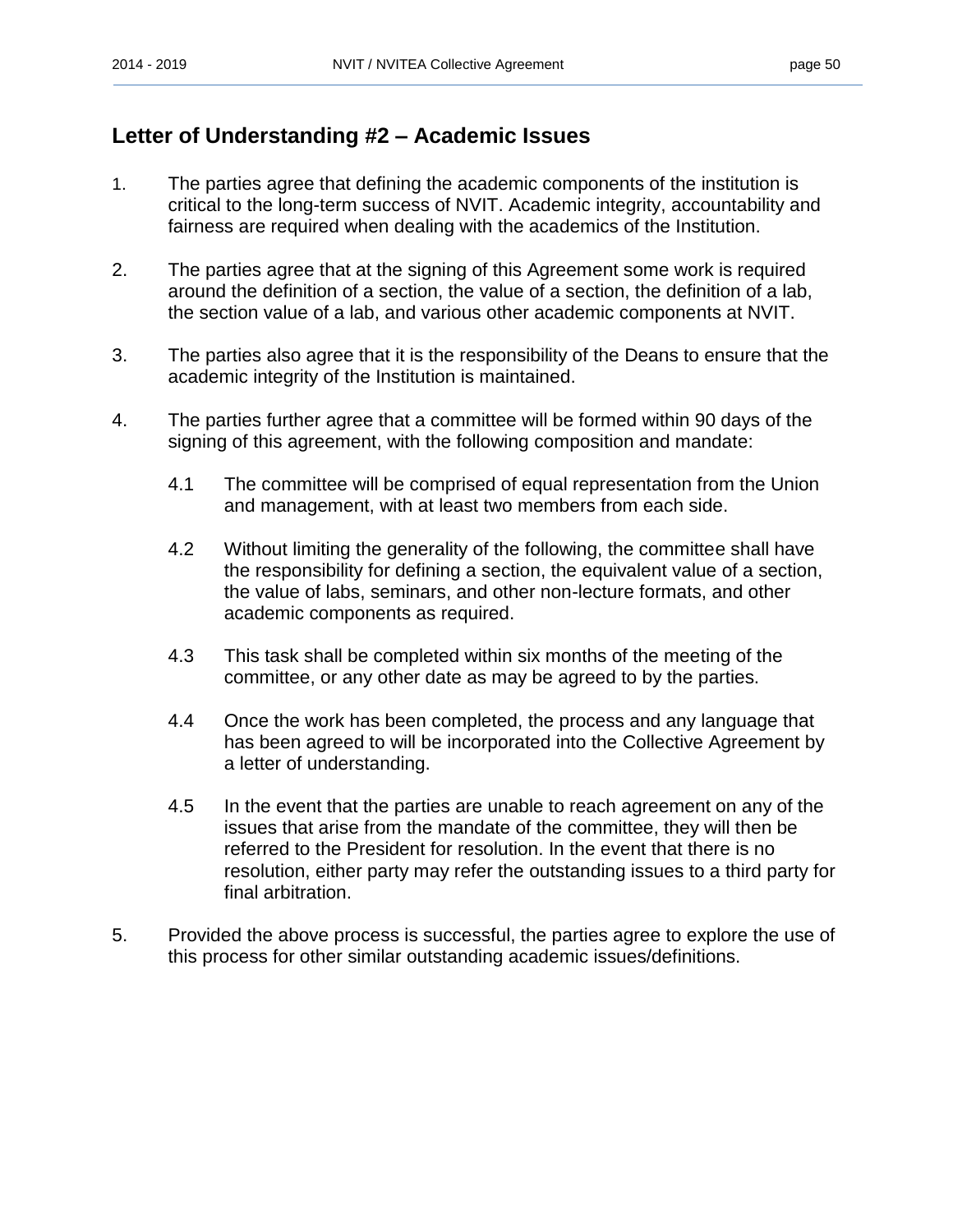## Letter of Understanding #2 – Academic Issues

1. The parties agree that defining the academic components of the institution is critical to the long-term success of NVIT. Academic integrity, accountability and fairness are required when dealing with the academics of the Institution.

2. The parties agree that at the signing of this Agreement some work is required around the definition of a section, the value of a section, the definition of a lab, the section value of a lab, and various other academic components at NVIT.

3. The parties also agree that it is the responsibility of the Deans to ensure that the academic integrity of the Institution is maintained.

4. The parties further agree that a committee will be formed within 90 days of the signing of this agreement, with the following composition and mandate:

   4.1 The committee will be comprised of equal representation from the Union and management, with at least two members from each side.

   4.2 Without limiting the generality of the following, the committee shall have the responsibility for defining a section, the equivalent value of a section, the value of labs, seminars, and other non-lecture formats, and other academic components as required.

   4.3 This task shall be completed within six months of the meeting of the committee, or any other date as may be agreed to by the parties.

   4.4 Once the work has been completed, the process and any language that has been agreed to will be incorporated into the Collective Agreement by a letter of understanding.

   4.5 In the event that the parties are unable to reach agreement on any of the issues that arise from the mandate of the committee, they will then be referred to the President for resolution. In the event that there is no resolution, either party may refer the outstanding issues to a third party for final arbitration.

5. Provided the above process is successful, the parties agree to explore the use of this process for other similar outstanding academic issues/definitions.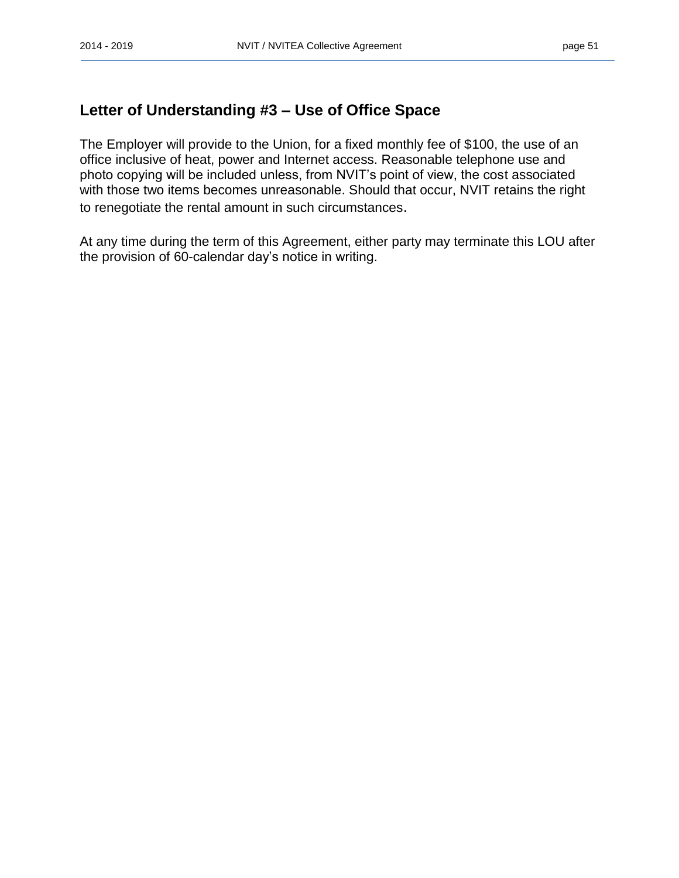## Letter of Understanding #3 – Use of Office Space

The Employer will provide to the Union, for a fixed monthly fee of $100, the use of an office inclusive of heat, power and Internet access. Reasonable telephone use and photo copying will be included unless, from NVIT's point of view, the cost associated with those two items becomes unreasonable. Should that occur, NVIT retains the right to renegotiate the rental amount in such circumstances.

At any time during the term of this Agreement, either party may terminate this LOU after the provision of 60-calendar day's notice in writing.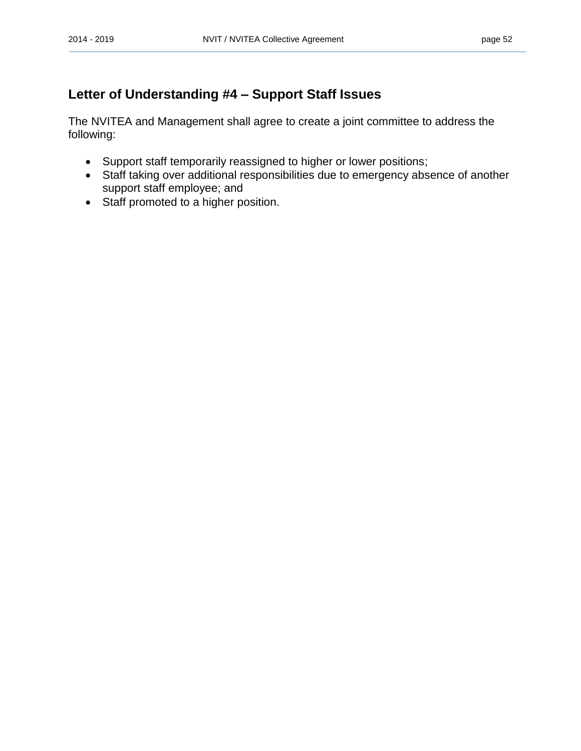## Letter of Understanding #4 – Support Staff Issues

The NVITEA and Management shall agree to create a joint committee to address the following:

- Support staff temporarily reassigned to higher or lower positions;
- Staff taking over additional responsibilities due to emergency absence of another support staff employee; and
- Staff promoted to a higher position.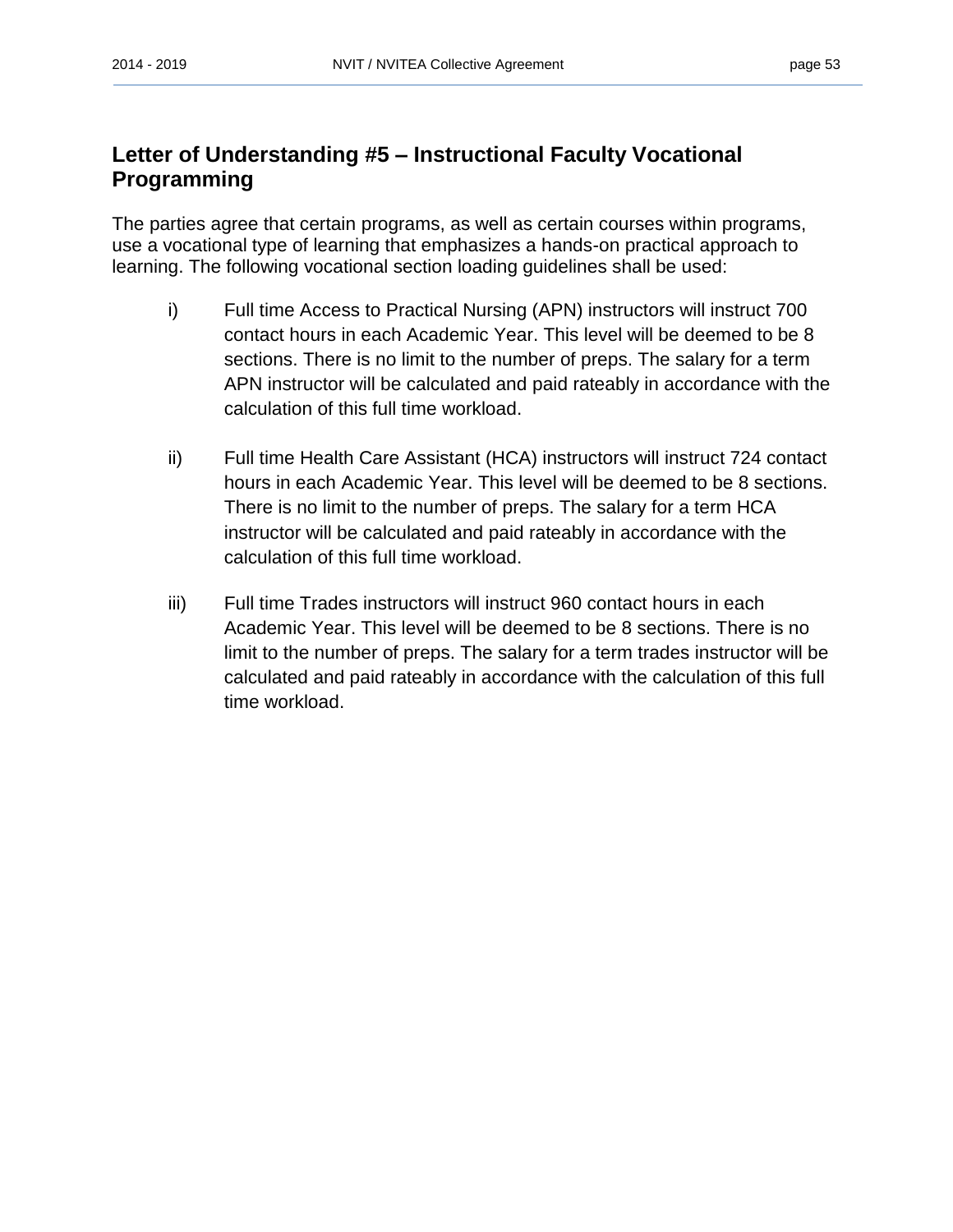## Letter of Understanding #5 – Instructional Faculty Vocational Programming

The parties agree that certain programs, as well as certain courses within programs, use a vocational type of learning that emphasizes a hands-on practical approach to learning. The following vocational section loading guidelines shall be used:

i) Full time Access to Practical Nursing (APN) instructors will instruct 700 contact hours in each Academic Year. This level will be deemed to be 8 sections. There is no limit to the number of preps. The salary for a term APN instructor will be calculated and paid rateably in accordance with the calculation of this full time workload.

ii) Full time Health Care Assistant (HCA) instructors will instruct 724 contact hours in each Academic Year. This level will be deemed to be 8 sections. There is no limit to the number of preps. The salary for a term HCA instructor will be calculated and paid rateably in accordance with the calculation of this full time workload.

iii) Full time Trades instructors will instruct 960 contact hours in each Academic Year. This level will be deemed to be 8 sections. There is no limit to the number of preps. The salary for a term trades instructor will be calculated and paid rateably in accordance with the calculation of this full time workload.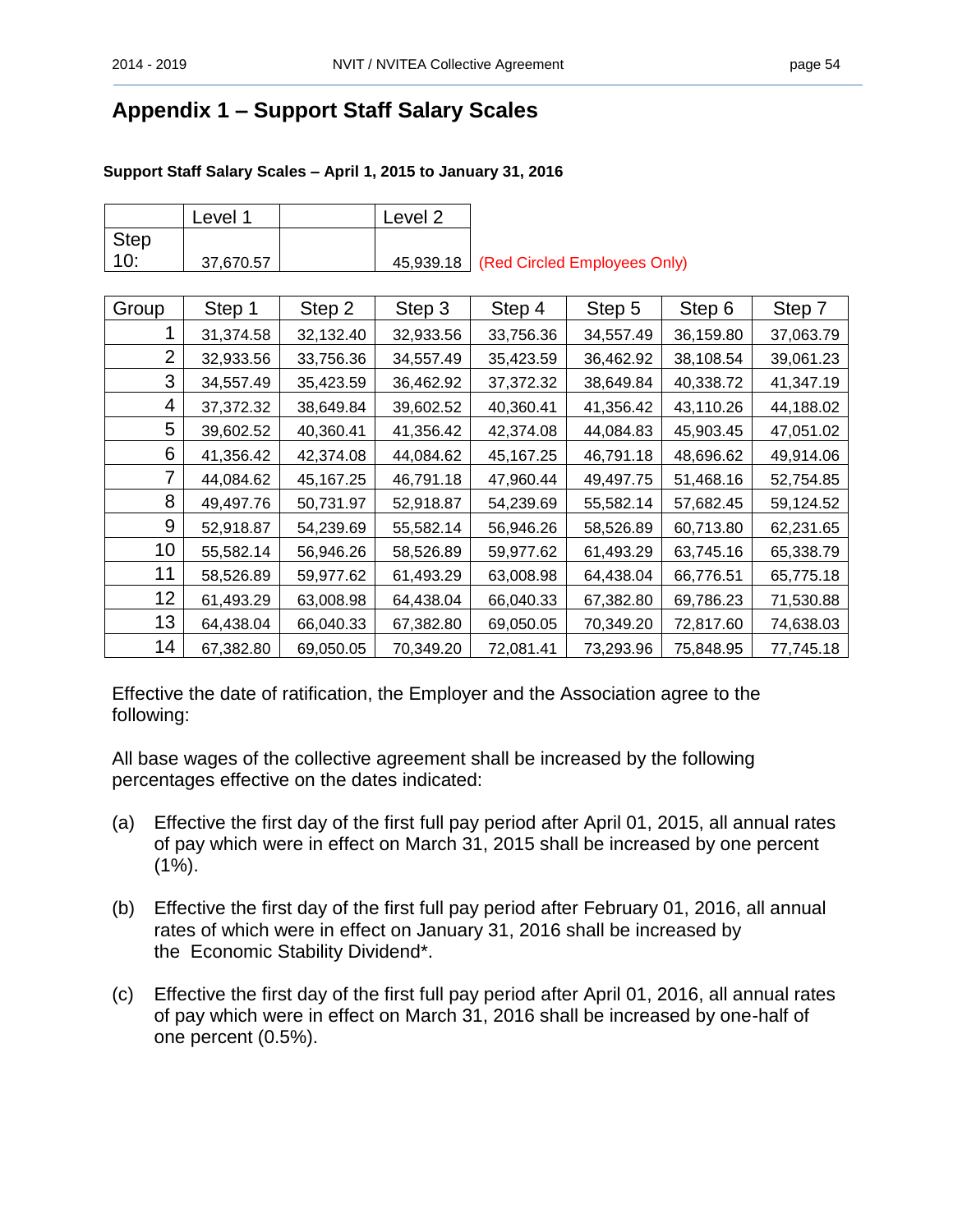## Appendix 1 – Support Staff Salary Scales

**Support Staff Salary Scales – April 1, 2015 to January 31, 2016**

| | Level 1 | | Level 2 | |
|---|---|---|---|---|
| Step 10: | 37,670.57 | | 45,939.18 | (Red Circled Employees Only) |

| Group | Step 1 | Step 2 | Step 3 | Step 4 | Step 5 | Step 6 | Step 7 |
|---|---|---|---|---|---|---|---|
| 1 | 31,374.58 | 32,132.40 | 32,933.56 | 33,756.36 | 34,557.49 | 36,159.80 | 37,063.79 |
| 2 | 32,933.56 | 33,756.36 | 34,557.49 | 35,423.59 | 36,462.92 | 38,108.54 | 39,061.23 |
| 3 | 34,557.49 | 35,423.59 | 36,462.92 | 37,372.32 | 38,649.84 | 40,338.72 | 41,347.19 |
| 4 | 37,372.32 | 38,649.84 | 39,602.52 | 40,360.41 | 41,356.42 | 43,110.26 | 44,188.02 |
| 5 | 39,602.52 | 40,360.41 | 41,356.42 | 42,374.08 | 44,084.83 | 45,903.45 | 47,051.02 |
| 6 | 41,356.42 | 42,374.08 | 44,084.62 | 45,167.25 | 46,791.18 | 48,696.62 | 49,914.06 |
| 7 | 44,084.62 | 45,167.25 | 46,791.18 | 47,960.44 | 49,497.75 | 51,468.16 | 52,754.85 |
| 8 | 49,497.76 | 50,731.97 | 52,918.87 | 54,239.69 | 55,582.14 | 57,682.45 | 59,124.52 |
| 9 | 52,918.87 | 54,239.69 | 55,582.14 | 56,946.26 | 58,526.89 | 60,713.80 | 62,231.65 |
| 10 | 55,582.14 | 56,946.26 | 58,526.89 | 59,977.62 | 61,493.29 | 63,745.16 | 65,338.79 |
| 11 | 58,526.89 | 59,977.62 | 61,493.29 | 63,008.98 | 64,438.04 | 66,776.51 | 65,775.18 |
| 12 | 61,493.29 | 63,008.98 | 64,438.04 | 66,040.33 | 67,382.80 | 69,786.23 | 71,530.88 |
| 13 | 64,438.04 | 66,040.33 | 67,382.80 | 69,050.05 | 70,349.20 | 72,817.60 | 74,638.03 |
| 14 | 67,382.80 | 69,050.05 | 70,349.20 | 72,081.41 | 73,293.96 | 75,848.95 | 77,745.18 |

Effective the date of ratification, the Employer and the Association agree to the following:

All base wages of the collective agreement shall be increased by the following percentages effective on the dates indicated:

(a) Effective the first day of the first full pay period after April 01, 2015, all annual rates of pay which were in effect on March 31, 2015 shall be increased by one percent (1%).

(b) Effective the first day of the first full pay period after February 01, 2016, all annual rates of which were in effect on January 31, 2016 shall be increased by the Economic Stability Dividend*.

(c) Effective the first day of the first full pay period after April 01, 2016, all annual rates of pay which were in effect on March 31, 2016 shall be increased by one-half of one percent (0.5%).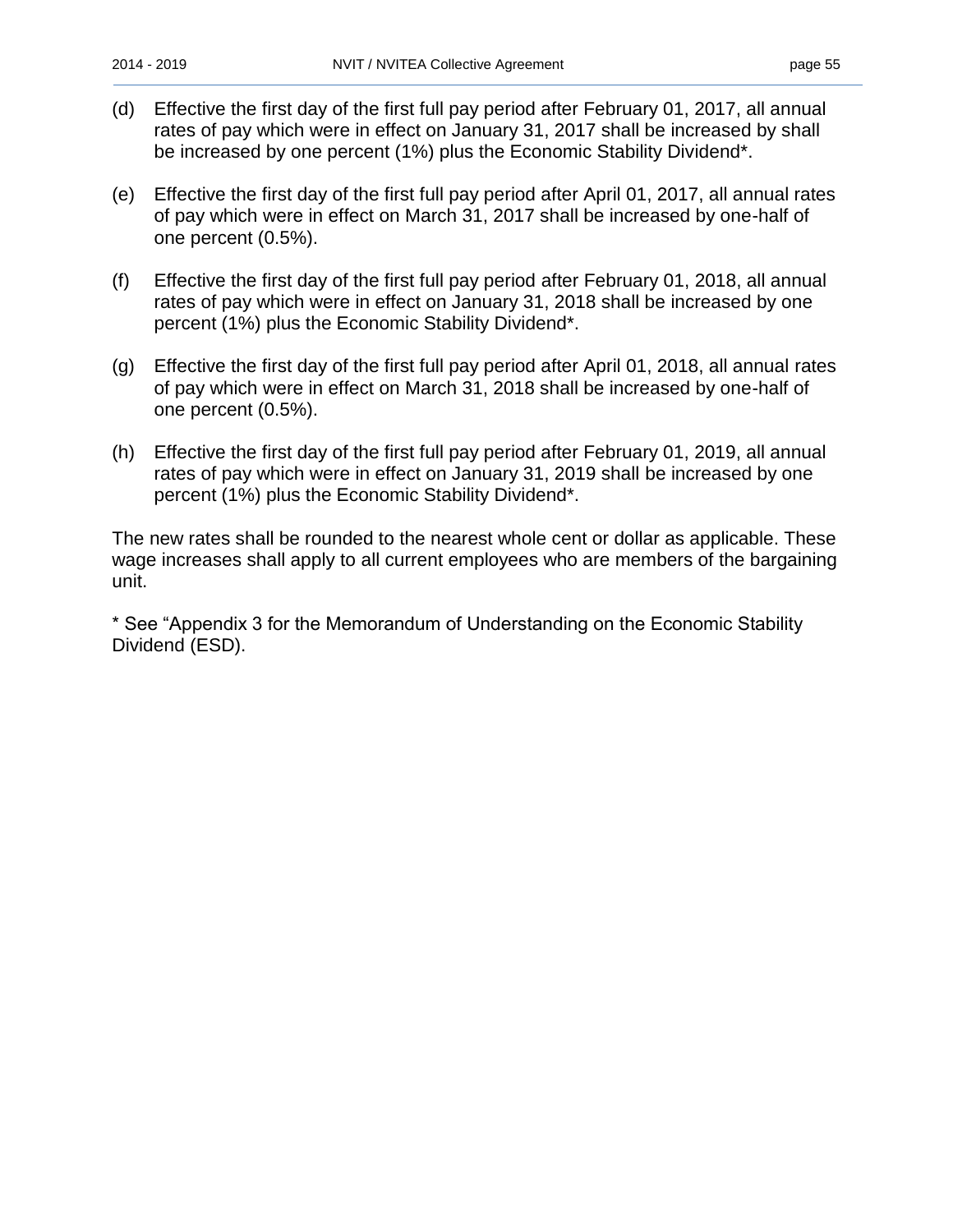(d) Effective the first day of the first full pay period after February 01, 2017, all annual rates of pay which were in effect on January 31, 2017 shall be increased by shall be increased by one percent (1%) plus the Economic Stability Dividend*.

(e) Effective the first day of the first full pay period after April 01, 2017, all annual rates of pay which were in effect on March 31, 2017 shall be increased by one-half of one percent (0.5%).

(f) Effective the first day of the first full pay period after February 01, 2018, all annual rates of pay which were in effect on January 31, 2018 shall be increased by one percent (1%) plus the Economic Stability Dividend*.

(g) Effective the first day of the first full pay period after April 01, 2018, all annual rates of pay which were in effect on March 31, 2018 shall be increased by one-half of one percent (0.5%).

(h) Effective the first day of the first full pay period after February 01, 2019, all annual rates of pay which were in effect on January 31, 2019 shall be increased by one percent (1%) plus the Economic Stability Dividend*.

The new rates shall be rounded to the nearest whole cent or dollar as applicable. These wage increases shall apply to all current employees who are members of the bargaining unit.

* See "Appendix 3 for the Memorandum of Understanding on the Economic Stability Dividend (ESD).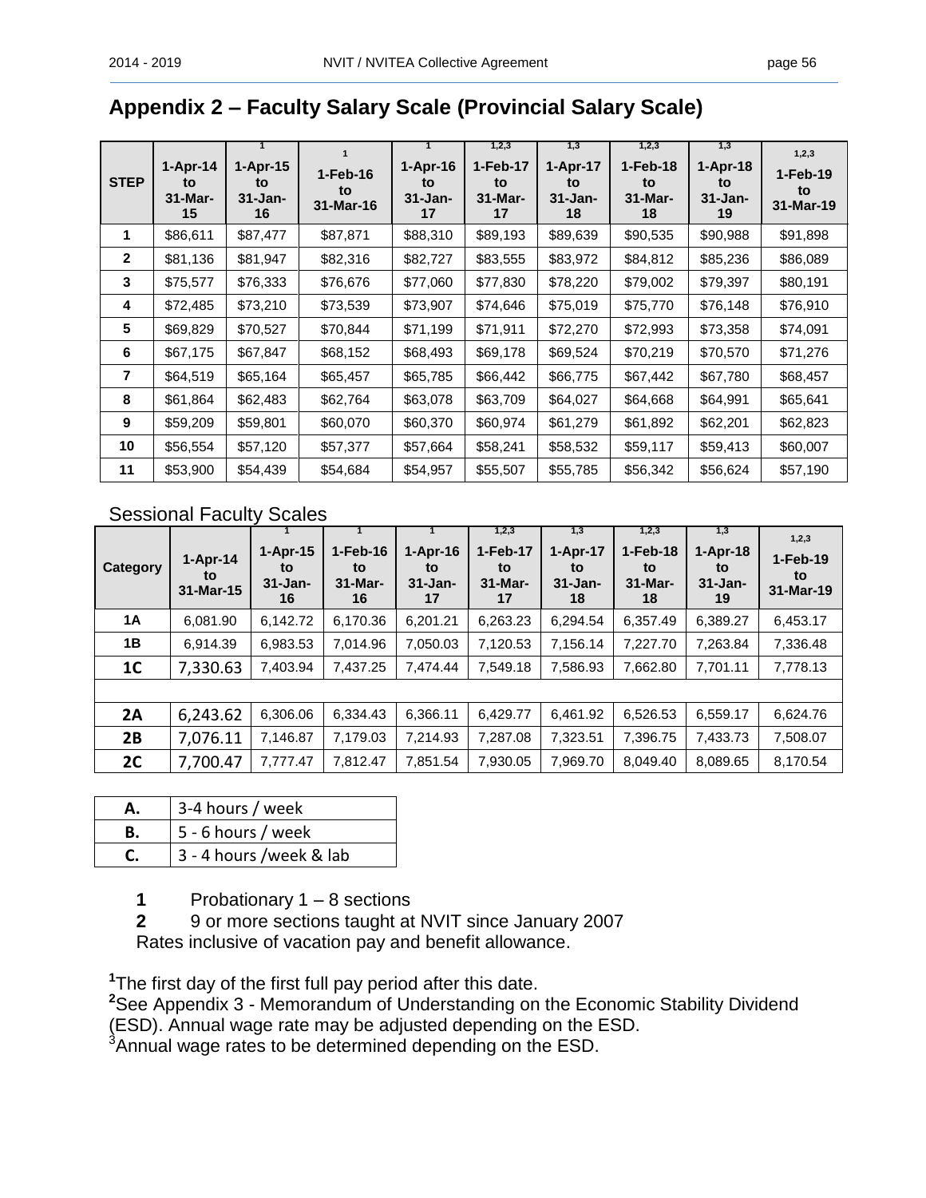## Appendix 2 – Faculty Salary Scale (Provincial Salary Scale)

| STEP | 1-Apr-14 to 31-Mar-15 | 1-Apr-15 to 31-Jan-16 [1] | 1-Feb-16 to 31-Mar-16 [1] | 1-Apr-16 to 31-Jan-17 [1] | 1-Feb-17 to 31-Mar-17 [1,2,3] | 1-Apr-17 to 31-Jan-18 [1,3] | 1-Feb-18 to 31-Mar-18 [1,2,3] | 1-Apr-18 to 31-Jan-19 [1,3] | 1-Feb-19 to 31-Mar-19 [1,2,3] |
|---|---|---|---|---|---|---|---|---|---|
| 1 | $86,611 | $87,477 | $87,871 | $88,310 | $89,193 | $89,639 | $90,535 | $90,988 | $91,898 |
| 2 | $81,136 | $81,947 | $82,316 | $82,727 | $83,555 | $83,972 | $84,812 | $85,236 | $86,089 |
| 3 | $75,577 | $76,333 | $76,676 | $77,060 | $77,830 | $78,220 | $79,002 | $79,397 | $80,191 |
| 4 | $72,485 | $73,210 | $73,539 | $73,907 | $74,646 | $75,019 | $75,770 | $76,148 | $76,910 |
| 5 | $69,829 | $70,527 | $70,844 | $71,199 | $71,911 | $72,270 | $72,993 | $73,358 | $74,091 |
| 6 | $67,175 | $67,847 | $68,152 | $68,493 | $69,178 | $69,524 | $70,219 | $70,570 | $71,276 |
| 7 | $64,519 | $65,164 | $65,457 | $65,785 | $66,442 | $66,775 | $67,442 | $67,780 | $68,457 |
| 8 | $61,864 | $62,483 | $62,764 | $63,078 | $63,709 | $64,027 | $64,668 | $64,991 | $65,641 |
| 9 | $59,209 | $59,801 | $60,070 | $60,370 | $60,974 | $61,279 | $61,892 | $62,201 | $62,823 |
| 10 | $56,554 | $57,120 | $57,377 | $57,664 | $58,241 | $58,532 | $59,117 | $59,413 | $60,007 |
| 11 | $53,900 | $54,439 | $54,684 | $54,957 | $55,507 | $55,785 | $56,342 | $56,624 | $57,190 |

### Sessional Faculty Scales

| Category | 1-Apr-14 to 31-Mar-15 | 1-Apr-15 to 31-Jan-16 [1] | 1-Feb-16 to 31-Mar-16 [1] | 1-Apr-16 to 31-Jan-17 [1] | 1-Feb-17 to 31-Mar-17 [1,2,3] | 1-Apr-17 to 31-Jan-18 [1,3] | 1-Feb-18 to 31-Mar-18 [1,2,3] | 1-Apr-18 to 31-Jan-19 [1,3] | 1-Feb-19 to 31-Mar-19 [1,2,3] |
|---|---|---|---|---|---|---|---|---|---|
| 1A | 6,081.90 | 6,142.72 | 6,170.36 | 6,201.21 | 6,263.23 | 6,294.54 | 6,357.49 | 6,389.27 | 6,453.17 |
| 1B | 6,914.39 | 6,983.53 | 7,014.96 | 7,050.03 | 7,120.53 | 7,156.14 | 7,227.70 | 7,263.84 | 7,336.48 |
| 1C | 7,330.63 | 7,403.94 | 7,437.25 | 7,474.44 | 7,549.18 | 7,586.93 | 7,662.80 | 7,701.11 | 7,778.13 |
| | | | | | | | | | |
| 2A | 6,243.62 | 6,306.06 | 6,334.43 | 6,366.11 | 6,429.77 | 6,461.92 | 6,526.53 | 6,559.17 | 6,624.76 |
| 2B | 7,076.11 | 7,146.87 | 7,179.03 | 7,214.93 | 7,287.08 | 7,323.51 | 7,396.75 | 7,433.73 | 7,508.07 |
| 2C | 7,700.47 | 7,777.47 | 7,812.47 | 7,851.54 | 7,930.05 | 7,969.70 | 8,049.40 | 8,089.65 | 8,170.54 |

| | |
|---|---|
| **A.** | 3-4 hours / week |
| **B.** | 5 - 6 hours / week |
| **C.** | 3 - 4 hours /week & lab |

**1** Probationary 1 – 8 sections
**2** 9 or more sections taught at NVIT since January 2007
Rates inclusive of vacation pay and benefit allowance.

[1]The first day of the first full pay period after this date.
[2]See Appendix 3 - Memorandum of Understanding on the Economic Stability Dividend (ESD). Annual wage rate may be adjusted depending on the ESD.
[3]Annual wage rates to be determined depending on the ESD.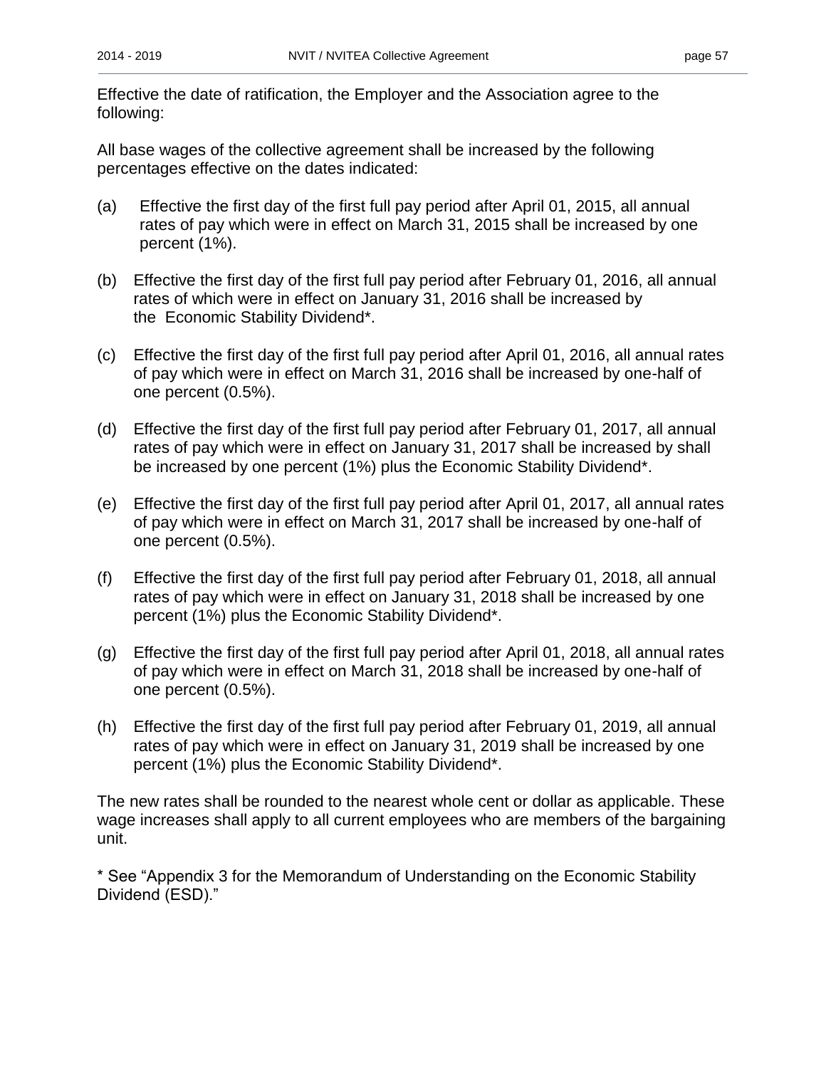Effective the date of ratification, the Employer and the Association agree to the following:

All base wages of the collective agreement shall be increased by the following percentages effective on the dates indicated:

(a) Effective the first day of the first full pay period after April 01, 2015, all annual rates of pay which were in effect on March 31, 2015 shall be increased by one percent (1%).

(b) Effective the first day of the first full pay period after February 01, 2016, all annual rates of which were in effect on January 31, 2016 shall be increased by the Economic Stability Dividend*.

(c) Effective the first day of the first full pay period after April 01, 2016, all annual rates of pay which were in effect on March 31, 2016 shall be increased by one-half of one percent (0.5%).

(d) Effective the first day of the first full pay period after February 01, 2017, all annual rates of pay which were in effect on January 31, 2017 shall be increased by shall be increased by one percent (1%) plus the Economic Stability Dividend*.

(e) Effective the first day of the first full pay period after April 01, 2017, all annual rates of pay which were in effect on March 31, 2017 shall be increased by one-half of one percent (0.5%).

(f) Effective the first day of the first full pay period after February 01, 2018, all annual rates of pay which were in effect on January 31, 2018 shall be increased by one percent (1%) plus the Economic Stability Dividend*.

(g) Effective the first day of the first full pay period after April 01, 2018, all annual rates of pay which were in effect on March 31, 2018 shall be increased by one-half of one percent (0.5%).

(h) Effective the first day of the first full pay period after February 01, 2019, all annual rates of pay which were in effect on January 31, 2019 shall be increased by one percent (1%) plus the Economic Stability Dividend*.

The new rates shall be rounded to the nearest whole cent or dollar as applicable. These wage increases shall apply to all current employees who are members of the bargaining unit.

* See "Appendix 3 for the Memorandum of Understanding on the Economic Stability Dividend (ESD)."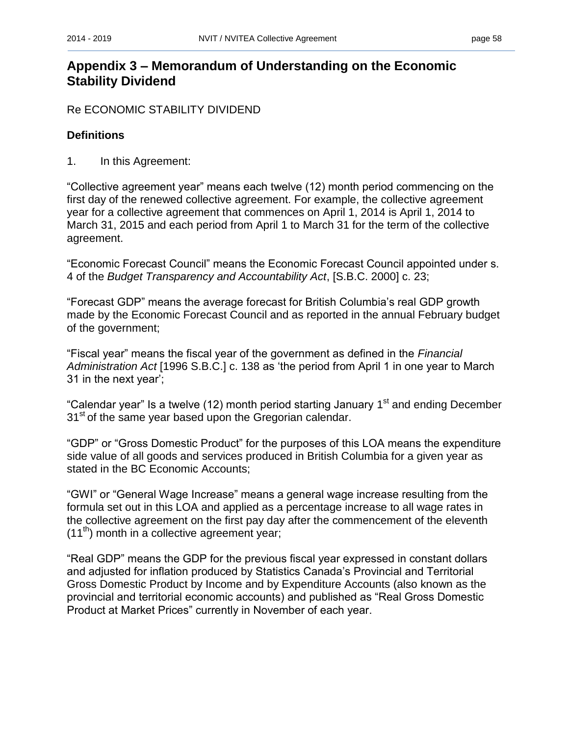# Appendix 3 – Memorandum of Understanding on the Economic Stability Dividend

Re ECONOMIC STABILITY DIVIDEND

**Definitions**

1. In this Agreement:

"Collective agreement year" means each twelve (12) month period commencing on the first day of the renewed collective agreement. For example, the collective agreement year for a collective agreement that commences on April 1, 2014 is April 1, 2014 to March 31, 2015 and each period from April 1 to March 31 for the term of the collective agreement.

"Economic Forecast Council" means the Economic Forecast Council appointed under s. 4 of the *Budget Transparency and Accountability Act*, [S.B.C. 2000] c. 23;

"Forecast GDP" means the average forecast for British Columbia's real GDP growth made by the Economic Forecast Council and as reported in the annual February budget of the government;

"Fiscal year" means the fiscal year of the government as defined in the *Financial Administration Act* [1996 S.B.C.] c. 138 as 'the period from April 1 in one year to March 31 in the next year';

"Calendar year" Is a twelve (12) month period starting January 1st and ending December 31st of the same year based upon the Gregorian calendar.

"GDP" or "Gross Domestic Product" for the purposes of this LOA means the expenditure side value of all goods and services produced in British Columbia for a given year as stated in the BC Economic Accounts;

"GWI" or "General Wage Increase" means a general wage increase resulting from the formula set out in this LOA and applied as a percentage increase to all wage rates in the collective agreement on the first pay day after the commencement of the eleventh (11th) month in a collective agreement year;

"Real GDP" means the GDP for the previous fiscal year expressed in constant dollars and adjusted for inflation produced by Statistics Canada's Provincial and Territorial Gross Domestic Product by Income and by Expenditure Accounts (also known as the provincial and territorial economic accounts) and published as "Real Gross Domestic Product at Market Prices" currently in November of each year.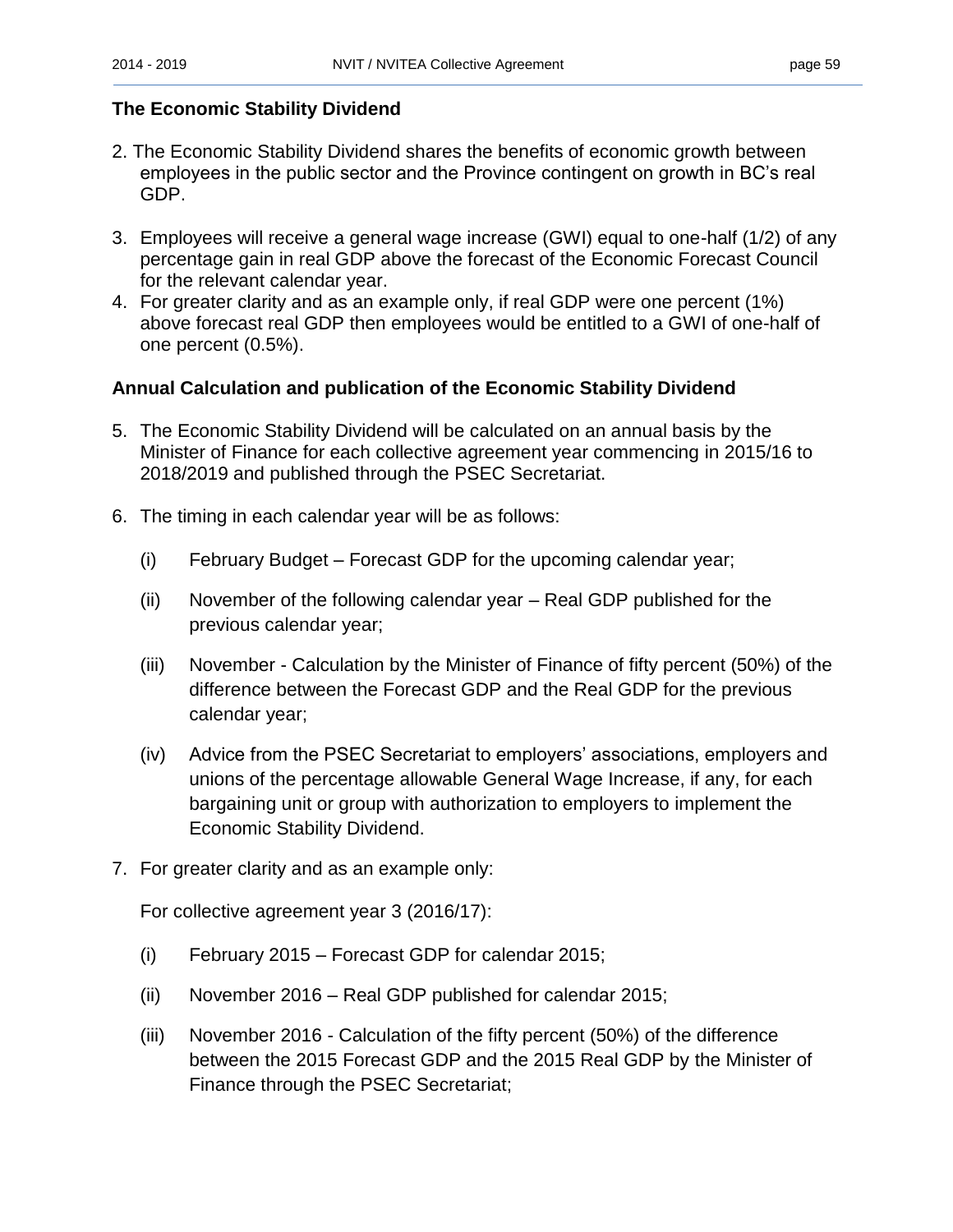### The Economic Stability Dividend

2. The Economic Stability Dividend shares the benefits of economic growth between employees in the public sector and the Province contingent on growth in BC's real GDP.

3. Employees will receive a general wage increase (GWI) equal to one-half (1/2) of any percentage gain in real GDP above the forecast of the Economic Forecast Council for the relevant calendar year.

4. For greater clarity and as an example only, if real GDP were one percent (1%) above forecast real GDP then employees would be entitled to a GWI of one-half of one percent (0.5%).

### Annual Calculation and publication of the Economic Stability Dividend

5. The Economic Stability Dividend will be calculated on an annual basis by the Minister of Finance for each collective agreement year commencing in 2015/16 to 2018/2019 and published through the PSEC Secretariat.

6. The timing in each calendar year will be as follows:

   (i) February Budget – Forecast GDP for the upcoming calendar year;

   (ii) November of the following calendar year – Real GDP published for the previous calendar year;

   (iii) November - Calculation by the Minister of Finance of fifty percent (50%) of the difference between the Forecast GDP and the Real GDP for the previous calendar year;

   (iv) Advice from the PSEC Secretariat to employers' associations, employers and unions of the percentage allowable General Wage Increase, if any, for each bargaining unit or group with authorization to employers to implement the Economic Stability Dividend.

7. For greater clarity and as an example only:

   For collective agreement year 3 (2016/17):

   (i) February 2015 – Forecast GDP for calendar 2015;

   (ii) November 2016 – Real GDP published for calendar 2015;

   (iii) November 2016 - Calculation of the fifty percent (50%) of the difference between the 2015 Forecast GDP and the 2015 Real GDP by the Minister of Finance through the PSEC Secretariat;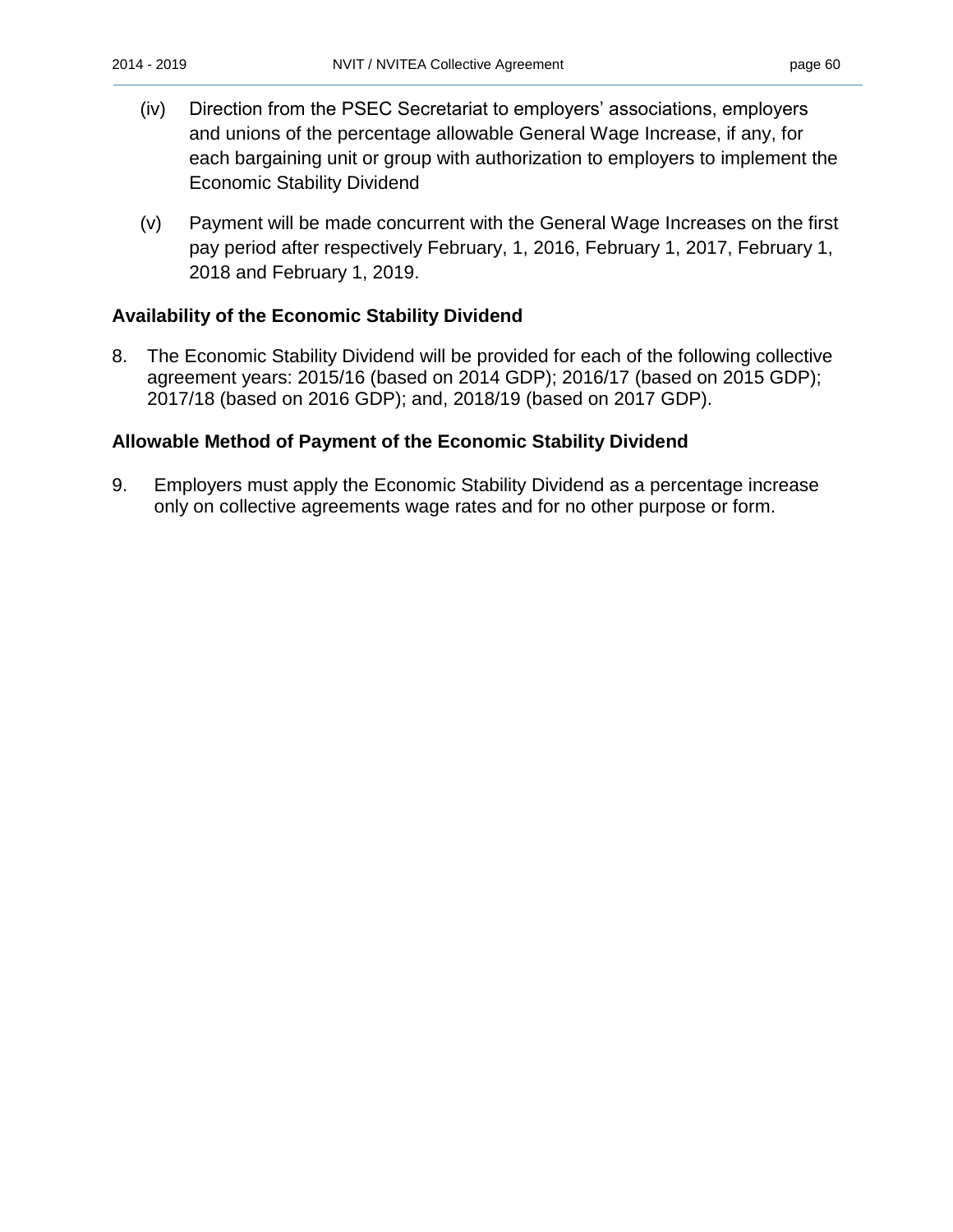(iv) Direction from the PSEC Secretariat to employers' associations, employers and unions of the percentage allowable General Wage Increase, if any, for each bargaining unit or group with authorization to employers to implement the Economic Stability Dividend

(v) Payment will be made concurrent with the General Wage Increases on the first pay period after respectively February, 1, 2016, February 1, 2017, February 1, 2018 and February 1, 2019.

### Availability of the Economic Stability Dividend

8. The Economic Stability Dividend will be provided for each of the following collective agreement years: 2015/16 (based on 2014 GDP); 2016/17 (based on 2015 GDP); 2017/18 (based on 2016 GDP); and, 2018/19 (based on 2017 GDP).

### Allowable Method of Payment of the Economic Stability Dividend

9. Employers must apply the Economic Stability Dividend as a percentage increase only on collective agreements wage rates and for no other purpose or form.